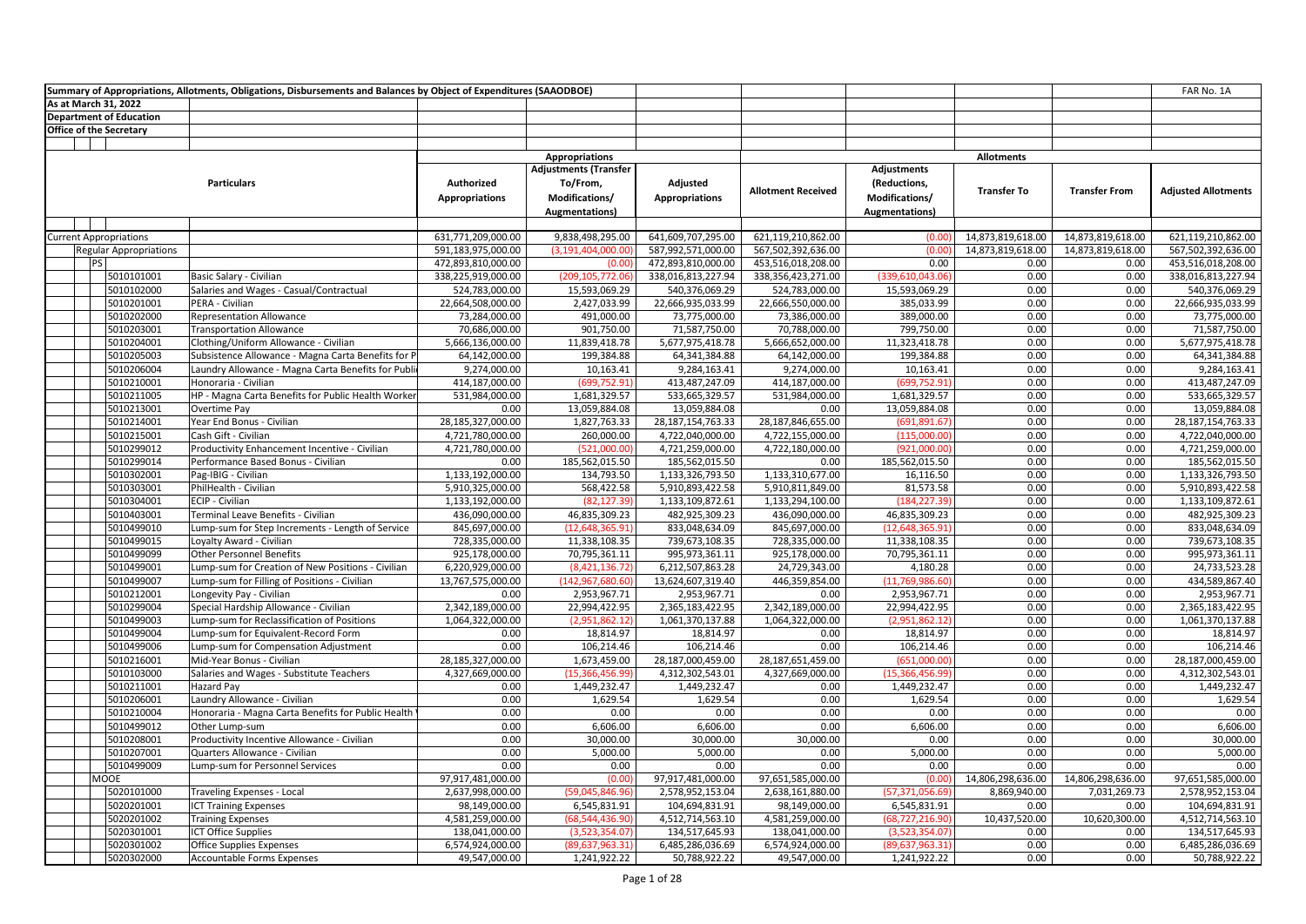Summary of Appropriations, Allotments, Obligations, Disbursements and Balances by Object of Expenditures (SAAODBOE)

FAR No. 1A

As at March 31, 2022

Department of Education

Office of the Secretary

| Particulars | | Appropriations | | | Allotments | | | | |
|---|---|---|---|---|---|---|---|---|---|
| | | Authorized Appropriations | Adjustments (Transfer To/From, Modifications/ Augmentations) | Adjusted Appropriations | Allotment Received | Adjustments (Reductions, Modifications/ Augmentations) | Transfer To | Transfer From | Adjusted Allotments |
| Current Appropriations | | 631,771,209,000.00 | 9,838,498,295.00 | 641,609,707,295.00 | 621,119,210,862.00 | (0.00) | 14,873,819,618.00 | 14,873,819,618.00 | 621,119,210,862.00 |
| Regular Appropriations | | 591,183,975,000.00 | (3,191,404,000.00) | 587,992,571,000.00 | 567,502,392,636.00 | (0.00) | 14,873,819,618.00 | 14,873,819,618.00 | 567,502,392,636.00 |
| PS | | 472,893,810,000.00 | (0.00) | 472,893,810,000.00 | 453,516,018,208.00 | 0.00 | 0.00 | 0.00 | 453,516,018,208.00 |
| 5010101001 | Basic Salary - Civilian | 338,225,919,000.00 | (209,105,772.06) | 338,016,813,227.94 | 338,356,423,271.00 | (339,610,043.06) | 0.00 | 0.00 | 338,016,813,227.94 |
| 5010102000 | Salaries and Wages - Casual/Contractual | 524,783,000.00 | 15,593,069.29 | 540,376,069.29 | 524,783,000.00 | 15,593,069.29 | 0.00 | 0.00 | 540,376,069.29 |
| 5010201001 | PERA - Civilian | 22,664,508,000.00 | 2,427,033.99 | 22,666,935,033.99 | 22,666,550,000.00 | 385,033.99 | 0.00 | 0.00 | 22,666,935,033.99 |
| 5010202000 | Representation Allowance | 73,284,000.00 | 491,000.00 | 73,775,000.00 | 73,386,000.00 | 389,000.00 | 0.00 | 0.00 | 73,775,000.00 |
| 5010203001 | Transportation Allowance | 70,686,000.00 | 901,750.00 | 71,587,750.00 | 70,788,000.00 | 799,750.00 | 0.00 | 0.00 | 71,587,750.00 |
| 5010204001 | Clothing/Uniform Allowance - Civilian | 5,666,136,000.00 | 11,839,418.78 | 5,677,975,418.78 | 5,666,652,000.00 | 11,323,418.78 | 0.00 | 0.00 | 5,677,975,418.78 |
| 5010205003 | Subsistence Allowance - Magna Carta Benefits for P | 64,142,000.00 | 199,384.88 | 64,341,384.88 | 64,142,000.00 | 199,384.88 | 0.00 | 0.00 | 64,341,384.88 |
| 5010206004 | Laundry Allowance - Magna Carta Benefits for Publi | 9,274,000.00 | 10,163.41 | 9,284,163.41 | 9,274,000.00 | 10,163.41 | 0.00 | 0.00 | 9,284,163.41 |
| 5010210001 | Honoraria - Civilian | 414,187,000.00 | (699,752.91) | 413,487,247.09 | 414,187,000.00 | (699,752.91) | 0.00 | 0.00 | 413,487,247.09 |
| 5010211005 | HP - Magna Carta Benefits for Public Health Worker | 531,984,000.00 | 1,681,329.57 | 533,665,329.57 | 531,984,000.00 | 1,681,329.57 | 0.00 | 0.00 | 533,665,329.57 |
| 5010213001 | Overtime Pay | 0.00 | 13,059,884.08 | 13,059,884.08 | 0.00 | 13,059,884.08 | 0.00 | 0.00 | 13,059,884.08 |
| 5010214001 | Year End Bonus - Civilian | 28,185,327,000.00 | 1,827,763.33 | 28,187,154,763.33 | 28,187,846,655.00 | (691,891.67) | 0.00 | 0.00 | 28,187,154,763.33 |
| 5010215001 | Cash Gift - Civilian | 4,721,780,000.00 | 260,000.00 | 4,722,040,000.00 | 4,722,155,000.00 | (115,000.00) | 0.00 | 0.00 | 4,722,040,000.00 |
| 5010299012 | Productivity Enhancement Incentive - Civilian | 4,721,780,000.00 | (521,000.00) | 4,721,259,000.00 | 4,722,180,000.00 | (921,000.00) | 0.00 | 0.00 | 4,721,259,000.00 |
| 5010299014 | Performance Based Bonus - Civilian | 0.00 | 185,562,015.50 | 185,562,015.50 | 0.00 | 185,562,015.50 | 0.00 | 0.00 | 185,562,015.50 |
| 5010302001 | Pag-IBIG - Civilian | 1,133,192,000.00 | 134,793.50 | 1,133,326,793.50 | 1,133,310,677.00 | 16,116.50 | 0.00 | 0.00 | 1,133,326,793.50 |
| 5010303001 | PhilHealth - Civilian | 5,910,325,000.00 | 568,422.58 | 5,910,893,422.58 | 5,910,811,849.00 | 81,573.58 | 0.00 | 0.00 | 5,910,893,422.58 |
| 5010304001 | ECIP - Civilian | 1,133,192,000.00 | (82,127.39) | 1,133,109,872.61 | 1,133,294,100.00 | (184,227.39) | 0.00 | 0.00 | 1,133,109,872.61 |
| 5010403001 | Terminal Leave Benefits - Civilian | 436,090,000.00 | 46,835,309.23 | 482,925,309.23 | 436,090,000.00 | 46,835,309.23 | 0.00 | 0.00 | 482,925,309.23 |
| 5010499010 | Lump-sum for Step Increments - Length of Service | 845,697,000.00 | (12,648,365.91) | 833,048,634.09 | 845,697,000.00 | (12,648,365.91) | 0.00 | 0.00 | 833,048,634.09 |
| 5010499015 | Loyalty Award - Civilian | 728,335,000.00 | 11,338,108.35 | 739,673,108.35 | 728,335,000.00 | 11,338,108.35 | 0.00 | 0.00 | 739,673,108.35 |
| 5010499099 | Other Personnel Benefits | 925,178,000.00 | 70,795,361.11 | 995,973,361.11 | 925,178,000.00 | 70,795,361.11 | 0.00 | 0.00 | 995,973,361.11 |
| 5010499001 | Lump-sum for Creation of New Positions - Civilian | 6,220,929,000.00 | (8,421,136.72) | 6,212,507,863.28 | 24,729,343.00 | 4,180.28 | 0.00 | 0.00 | 24,733,523.28 |
| 5010499007 | Lump-sum for Filling of Positions - Civilian | 13,767,575,000.00 | (142,967,680.60) | 13,624,607,319.40 | 446,359,854.00 | (11,769,986.60) | 0.00 | 0.00 | 434,589,867.40 |
| 5010212001 | Longevity Pay - Civilian | 0.00 | 2,953,967.71 | 2,953,967.71 | 0.00 | 2,953,967.71 | 0.00 | 0.00 | 2,953,967.71 |
| 5010299004 | Special Hardship Allowance - Civilian | 2,342,189,000.00 | 22,994,422.95 | 2,365,183,422.95 | 2,342,189,000.00 | 22,994,422.95 | 0.00 | 0.00 | 2,365,183,422.95 |
| 5010499003 | Lump-sum for Reclassification of Positions | 1,064,322,000.00 | (2,951,862.12) | 1,061,370,137.88 | 1,064,322,000.00 | (2,951,862.12) | 0.00 | 0.00 | 1,061,370,137.88 |
| 5010499004 | Lump-sum for Equivalent-Record Form | 0.00 | 18,814.97 | 18,814.97 | 0.00 | 18,814.97 | 0.00 | 0.00 | 18,814.97 |
| 5010499006 | Lump-sum for Compensation Adjustment | 0.00 | 106,214.46 | 106,214.46 | 0.00 | 106,214.46 | 0.00 | 0.00 | 106,214.46 |
| 5010216001 | Mid-Year Bonus - Civilian | 28,185,327,000.00 | 1,673,459.00 | 28,187,000,459.00 | 28,187,651,459.00 | (651,000.00) | 0.00 | 0.00 | 28,187,000,459.00 |
| 5010103000 | Salaries and Wages - Substitute Teachers | 4,327,669,000.00 | (15,366,456.99) | 4,312,302,543.01 | 4,327,669,000.00 | (15,366,456.99) | 0.00 | 0.00 | 4,312,302,543.01 |
| 5010211001 | Hazard Pay | 0.00 | 1,449,232.47 | 1,449,232.47 | 0.00 | 1,449,232.47 | 0.00 | 0.00 | 1,449,232.47 |
| 5010206001 | Laundry Allowance - Civilian | 0.00 | 1,629.54 | 1,629.54 | 0.00 | 1,629.54 | 0.00 | 0.00 | 1,629.54 |
| 5010210004 | Honoraria - Magna Carta Benefits for Public Health | 0.00 | 0.00 | 0.00 | 0.00 | 0.00 | 0.00 | 0.00 | 0.00 |
| 5010499012 | Other Lump-sum | 0.00 | 6,606.00 | 6,606.00 | 0.00 | 6,606.00 | 0.00 | 0.00 | 6,606.00 |
| 5010208001 | Productivity Incentive Allowance - Civilian | 0.00 | 30,000.00 | 30,000.00 | 30,000.00 | 0.00 | 0.00 | 0.00 | 30,000.00 |
| 5010207001 | Quarters Allowance - Civilian | 0.00 | 5,000.00 | 5,000.00 | 0.00 | 5,000.00 | 0.00 | 0.00 | 5,000.00 |
| 5010499009 | Lump-sum for Personnel Services | 0.00 | 0.00 | 0.00 | 0.00 | 0.00 | 0.00 | 0.00 | 0.00 |
| MOOE | | 97,917,481,000.00 | (0.00) | 97,917,481,000.00 | 97,651,585,000.00 | (0.00) | 14,806,298,636.00 | 14,806,298,636.00 | 97,651,585,000.00 |
| 5020101000 | Traveling Expenses - Local | 2,637,998,000.00 | (59,045,846.96) | 2,578,952,153.04 | 2,638,161,880.00 | (57,371,056.69) | 8,869,940.00 | 7,031,269.73 | 2,578,952,153.04 |
| 5020201001 | ICT Training Expenses | 98,149,000.00 | 6,545,831.91 | 104,694,831.91 | 98,149,000.00 | 6,545,831.91 | 0.00 | 0.00 | 104,694,831.91 |
| 5020201002 | Training Expenses | 4,581,259,000.00 | (68,544,436.90) | 4,512,714,563.10 | 4,581,259,000.00 | (68,727,216.90) | 10,437,520.00 | 10,620,300.00 | 4,512,714,563.10 |
| 5020301001 | ICT Office Supplies | 138,041,000.00 | (3,523,354.07) | 134,517,645.93 | 138,041,000.00 | (3,523,354.07) | 0.00 | 0.00 | 134,517,645.93 |
| 5020301002 | Office Supplies Expenses | 6,574,924,000.00 | (89,637,963.31) | 6,485,286,036.69 | 6,574,924,000.00 | (89,637,963.31) | 0.00 | 0.00 | 6,485,286,036.69 |
| 5020302000 | Accountable Forms Expenses | 49,547,000.00 | 1,241,922.22 | 50,788,922.22 | 49,547,000.00 | 1,241,922.22 | 0.00 | 0.00 | 50,788,922.22 |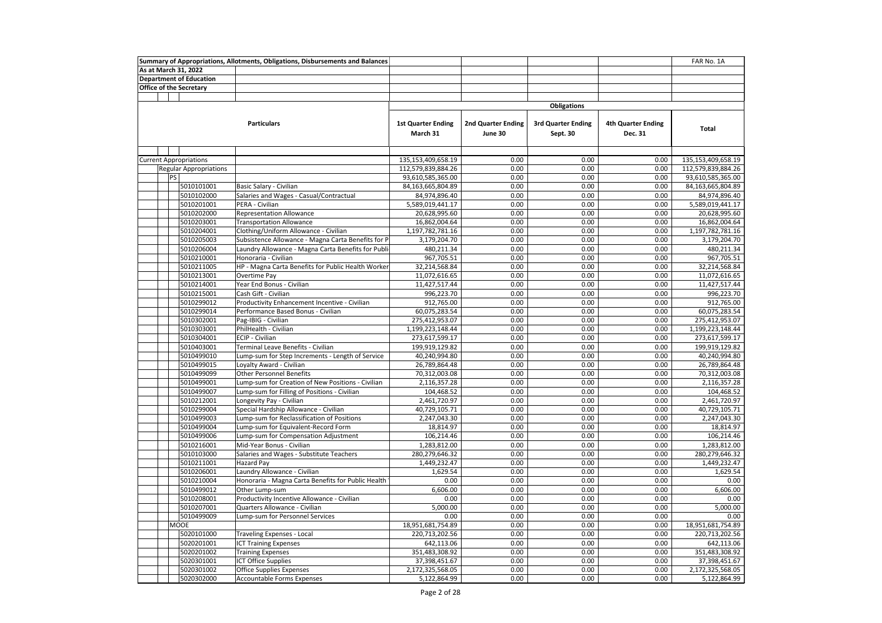Summary of Appropriations, Allotments, Obligations, Disbursements and Balances

FAR No. 1A

As at March 31, 2022

Department of Education

Office of the Secretary

| Particulars | | | Obligations | | | | |
|---|---|---|---|---|---|---|---|
| | | | 1st Quarter Ending March 31 | 2nd Quarter Ending June 30 | 3rd Quarter Ending Sept. 30 | 4th Quarter Ending Dec. 31 | Total |
| Current Appropriations | | | 135,153,409,658.19 | 0.00 | 0.00 | 0.00 | 135,153,409,658.19 |
| Regular Appropriations | | | 112,579,839,884.26 | 0.00 | 0.00 | 0.00 | 112,579,839,884.26 |
| PS | | | 93,610,585,365.00 | 0.00 | 0.00 | 0.00 | 93,610,585,365.00 |
| | 5010101001 | Basic Salary - Civilian | 84,163,665,804.89 | 0.00 | 0.00 | 0.00 | 84,163,665,804.89 |
| | 5010102000 | Salaries and Wages - Casual/Contractual | 84,974,896.40 | 0.00 | 0.00 | 0.00 | 84,974,896.40 |
| | 5010201001 | PERA - Civilian | 5,589,019,441.17 | 0.00 | 0.00 | 0.00 | 5,589,019,441.17 |
| | 5010202000 | Representation Allowance | 20,628,995.60 | 0.00 | 0.00 | 0.00 | 20,628,995.60 |
| | 5010203001 | Transportation Allowance | 16,862,004.64 | 0.00 | 0.00 | 0.00 | 16,862,004.64 |
| | 5010204001 | Clothing/Uniform Allowance - Civilian | 1,197,782,781.16 | 0.00 | 0.00 | 0.00 | 1,197,782,781.16 |
| | 5010205003 | Subsistence Allowance - Magna Carta Benefits for P | 3,179,204.70 | 0.00 | 0.00 | 0.00 | 3,179,204.70 |
| | 5010206004 | Laundry Allowance - Magna Carta Benefits for Publi | 480,211.34 | 0.00 | 0.00 | 0.00 | 480,211.34 |
| | 5010210001 | Honoraria - Civilian | 967,705.51 | 0.00 | 0.00 | 0.00 | 967,705.51 |
| | 5010211005 | HP - Magna Carta Benefits for Public Health Worker | 32,214,568.84 | 0.00 | 0.00 | 0.00 | 32,214,568.84 |
| | 5010213001 | Overtime Pay | 11,072,616.65 | 0.00 | 0.00 | 0.00 | 11,072,616.65 |
| | 5010214001 | Year End Bonus - Civilian | 11,427,517.44 | 0.00 | 0.00 | 0.00 | 11,427,517.44 |
| | 5010215001 | Cash Gift - Civilian | 996,223.70 | 0.00 | 0.00 | 0.00 | 996,223.70 |
| | 5010299012 | Productivity Enhancement Incentive - Civilian | 912,765.00 | 0.00 | 0.00 | 0.00 | 912,765.00 |
| | 5010299014 | Performance Based Bonus - Civilian | 60,075,283.54 | 0.00 | 0.00 | 0.00 | 60,075,283.54 |
| | 5010302001 | Pag-IBIG - Civilian | 275,412,953.07 | 0.00 | 0.00 | 0.00 | 275,412,953.07 |
| | 5010303001 | PhilHealth - Civilian | 1,199,223,148.44 | 0.00 | 0.00 | 0.00 | 1,199,223,148.44 |
| | 5010304001 | ECIP - Civilian | 273,617,599.17 | 0.00 | 0.00 | 0.00 | 273,617,599.17 |
| | 5010403001 | Terminal Leave Benefits - Civilian | 199,919,129.82 | 0.00 | 0.00 | 0.00 | 199,919,129.82 |
| | 5010499010 | Lump-sum for Step Increments - Length of Service | 40,240,994.80 | 0.00 | 0.00 | 0.00 | 40,240,994.80 |
| | 5010499015 | Loyalty Award - Civilian | 26,789,864.48 | 0.00 | 0.00 | 0.00 | 26,789,864.48 |
| | 5010499099 | Other Personnel Benefits | 70,312,003.08 | 0.00 | 0.00 | 0.00 | 70,312,003.08 |
| | 5010499001 | Lump-sum for Creation of New Positions - Civilian | 2,116,357.28 | 0.00 | 0.00 | 0.00 | 2,116,357.28 |
| | 5010499007 | Lump-sum for Filling of Positions - Civilian | 104,468.52 | 0.00 | 0.00 | 0.00 | 104,468.52 |
| | 5010212001 | Longevity Pay - Civilian | 2,461,720.97 | 0.00 | 0.00 | 0.00 | 2,461,720.97 |
| | 5010299004 | Special Hardship Allowance - Civilian | 40,729,105.71 | 0.00 | 0.00 | 0.00 | 40,729,105.71 |
| | 5010499003 | Lump-sum for Reclassification of Positions | 2,247,043.30 | 0.00 | 0.00 | 0.00 | 2,247,043.30 |
| | 5010499004 | Lump-sum for Equivalent-Record Form | 18,814.97 | 0.00 | 0.00 | 0.00 | 18,814.97 |
| | 5010499006 | Lump-sum for Compensation Adjustment | 106,214.46 | 0.00 | 0.00 | 0.00 | 106,214.46 |
| | 5010216001 | Mid-Year Bonus - Civilian | 1,283,812.00 | 0.00 | 0.00 | 0.00 | 1,283,812.00 |
| | 5010103000 | Salaries and Wages - Substitute Teachers | 280,279,646.32 | 0.00 | 0.00 | 0.00 | 280,279,646.32 |
| | 5010211001 | Hazard Pay | 1,449,232.47 | 0.00 | 0.00 | 0.00 | 1,449,232.47 |
| | 5010206001 | Laundry Allowance - Civilian | 1,629.54 | 0.00 | 0.00 | 0.00 | 1,629.54 |
| | 5010210004 | Honoraria - Magna Carta Benefits for Public Health | 0.00 | 0.00 | 0.00 | 0.00 | 0.00 |
| | 5010499012 | Other Lump-sum | 6,606.00 | 0.00 | 0.00 | 0.00 | 6,606.00 |
| | 5010208001 | Productivity Incentive Allowance - Civilian | 0.00 | 0.00 | 0.00 | 0.00 | 0.00 |
| | 5010207001 | Quarters Allowance - Civilian | 5,000.00 | 0.00 | 0.00 | 0.00 | 5,000.00 |
| | 5010499009 | Lump-sum for Personnel Services | 0.00 | 0.00 | 0.00 | 0.00 | 0.00 |
| MOOE | | | 18,951,681,754.89 | 0.00 | 0.00 | 0.00 | 18,951,681,754.89 |
| | 5020101000 | Traveling Expenses - Local | 220,713,202.56 | 0.00 | 0.00 | 0.00 | 220,713,202.56 |
| | 5020201001 | ICT Training Expenses | 642,113.06 | 0.00 | 0.00 | 0.00 | 642,113.06 |
| | 5020201002 | Training Expenses | 351,483,308.92 | 0.00 | 0.00 | 0.00 | 351,483,308.92 |
| | 5020301001 | ICT Office Supplies | 37,398,451.67 | 0.00 | 0.00 | 0.00 | 37,398,451.67 |
| | 5020301002 | Office Supplies Expenses | 2,172,325,568.05 | 0.00 | 0.00 | 0.00 | 2,172,325,568.05 |
| | 5020302000 | Accountable Forms Expenses | 5,122,864.99 | 0.00 | 0.00 | 0.00 | 5,122,864.99 |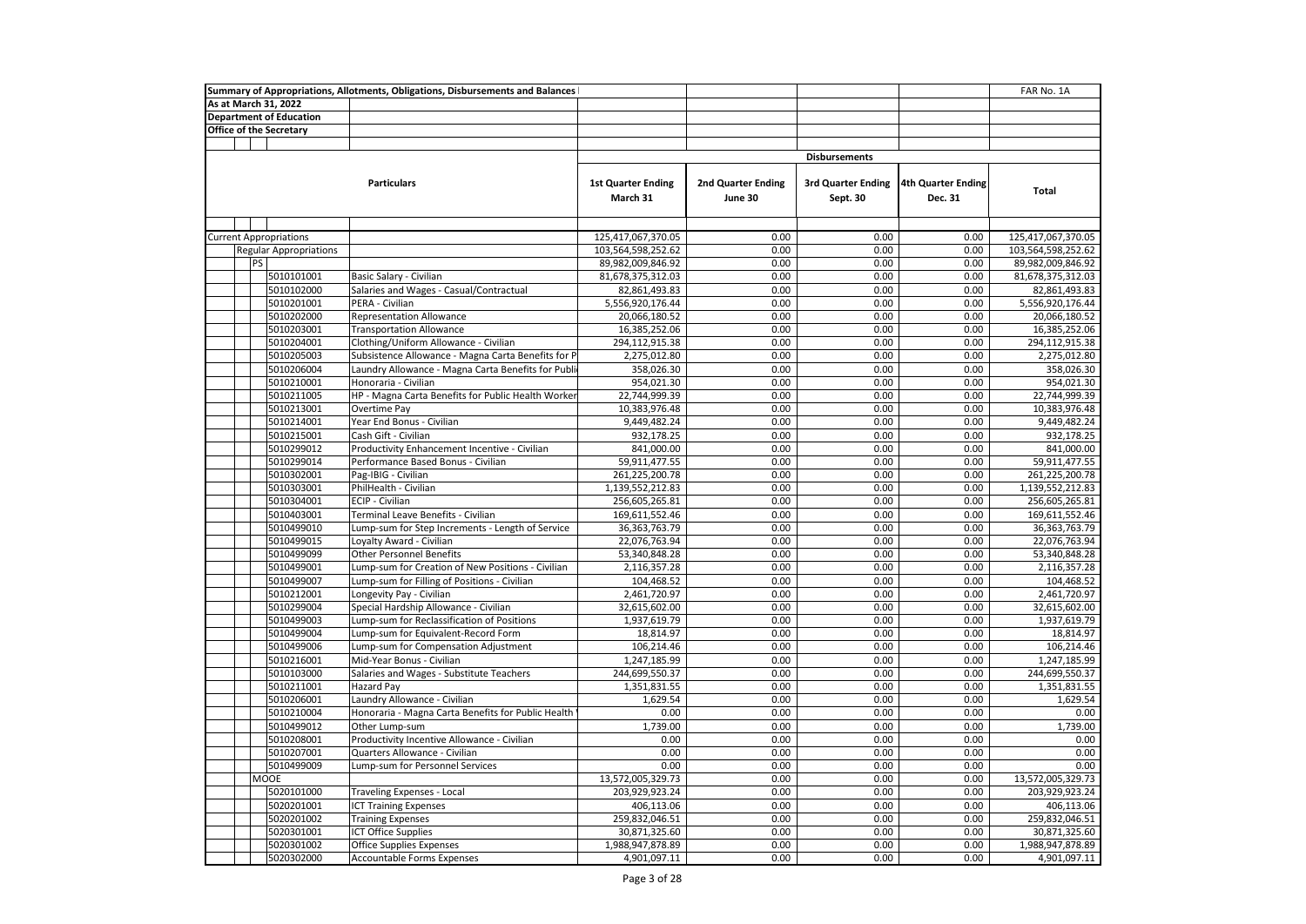Summary of Appropriations, Allotments, Obligations, Disbursements and Balances

FAR No. 1A

As at March 31, 2022

Department of Education

Office of the Secretary

| Particulars | | Disbursements | | | | |
|---|---|---|---|---|---|---|
| | | 1st Quarter Ending March 31 | 2nd Quarter Ending June 30 | 3rd Quarter Ending Sept. 30 | 4th Quarter Ending Dec. 31 | Total |
| Current Appropriations | | 125,417,067,370.05 | 0.00 | 0.00 | 0.00 | 125,417,067,370.05 |
| Regular Appropriations | | 103,564,598,252.62 | 0.00 | 0.00 | 0.00 | 103,564,598,252.62 |
| PS | | 89,982,009,846.92 | 0.00 | 0.00 | 0.00 | 89,982,009,846.92 |
| 5010101001 | Basic Salary - Civilian | 81,678,375,312.03 | 0.00 | 0.00 | 0.00 | 81,678,375,312.03 |
| 5010102000 | Salaries and Wages - Casual/Contractual | 82,861,493.83 | 0.00 | 0.00 | 0.00 | 82,861,493.83 |
| 5010201001 | PERA - Civilian | 5,556,920,176.44 | 0.00 | 0.00 | 0.00 | 5,556,920,176.44 |
| 5010202000 | Representation Allowance | 20,066,180.52 | 0.00 | 0.00 | 0.00 | 20,066,180.52 |
| 5010203001 | Transportation Allowance | 16,385,252.06 | 0.00 | 0.00 | 0.00 | 16,385,252.06 |
| 5010204001 | Clothing/Uniform Allowance - Civilian | 294,112,915.38 | 0.00 | 0.00 | 0.00 | 294,112,915.38 |
| 5010205003 | Subsistence Allowance - Magna Carta Benefits for P | 2,275,012.80 | 0.00 | 0.00 | 0.00 | 2,275,012.80 |
| 5010206004 | Laundry Allowance - Magna Carta Benefits for Publi | 358,026.30 | 0.00 | 0.00 | 0.00 | 358,026.30 |
| 5010210001 | Honoraria - Civilian | 954,021.30 | 0.00 | 0.00 | 0.00 | 954,021.30 |
| 5010211005 | HP - Magna Carta Benefits for Public Health Worker | 22,744,999.39 | 0.00 | 0.00 | 0.00 | 22,744,999.39 |
| 5010213001 | Overtime Pay | 10,383,976.48 | 0.00 | 0.00 | 0.00 | 10,383,976.48 |
| 5010214001 | Year End Bonus - Civilian | 9,449,482.24 | 0.00 | 0.00 | 0.00 | 9,449,482.24 |
| 5010215001 | Cash Gift - Civilian | 932,178.25 | 0.00 | 0.00 | 0.00 | 932,178.25 |
| 5010299012 | Productivity Enhancement Incentive - Civilian | 841,000.00 | 0.00 | 0.00 | 0.00 | 841,000.00 |
| 5010299014 | Performance Based Bonus - Civilian | 59,911,477.55 | 0.00 | 0.00 | 0.00 | 59,911,477.55 |
| 5010302001 | Pag-IBIG - Civilian | 261,225,200.78 | 0.00 | 0.00 | 0.00 | 261,225,200.78 |
| 5010303001 | PhilHealth - Civilian | 1,139,552,212.83 | 0.00 | 0.00 | 0.00 | 1,139,552,212.83 |
| 5010304001 | ECIP - Civilian | 256,605,265.81 | 0.00 | 0.00 | 0.00 | 256,605,265.81 |
| 5010403001 | Terminal Leave Benefits - Civilian | 169,611,552.46 | 0.00 | 0.00 | 0.00 | 169,611,552.46 |
| 5010499010 | Lump-sum for Step Increments - Length of Service | 36,363,763.79 | 0.00 | 0.00 | 0.00 | 36,363,763.79 |
| 5010499015 | Loyalty Award - Civilian | 22,076,763.94 | 0.00 | 0.00 | 0.00 | 22,076,763.94 |
| 5010499099 | Other Personnel Benefits | 53,340,848.28 | 0.00 | 0.00 | 0.00 | 53,340,848.28 |
| 5010499001 | Lump-sum for Creation of New Positions - Civilian | 2,116,357.28 | 0.00 | 0.00 | 0.00 | 2,116,357.28 |
| 5010499007 | Lump-sum for Filling of Positions - Civilian | 104,468.52 | 0.00 | 0.00 | 0.00 | 104,468.52 |
| 5010212001 | Longevity Pay - Civilian | 2,461,720.97 | 0.00 | 0.00 | 0.00 | 2,461,720.97 |
| 5010299004 | Special Hardship Allowance - Civilian | 32,615,602.00 | 0.00 | 0.00 | 0.00 | 32,615,602.00 |
| 5010499003 | Lump-sum for Reclassification of Positions | 1,937,619.79 | 0.00 | 0.00 | 0.00 | 1,937,619.79 |
| 5010499004 | Lump-sum for Equivalent-Record Form | 18,814.97 | 0.00 | 0.00 | 0.00 | 18,814.97 |
| 5010499006 | Lump-sum for Compensation Adjustment | 106,214.46 | 0.00 | 0.00 | 0.00 | 106,214.46 |
| 5010216001 | Mid-Year Bonus - Civilian | 1,247,185.99 | 0.00 | 0.00 | 0.00 | 1,247,185.99 |
| 5010103000 | Salaries and Wages - Substitute Teachers | 244,699,550.37 | 0.00 | 0.00 | 0.00 | 244,699,550.37 |
| 5010211001 | Hazard Pay | 1,351,831.55 | 0.00 | 0.00 | 0.00 | 1,351,831.55 |
| 5010206001 | Laundry Allowance - Civilian | 1,629.54 | 0.00 | 0.00 | 0.00 | 1,629.54 |
| 5010210004 | Honoraria - Magna Carta Benefits for Public Health | 0.00 | 0.00 | 0.00 | 0.00 | 0.00 |
| 5010499012 | Other Lump-sum | 1,739.00 | 0.00 | 0.00 | 0.00 | 1,739.00 |
| 5010208001 | Productivity Incentive Allowance - Civilian | 0.00 | 0.00 | 0.00 | 0.00 | 0.00 |
| 5010207001 | Quarters Allowance - Civilian | 0.00 | 0.00 | 0.00 | 0.00 | 0.00 |
| 5010499009 | Lump-sum for Personnel Services | 0.00 | 0.00 | 0.00 | 0.00 | 0.00 |
| MOOE | | 13,572,005,329.73 | 0.00 | 0.00 | 0.00 | 13,572,005,329.73 |
| 5020101000 | Traveling Expenses - Local | 203,929,923.24 | 0.00 | 0.00 | 0.00 | 203,929,923.24 |
| 5020201001 | ICT Training Expenses | 406,113.06 | 0.00 | 0.00 | 0.00 | 406,113.06 |
| 5020201002 | Training Expenses | 259,832,046.51 | 0.00 | 0.00 | 0.00 | 259,832,046.51 |
| 5020301001 | ICT Office Supplies | 30,871,325.60 | 0.00 | 0.00 | 0.00 | 30,871,325.60 |
| 5020301002 | Office Supplies Expenses | 1,988,947,878.89 | 0.00 | 0.00 | 0.00 | 1,988,947,878.89 |
| 5020302000 | Accountable Forms Expenses | 4,901,097.11 | 0.00 | 0.00 | 0.00 | 4,901,097.11 |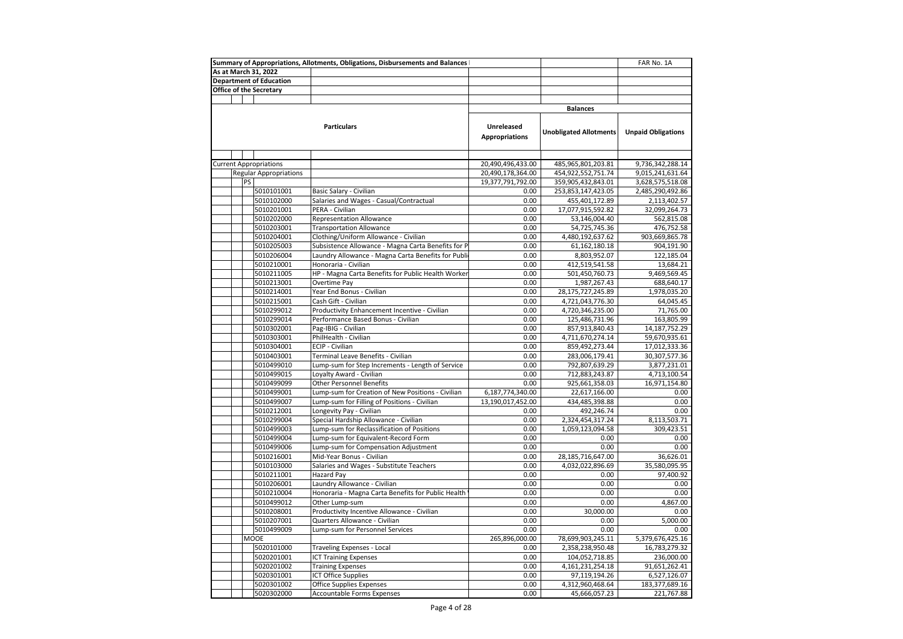| Summary of Appropriations, Allotments, Obligations, Disbursements and Balances | | | | FAR No. 1A |
|---|---|---|---|---|
| As at March 31, 2022 | | | | |
| Department of Education | | | | |
| Office of the Secretary | | | | |
| | | Balances | | |
| Particulars | | Unreleased Appropriations | Unobligated Allotments | Unpaid Obligations |
| Current Appropriations | | 20,490,496,433.00 | 485,965,801,203.81 | 9,736,342,288.14 |
| Regular Appropriations | | 20,490,178,364.00 | 454,922,552,751.74 | 9,015,241,631.64 |
| PS | | 19,377,791,792.00 | 359,905,432,843.01 | 3,628,575,518.08 |
| 5010101001 | Basic Salary - Civilian | 0.00 | 253,853,147,423.05 | 2,485,290,492.86 |
| 5010102000 | Salaries and Wages - Casual/Contractual | 0.00 | 455,401,172.89 | 2,113,402.57 |
| 5010201001 | PERA - Civilian | 0.00 | 17,077,915,592.82 | 32,099,264.73 |
| 5010202000 | Representation Allowance | 0.00 | 53,146,004.40 | 562,815.08 |
| 5010203001 | Transportation Allowance | 0.00 | 54,725,745.36 | 476,752.58 |
| 5010204001 | Clothing/Uniform Allowance - Civilian | 0.00 | 4,480,192,637.62 | 903,669,865.78 |
| 5010205003 | Subsistence Allowance - Magna Carta Benefits for P | 0.00 | 61,162,180.18 | 904,191.90 |
| 5010206004 | Laundry Allowance - Magna Carta Benefits for Publi | 0.00 | 8,803,952.07 | 122,185.04 |
| 5010210001 | Honoraria - Civilian | 0.00 | 412,519,541.58 | 13,684.21 |
| 5010211005 | HP - Magna Carta Benefits for Public Health Worker | 0.00 | 501,450,760.73 | 9,469,569.45 |
| 5010213001 | Overtime Pay | 0.00 | 1,987,267.43 | 688,640.17 |
| 5010214001 | Year End Bonus - Civilian | 0.00 | 28,175,727,245.89 | 1,978,035.20 |
| 5010215001 | Cash Gift - Civilian | 0.00 | 4,721,043,776.30 | 64,045.45 |
| 5010299012 | Productivity Enhancement Incentive - Civilian | 0.00 | 4,720,346,235.00 | 71,765.00 |
| 5010299014 | Performance Based Bonus - Civilian | 0.00 | 125,486,731.96 | 163,805.99 |
| 5010302001 | Pag-IBIG - Civilian | 0.00 | 857,913,840.43 | 14,187,752.29 |
| 5010303001 | PhilHealth - Civilian | 0.00 | 4,711,670,274.14 | 59,670,935.61 |
| 5010304001 | ECIP - Civilian | 0.00 | 859,492,273.44 | 17,012,333.36 |
| 5010403001 | Terminal Leave Benefits - Civilian | 0.00 | 283,006,179.41 | 30,307,577.36 |
| 5010499010 | Lump-sum for Step Increments - Length of Service | 0.00 | 792,807,639.29 | 3,877,231.01 |
| 5010499015 | Loyalty Award - Civilian | 0.00 | 712,883,243.87 | 4,713,100.54 |
| 5010499099 | Other Personnel Benefits | 0.00 | 925,661,358.03 | 16,971,154.80 |
| 5010499001 | Lump-sum for Creation of New Positions - Civilian | 6,187,774,340.00 | 22,617,166.00 | 0.00 |
| 5010499007 | Lump-sum for Filling of Positions - Civilian | 13,190,017,452.00 | 434,485,398.88 | 0.00 |
| 5010212001 | Longevity Pay - Civilian | 0.00 | 492,246.74 | 0.00 |
| 5010299004 | Special Hardship Allowance - Civilian | 0.00 | 2,324,454,317.24 | 8,113,503.71 |
| 5010499003 | Lump-sum for Reclassification of Positions | 0.00 | 1,059,123,094.58 | 309,423.51 |
| 5010499004 | Lump-sum for Equivalent-Record Form | 0.00 | 0.00 | 0.00 |
| 5010499006 | Lump-sum for Compensation Adjustment | 0.00 | 0.00 | 0.00 |
| 5010216001 | Mid-Year Bonus - Civilian | 0.00 | 28,185,716,647.00 | 36,626.01 |
| 5010103000 | Salaries and Wages - Substitute Teachers | 0.00 | 4,032,022,896.69 | 35,580,095.95 |
| 5010211001 | Hazard Pay | 0.00 | 0.00 | 97,400.92 |
| 5010206001 | Laundry Allowance - Civilian | 0.00 | 0.00 | 0.00 |
| 5010210004 | Honoraria - Magna Carta Benefits for Public Health | 0.00 | 0.00 | 0.00 |
| 5010499012 | Other Lump-sum | 0.00 | 0.00 | 4,867.00 |
| 5010208001 | Productivity Incentive Allowance - Civilian | 0.00 | 30,000.00 | 0.00 |
| 5010207001 | Quarters Allowance - Civilian | 0.00 | 0.00 | 5,000.00 |
| 5010499009 | Lump-sum for Personnel Services | 0.00 | 0.00 | 0.00 |
| MOOE | | 265,896,000.00 | 78,699,903,245.11 | 5,379,676,425.16 |
| 5020101000 | Traveling Expenses - Local | 0.00 | 2,358,238,950.48 | 16,783,279.32 |
| 5020201001 | ICT Training Expenses | 0.00 | 104,052,718.85 | 236,000.00 |
| 5020201002 | Training Expenses | 0.00 | 4,161,231,254.18 | 91,651,262.41 |
| 5020301001 | ICT Office Supplies | 0.00 | 97,119,194.26 | 6,527,126.07 |
| 5020301002 | Office Supplies Expenses | 0.00 | 4,312,960,468.64 | 183,377,689.16 |
| 5020302000 | Accountable Forms Expenses | 0.00 | 45,666,057.23 | 221,767.88 |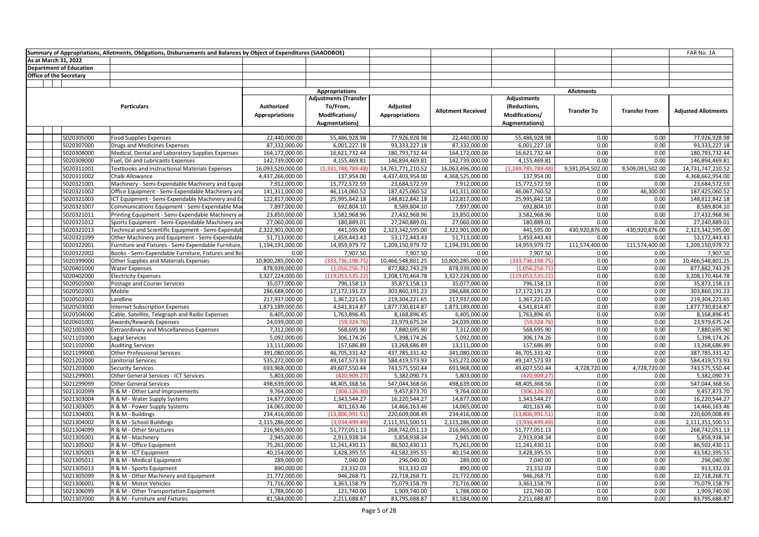Summary of Appropriations, Allotments, Obligations, Disbursements and Balances by Object of Expenditures (SAAODBOE)

FAR No. 1A

As at March 31, 2022

Department of Education

Office of the Secretary

| | Particulars | Appropriations | | | Allotments | | | | |
|---|---|---|---|---|---|---|---|---|---|
| | | Authorized Appropriations | Adjustments (Transfer To/From, Modifications/ Augmentations) | Adjusted Appropriations | Allotment Received | Adjustments (Reductions, Modifications/ Augmentations) | Transfer To | Transfer From | Adjusted Allotments |
| 5020305000 | Food Supplies Expenses | 22,440,000.00 | 55,486,928.98 | 77,926,928.98 | 22,440,000.00 | 55,486,928.98 | 0.00 | 0.00 | 77,926,928.98 |
| 5020307000 | Drugs and Medicines Expenses | 87,332,000.00 | 6,001,227.18 | 93,333,227.18 | 87,332,000.00 | 6,001,227.18 | 0.00 | 0.00 | 93,333,227.18 |
| 5020308000 | Medical, Dental and Laboratory Supplies Expenses | 164,172,000.00 | 16,621,732.44 | 180,793,732.44 | 164,172,000.00 | 16,621,732.44 | 0.00 | 0.00 | 180,793,732.44 |
| 5020309000 | Fuel, Oil and Lubricants Expenses | 142,739,000.00 | 4,155,469.81 | 146,894,469.81 | 142,739,000.00 | 4,155,469.81 | 0.00 | 0.00 | 146,894,469.81 |
| 5020311001 | Textbooks and Instructional Materials Expenses | 16,093,520,000.00 | (1,331,748,789.48) | 14,761,771,210.52 | 16,063,496,000.00 | (1,249,785,789.48) | 9,591,054,502.00 | 9,509,091,502.00 | 14,731,747,210.52 |
| 5020311002 | Chalk Allowance | 4,437,266,000.00 | 137,954.00 | 4,437,403,954.00 | 4,368,525,000.00 | 137,954.00 | 0.00 | 0.00 | 4,368,662,954.00 |
| 5020321001 | Machinery - Semi-Expendable Machinery and Equip | 7,912,000.00 | 15,772,572.59 | 23,684,572.59 | 7,912,000.00 | 15,772,572.59 | 0.00 | 0.00 | 23,684,572.59 |
| 5020321002 | Office Equipment - Semi-Expendable Machinery and | 141,311,000.00 | 46,114,060.52 | 187,425,060.52 | 141,311,000.00 | 46,067,760.52 | 0.00 | 46,300.00 | 187,425,060.52 |
| 5020321003 | ICT Equipment - Semi-Expendable Machinery and Ec | 122,817,000.00 | 25,995,842.18 | 148,812,842.18 | 122,817,000.00 | 25,995,842.18 | 0.00 | 0.00 | 148,812,842.18 |
| 5020321007 | Communications Equipment - Semi-Expendable Ma | 7,897,000.00 | 692,804.10 | 8,589,804.10 | 7,897,000.00 | 692,804.10 | 0.00 | 0.00 | 8,589,804.10 |
| 5020321011 | Printing Equipment - Semi-Expendable Machinery a | 23,850,000.00 | 3,582,968.96 | 27,432,968.96 | 23,850,000.00 | 3,582,968.96 | 0.00 | 0.00 | 27,432,968.96 |
| 5020321012 | Sports Equipment - Semi-Expendable Machinery an | 27,060,000.00 | 180,889.01 | 27,240,889.01 | 27,060,000.00 | 180,889.01 | 0.00 | 0.00 | 27,240,889.01 |
| 5020321013 | Technical and Scientific Equipment - Semi-Expendab | 2,322,901,000.00 | 441,595.00 | 2,323,342,595.00 | 2,322,901,000.00 | 441,595.00 | 430,920,876.00 | 430,920,876.00 | 2,323,342,595.00 |
| 5020321099 | Other Machinery and Equipment - Semi-Expendable | 51,713,000.00 | 1,459,443.43 | 53,172,443.43 | 51,713,000.00 | 1,459,443.43 | 0.00 | 0.00 | 53,172,443.43 |
| 5020322001 | Furniture and Fixtures - Semi-Expendable Furniture, | 1,194,191,000.00 | 14,959,979.72 | 1,209,150,979.72 | 1,194,191,000.00 | 14,959,979.72 | 111,574,400.00 | 111,574,400.00 | 1,209,150,979.72 |
| 5020322002 | Books - Semi-Expendable Furniture, Fixtures and Bo | 0.00 | 7,907.50 | 7,907.50 | 0.00 | 7,907.50 | 0.00 | 0.00 | 7,907.50 |
| 5020399000 | Other Supplies and Materials Expenses | 10,800,285,000.00 | (333,736,198.75) | 10,466,548,801.25 | 10,800,285,000.00 | (333,736,198.75) | 0.00 | 0.00 | 10,466,548,801.25 |
| 5020401000 | Water Expenses | 878,939,000.00 | (1,056,256.71) | 877,882,743.29 | 878,939,000.00 | (1,056,256.71) | 0.00 | 0.00 | 877,882,743.29 |
| 5020402000 | Electricity Expenses | 3,327,224,000.00 | (119,053,535.22) | 3,208,170,464.78 | 3,327,224,000.00 | (119,053,535.22) | 0.00 | 0.00 | 3,208,170,464.78 |
| 5020501000 | Postage and Courier Services | 35,077,000.00 | 796,158.13 | 35,873,158.13 | 35,077,000.00 | 796,158.13 | 0.00 | 0.00 | 35,873,158.13 |
| 5020502001 | Mobile | 286,688,000.00 | 17,172,191.23 | 303,860,191.23 | 286,688,000.00 | 17,172,191.23 | 0.00 | 0.00 | 303,860,191.23 |
| 5020502002 | Landline | 217,937,000.00 | 1,367,221.65 | 219,304,221.65 | 217,937,000.00 | 1,367,221.65 | 0.00 | 0.00 | 219,304,221.65 |
| 5020503000 | Internet Subscription Expenses | 1,873,189,000.00 | 4,541,814.87 | 1,877,730,814.87 | 1,873,189,000.00 | 4,541,814.87 | 0.00 | 0.00 | 1,877,730,814.87 |
| 5020504000 | Cable, Satellite, Telegraph and Radio Expenses | 6,405,000.00 | 1,763,896.45 | 8,168,896.45 | 6,405,000.00 | 1,763,896.45 | 0.00 | 0.00 | 8,168,896.45 |
| 5020601001 | Awards/Rewards Expenses | 24,039,000.00 | (59,324.76) | 23,979,675.24 | 24,039,000.00 | (59,324.76) | 0.00 | 0.00 | 23,979,675.24 |
| 5021003000 | Extraordinary and Miscellaneous Expenses | 7,312,000.00 | 568,695.90 | 7,880,695.90 | 7,312,000.00 | 568,695.90 | 0.00 | 0.00 | 7,880,695.90 |
| 5021101000 | Legal Services | 5,092,000.00 | 306,174.26 | 5,398,174.26 | 5,092,000.00 | 306,174.26 | 0.00 | 0.00 | 5,398,174.26 |
| 5021102000 | Auditing Services | 13,111,000.00 | 157,686.89 | 13,268,686.89 | 13,111,000.00 | 157,686.89 | 0.00 | 0.00 | 13,268,686.89 |
| 5021199000 | Other Professional Services | 391,080,000.00 | 46,705,331.42 | 437,785,331.42 | 341,080,000.00 | 46,705,331.42 | 0.00 | 0.00 | 387,785,331.42 |
| 5021202000 | Janitorial Services | 535,272,000.00 | 49,147,573.93 | 584,419,573.93 | 535,272,000.00 | 49,147,573.93 | 0.00 | 0.00 | 584,419,573.93 |
| 5021203000 | Security Services | 693,968,000.00 | 49,607,550.44 | 743,575,550.44 | 693,968,000.00 | 49,607,550.44 | 4,728,720.00 | 4,728,720.00 | 743,575,550.44 |
| 5021299001 | Other General Services - ICT Services | 5,803,000.00 | (420,909.27) | 5,382,090.73 | 5,803,000.00 | (420,909.27) | 0.00 | 0.00 | 5,382,090.73 |
| 5021299099 | Other General Services | 498,639,000.00 | 48,405,368.56 | 547,044,368.56 | 498,639,000.00 | 48,405,368.56 | 0.00 | 0.00 | 547,044,368.56 |
| 5021302099 | R & M - Other Land Improvements | 9,764,000.00 | (306,126.30) | 9,457,873.70 | 9,764,000.00 | (306,126.30) | 0.00 | 0.00 | 9,457,873.70 |
| 5021303004 | R & M - Water Supply Systems | 14,877,000.00 | 1,343,544.27 | 16,220,544.27 | 14,877,000.00 | 1,343,544.27 | 0.00 | 0.00 | 16,220,544.27 |
| 5021303005 | R & M - Power Supply Systems | 14,065,000.00 | 401,163.46 | 14,466,163.46 | 14,065,000.00 | 401,163.46 | 0.00 | 0.00 | 14,466,163.46 |
| 5021304001 | R & M - Buildings | 234,416,000.00 | (13,806,991.51) | 220,609,008.49 | 234,416,000.00 | (13,806,991.51) | 0.00 | 0.00 | 220,609,008.49 |
| 5021304002 | R & M - School Buildings | 2,115,286,000.00 | (3,934,499.49) | 2,111,351,500.51 | 2,115,286,000.00 | (3,934,499.49) | 0.00 | 0.00 | 2,111,351,500.51 |
| 5021304099 | R & M - Other Structures | 216,965,000.00 | 51,777,051.13 | 268,742,051.13 | 216,965,000.00 | 51,777,051.13 | 0.00 | 0.00 | 268,742,051.13 |
| 5021305001 | R & M - Machinery | 2,945,000.00 | 2,913,938.34 | 5,858,938.34 | 2,945,000.00 | 2,913,938.34 | 0.00 | 0.00 | 5,858,938.34 |
| 5021305002 | R & M - Office Equipment | 75,261,000.00 | 11,241,430.11 | 86,502,430.11 | 75,261,000.00 | 11,241,430.11 | 0.00 | 0.00 | 86,502,430.11 |
| 5021305003 | R & M - ICT Equipment | 40,154,000.00 | 3,428,395.55 | 43,582,395.55 | 40,154,000.00 | 3,428,395.55 | 0.00 | 0.00 | 43,582,395.55 |
| 5021305011 | R & M - Medical Equipment | 289,000.00 | 7,040.00 | 296,040.00 | 289,000.00 | 7,040.00 | 0.00 | 0.00 | 296,040.00 |
| 5021305013 | R & M - Sports Equipment | 890,000.00 | 23,332.03 | 913,332.03 | 890,000.00 | 23,332.03 | 0.00 | 0.00 | 913,332.03 |
| 5021305099 | R & M - Other Machinery and Equipment | 21,772,000.00 | 946,268.71 | 22,718,268.71 | 21,772,000.00 | 946,268.71 | 0.00 | 0.00 | 22,718,268.71 |
| 5021306001 | R & M - Motor Vehicles | 71,716,000.00 | 3,363,158.79 | 75,079,158.79 | 71,716,000.00 | 3,363,158.79 | 0.00 | 0.00 | 75,079,158.79 |
| 5021306099 | R & M - Other Transportation Equipment | 1,788,000.00 | 121,740.00 | 1,909,740.00 | 1,788,000.00 | 121,740.00 | 0.00 | 0.00 | 1,909,740.00 |
| 5021307000 | R & M - Furniture and Fixtures | 81,584,000.00 | 2,211,688.87 | 83,795,688.87 | 81,584,000.00 | 2,211,688.87 | 0.00 | 0.00 | 83,795,688.87 |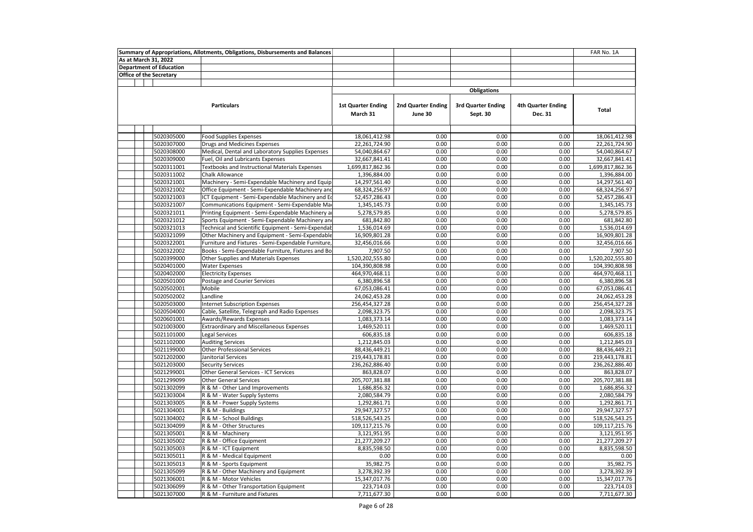Summary of Appropriations, Allotments, Obligations, Disbursements and Balances

FAR No. 1A

As at March 31, 2022

Department of Education

Office of the Secretary

| | Particulars | Obligations | | | | |
|---|---|---|---|---|---|---|
| | | 1st Quarter Ending March 31 | 2nd Quarter Ending June 30 | 3rd Quarter Ending Sept. 30 | 4th Quarter Ending Dec. 31 | Total |
| 5020305000 | Food Supplies Expenses | 18,061,412.98 | 0.00 | 0.00 | 0.00 | 18,061,412.98 |
| 5020307000 | Drugs and Medicines Expenses | 22,261,724.90 | 0.00 | 0.00 | 0.00 | 22,261,724.90 |
| 5020308000 | Medical, Dental and Laboratory Supplies Expenses | 54,040,864.67 | 0.00 | 0.00 | 0.00 | 54,040,864.67 |
| 5020309000 | Fuel, Oil and Lubricants Expenses | 32,667,841.41 | 0.00 | 0.00 | 0.00 | 32,667,841.41 |
| 5020311001 | Textbooks and Instructional Materials Expenses | 1,699,817,862.36 | 0.00 | 0.00 | 0.00 | 1,699,817,862.36 |
| 5020311002 | Chalk Allowance | 1,396,884.00 | 0.00 | 0.00 | 0.00 | 1,396,884.00 |
| 5020321001 | Machinery - Semi-Expendable Machinery and Equip | 14,297,561.40 | 0.00 | 0.00 | 0.00 | 14,297,561.40 |
| 5020321002 | Office Equipment - Semi-Expendable Machinery and | 68,324,256.97 | 0.00 | 0.00 | 0.00 | 68,324,256.97 |
| 5020321003 | ICT Equipment - Semi-Expendable Machinery and Ec | 52,457,286.43 | 0.00 | 0.00 | 0.00 | 52,457,286.43 |
| 5020321007 | Communications Equipment - Semi-Expendable Ma | 1,345,145.73 | 0.00 | 0.00 | 0.00 | 1,345,145.73 |
| 5020321011 | Printing Equipment - Semi-Expendable Machinery a | 5,278,579.85 | 0.00 | 0.00 | 0.00 | 5,278,579.85 |
| 5020321012 | Sports Equipment - Semi-Expendable Machinery and | 681,842.80 | 0.00 | 0.00 | 0.00 | 681,842.80 |
| 5020321013 | Technical and Scientific Equipment - Semi-Expendat | 1,536,014.69 | 0.00 | 0.00 | 0.00 | 1,536,014.69 |
| 5020321099 | Other Machinery and Equipment - Semi-Expendable | 16,909,801.28 | 0.00 | 0.00 | 0.00 | 16,909,801.28 |
| 5020322001 | Furniture and Fixtures - Semi-Expendable Furniture, | 32,456,016.66 | 0.00 | 0.00 | 0.00 | 32,456,016.66 |
| 5020322002 | Books - Semi-Expendable Furniture, Fixtures and Bo | 7,907.50 | 0.00 | 0.00 | 0.00 | 7,907.50 |
| 5020399000 | Other Supplies and Materials Expenses | 1,520,202,555.80 | 0.00 | 0.00 | 0.00 | 1,520,202,555.80 |
| 5020401000 | Water Expenses | 104,390,808.98 | 0.00 | 0.00 | 0.00 | 104,390,808.98 |
| 5020402000 | Electricity Expenses | 464,970,468.11 | 0.00 | 0.00 | 0.00 | 464,970,468.11 |
| 5020501000 | Postage and Courier Services | 6,380,896.58 | 0.00 | 0.00 | 0.00 | 6,380,896.58 |
| 5020502001 | Mobile | 67,053,086.41 | 0.00 | 0.00 | 0.00 | 67,053,086.41 |
| 5020502002 | Landline | 24,062,453.28 | 0.00 | 0.00 | 0.00 | 24,062,453.28 |
| 5020503000 | Internet Subscription Expenses | 256,454,327.28 | 0.00 | 0.00 | 0.00 | 256,454,327.28 |
| 5020504000 | Cable, Satellite, Telegraph and Radio Expenses | 2,098,323.75 | 0.00 | 0.00 | 0.00 | 2,098,323.75 |
| 5020601001 | Awards/Rewards Expenses | 1,083,373.14 | 0.00 | 0.00 | 0.00 | 1,083,373.14 |
| 5021003000 | Extraordinary and Miscellaneous Expenses | 1,469,520.11 | 0.00 | 0.00 | 0.00 | 1,469,520.11 |
| 5021101000 | Legal Services | 606,835.18 | 0.00 | 0.00 | 0.00 | 606,835.18 |
| 5021102000 | Auditing Services | 1,212,845.03 | 0.00 | 0.00 | 0.00 | 1,212,845.03 |
| 5021199000 | Other Professional Services | 88,436,449.21 | 0.00 | 0.00 | 0.00 | 88,436,449.21 |
| 5021202000 | Janitorial Services | 219,443,178.81 | 0.00 | 0.00 | 0.00 | 219,443,178.81 |
| 5021203000 | Security Services | 236,262,886.40 | 0.00 | 0.00 | 0.00 | 236,262,886.40 |
| 5021299001 | Other General Services - ICT Services | 863,828.07 | 0.00 | 0.00 | 0.00 | 863,828.07 |
| 5021299099 | Other General Services | 205,707,381.88 | 0.00 | 0.00 | 0.00 | 205,707,381.88 |
| 5021302099 | R & M - Other Land Improvements | 1,686,856.32 | 0.00 | 0.00 | 0.00 | 1,686,856.32 |
| 5021303004 | R & M - Water Supply Systems | 2,080,584.79 | 0.00 | 0.00 | 0.00 | 2,080,584.79 |
| 5021303005 | R & M - Power Supply Systems | 1,292,861.71 | 0.00 | 0.00 | 0.00 | 1,292,861.71 |
| 5021304001 | R & M - Buildings | 29,947,327.57 | 0.00 | 0.00 | 0.00 | 29,947,327.57 |
| 5021304002 | R & M - School Buildings | 518,526,543.25 | 0.00 | 0.00 | 0.00 | 518,526,543.25 |
| 5021304099 | R & M - Other Structures | 109,117,215.76 | 0.00 | 0.00 | 0.00 | 109,117,215.76 |
| 5021305001 | R & M - Machinery | 3,121,951.95 | 0.00 | 0.00 | 0.00 | 3,121,951.95 |
| 5021305002 | R & M - Office Equipment | 21,277,209.27 | 0.00 | 0.00 | 0.00 | 21,277,209.27 |
| 5021305003 | R & M - ICT Equipment | 8,835,598.50 | 0.00 | 0.00 | 0.00 | 8,835,598.50 |
| 5021305011 | R & M - Medical Equipment | 0.00 | 0.00 | 0.00 | 0.00 | 0.00 |
| 5021305013 | R & M - Sports Equipment | 35,982.75 | 0.00 | 0.00 | 0.00 | 35,982.75 |
| 5021305099 | R & M - Other Machinery and Equipment | 3,278,392.39 | 0.00 | 0.00 | 0.00 | 3,278,392.39 |
| 5021306001 | R & M - Motor Vehicles | 15,347,017.76 | 0.00 | 0.00 | 0.00 | 15,347,017.76 |
| 5021306099 | R & M - Other Transportation Equipment | 223,714.03 | 0.00 | 0.00 | 0.00 | 223,714.03 |
| 5021307000 | R & M - Furniture and Fixtures | 7,711,677.30 | 0.00 | 0.00 | 0.00 | 7,711,677.30 |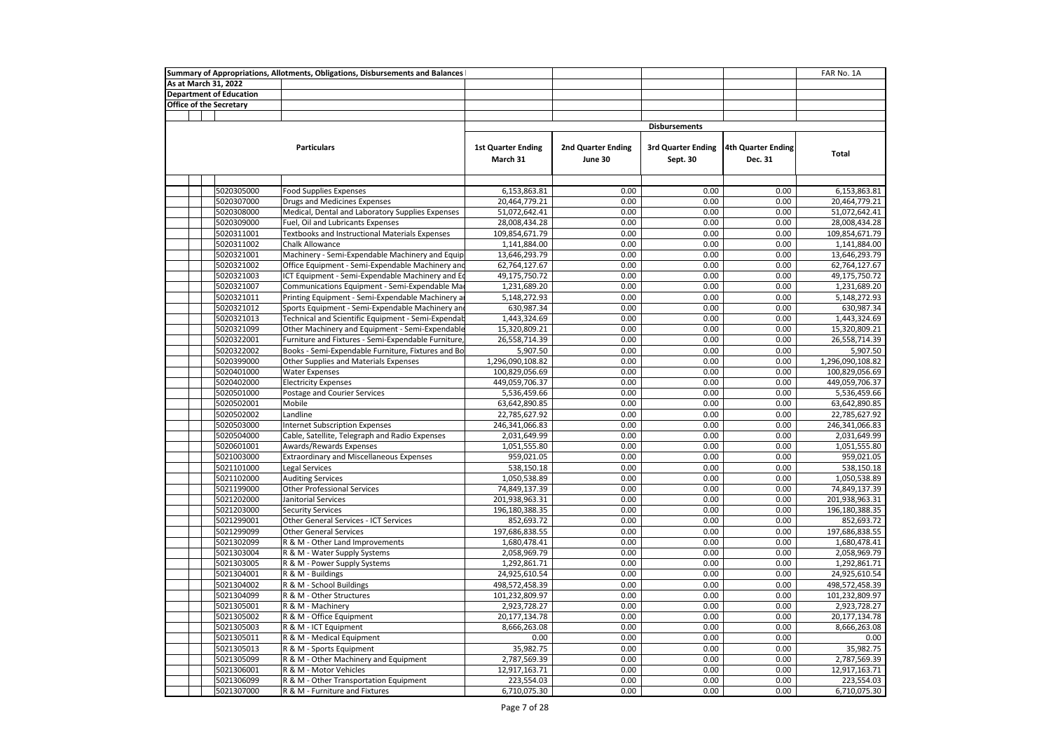Summary of Appropriations, Allotments, Obligations, Disbursements and Balances

FAR No. 1A

As at March 31, 2022

Department of Education

Office of the Secretary

| | | Disbursements | | | | |
|---|---|---|---|---|---|---|
| Particulars | | 1st Quarter Ending March 31 | 2nd Quarter Ending June 30 | 3rd Quarter Ending Sept. 30 | 4th Quarter Ending Dec. 31 | Total |
| 5020305000 | Food Supplies Expenses | 6,153,863.81 | 0.00 | 0.00 | 0.00 | 6,153,863.81 |
| 5020307000 | Drugs and Medicines Expenses | 20,464,779.21 | 0.00 | 0.00 | 0.00 | 20,464,779.21 |
| 5020308000 | Medical, Dental and Laboratory Supplies Expenses | 51,072,642.41 | 0.00 | 0.00 | 0.00 | 51,072,642.41 |
| 5020309000 | Fuel, Oil and Lubricants Expenses | 28,008,434.28 | 0.00 | 0.00 | 0.00 | 28,008,434.28 |
| 5020311001 | Textbooks and Instructional Materials Expenses | 109,854,671.79 | 0.00 | 0.00 | 0.00 | 109,854,671.79 |
| 5020311002 | Chalk Allowance | 1,141,884.00 | 0.00 | 0.00 | 0.00 | 1,141,884.00 |
| 5020321001 | Machinery - Semi-Expendable Machinery and Equip | 13,646,293.79 | 0.00 | 0.00 | 0.00 | 13,646,293.79 |
| 5020321002 | Office Equipment - Semi-Expendable Machinery and | 62,764,127.67 | 0.00 | 0.00 | 0.00 | 62,764,127.67 |
| 5020321003 | ICT Equipment - Semi-Expendable Machinery and Ec | 49,175,750.72 | 0.00 | 0.00 | 0.00 | 49,175,750.72 |
| 5020321007 | Communications Equipment - Semi-Expendable Ma | 1,231,689.20 | 0.00 | 0.00 | 0.00 | 1,231,689.20 |
| 5020321011 | Printing Equipment - Semi-Expendable Machinery a | 5,148,272.93 | 0.00 | 0.00 | 0.00 | 5,148,272.93 |
| 5020321012 | Sports Equipment - Semi-Expendable Machinery an | 630,987.34 | 0.00 | 0.00 | 0.00 | 630,987.34 |
| 5020321013 | Technical and Scientific Equipment - Semi-Expendab | 1,443,324.69 | 0.00 | 0.00 | 0.00 | 1,443,324.69 |
| 5020321099 | Other Machinery and Equipment - Semi-Expendable | 15,320,809.21 | 0.00 | 0.00 | 0.00 | 15,320,809.21 |
| 5020322001 | Furniture and Fixtures - Semi-Expendable Furniture, | 26,558,714.39 | 0.00 | 0.00 | 0.00 | 26,558,714.39 |
| 5020322002 | Books - Semi-Expendable Furniture, Fixtures and Bo | 5,907.50 | 0.00 | 0.00 | 0.00 | 5,907.50 |
| 5020399000 | Other Supplies and Materials Expenses | 1,296,090,108.82 | 0.00 | 0.00 | 0.00 | 1,296,090,108.82 |
| 5020401000 | Water Expenses | 100,829,056.69 | 0.00 | 0.00 | 0.00 | 100,829,056.69 |
| 5020402000 | Electricity Expenses | 449,059,706.37 | 0.00 | 0.00 | 0.00 | 449,059,706.37 |
| 5020501000 | Postage and Courier Services | 5,536,459.66 | 0.00 | 0.00 | 0.00 | 5,536,459.66 |
| 5020502001 | Mobile | 63,642,890.85 | 0.00 | 0.00 | 0.00 | 63,642,890.85 |
| 5020502002 | Landline | 22,785,627.92 | 0.00 | 0.00 | 0.00 | 22,785,627.92 |
| 5020503000 | Internet Subscription Expenses | 246,341,066.83 | 0.00 | 0.00 | 0.00 | 246,341,066.83 |
| 5020504000 | Cable, Satellite, Telegraph and Radio Expenses | 2,031,649.99 | 0.00 | 0.00 | 0.00 | 2,031,649.99 |
| 5020601001 | Awards/Rewards Expenses | 1,051,555.80 | 0.00 | 0.00 | 0.00 | 1,051,555.80 |
| 5021003000 | Extraordinary and Miscellaneous Expenses | 959,021.05 | 0.00 | 0.00 | 0.00 | 959,021.05 |
| 5021101000 | Legal Services | 538,150.18 | 0.00 | 0.00 | 0.00 | 538,150.18 |
| 5021102000 | Auditing Services | 1,050,538.89 | 0.00 | 0.00 | 0.00 | 1,050,538.89 |
| 5021199000 | Other Professional Services | 74,849,137.39 | 0.00 | 0.00 | 0.00 | 74,849,137.39 |
| 5021202000 | Janitorial Services | 201,938,963.31 | 0.00 | 0.00 | 0.00 | 201,938,963.31 |
| 5021203000 | Security Services | 196,180,388.35 | 0.00 | 0.00 | 0.00 | 196,180,388.35 |
| 5021299001 | Other General Services - ICT Services | 852,693.72 | 0.00 | 0.00 | 0.00 | 852,693.72 |
| 5021299099 | Other General Services | 197,686,838.55 | 0.00 | 0.00 | 0.00 | 197,686,838.55 |
| 5021302099 | R & M - Other Land Improvements | 1,680,478.41 | 0.00 | 0.00 | 0.00 | 1,680,478.41 |
| 5021303004 | R & M - Water Supply Systems | 2,058,969.79 | 0.00 | 0.00 | 0.00 | 2,058,969.79 |
| 5021303005 | R & M - Power Supply Systems | 1,292,861.71 | 0.00 | 0.00 | 0.00 | 1,292,861.71 |
| 5021304001 | R & M - Buildings | 24,925,610.54 | 0.00 | 0.00 | 0.00 | 24,925,610.54 |
| 5021304002 | R & M - School Buildings | 498,572,458.39 | 0.00 | 0.00 | 0.00 | 498,572,458.39 |
| 5021304099 | R & M - Other Structures | 101,232,809.97 | 0.00 | 0.00 | 0.00 | 101,232,809.97 |
| 5021305001 | R & M - Machinery | 2,923,728.27 | 0.00 | 0.00 | 0.00 | 2,923,728.27 |
| 5021305002 | R & M - Office Equipment | 20,177,134.78 | 0.00 | 0.00 | 0.00 | 20,177,134.78 |
| 5021305003 | R & M - ICT Equipment | 8,666,263.08 | 0.00 | 0.00 | 0.00 | 8,666,263.08 |
| 5021305011 | R & M - Medical Equipment | 0.00 | 0.00 | 0.00 | 0.00 | 0.00 |
| 5021305013 | R & M - Sports Equipment | 35,982.75 | 0.00 | 0.00 | 0.00 | 35,982.75 |
| 5021305099 | R & M - Other Machinery and Equipment | 2,787,569.39 | 0.00 | 0.00 | 0.00 | 2,787,569.39 |
| 5021306001 | R & M - Motor Vehicles | 12,917,163.71 | 0.00 | 0.00 | 0.00 | 12,917,163.71 |
| 5021306099 | R & M - Other Transportation Equipment | 223,554.03 | 0.00 | 0.00 | 0.00 | 223,554.03 |
| 5021307000 | R & M - Furniture and Fixtures | 6,710,075.30 | 0.00 | 0.00 | 0.00 | 6,710,075.30 |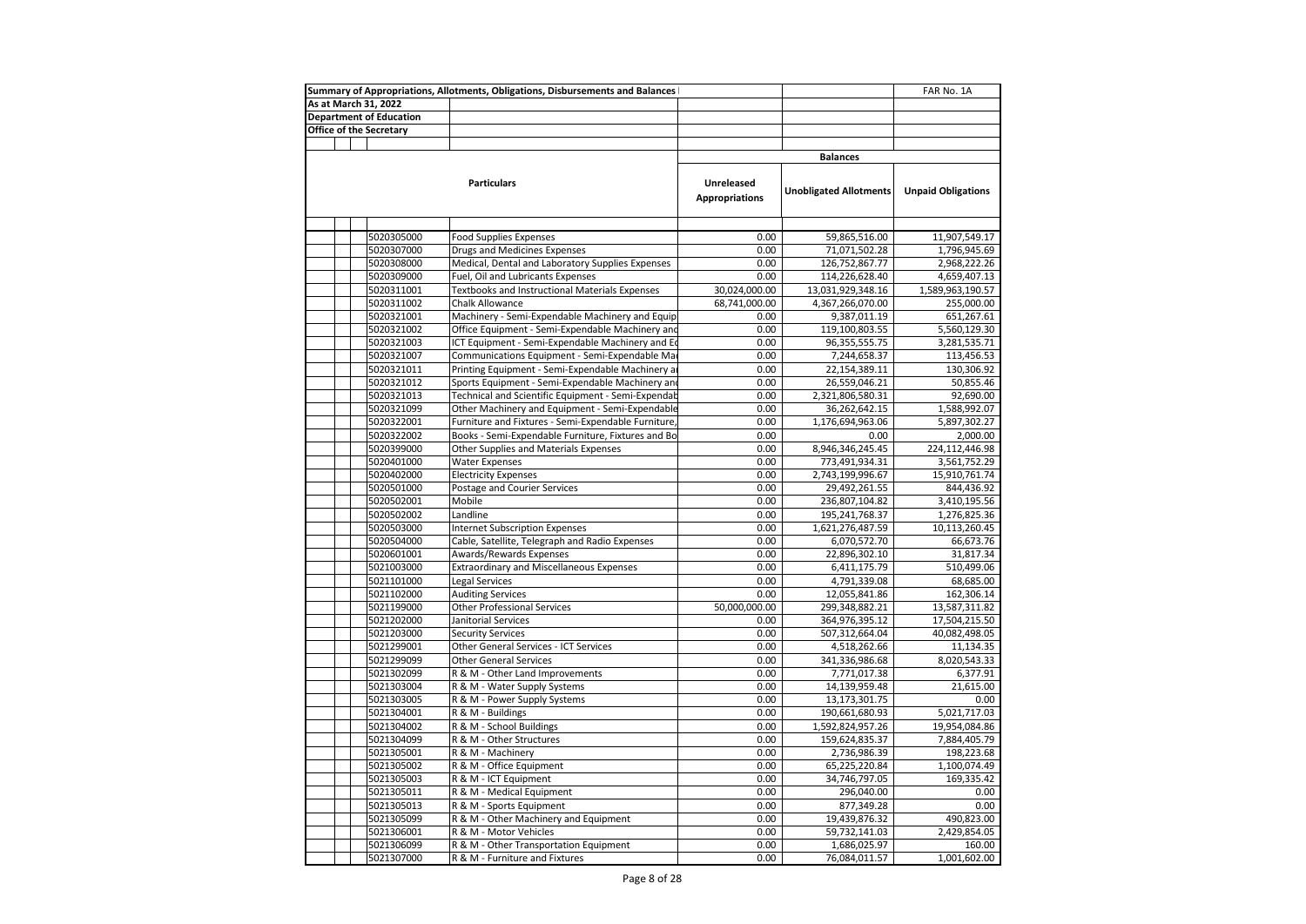| Summary of Appropriations, Allotments, Obligations, Disbursements and Balances | | | | FAR No. 1A |
|---|---|---|---|---|
| As at March 31, 2022 | | | | |
| Department of Education | | | | |
| Office of the Secretary | | | | |
| | | Balances | | |
| | Particulars | Unreleased Appropriations | Unobligated Allotments | Unpaid Obligations |
| 5020305000 | Food Supplies Expenses | 0.00 | 59,865,516.00 | 11,907,549.17 |
| 5020307000 | Drugs and Medicines Expenses | 0.00 | 71,071,502.28 | 1,796,945.69 |
| 5020308000 | Medical, Dental and Laboratory Supplies Expenses | 0.00 | 126,752,867.77 | 2,968,222.26 |
| 5020309000 | Fuel, Oil and Lubricants Expenses | 0.00 | 114,226,628.40 | 4,659,407.13 |
| 5020311001 | Textbooks and Instructional Materials Expenses | 30,024,000.00 | 13,031,929,348.16 | 1,589,963,190.57 |
| 5020311002 | Chalk Allowance | 68,741,000.00 | 4,367,266,070.00 | 255,000.00 |
| 5020321001 | Machinery - Semi-Expendable Machinery and Equip | 0.00 | 9,387,011.19 | 651,267.61 |
| 5020321002 | Office Equipment - Semi-Expendable Machinery and | 0.00 | 119,100,803.55 | 5,560,129.30 |
| 5020321003 | ICT Equipment - Semi-Expendable Machinery and Eq | 0.00 | 96,355,555.75 | 3,281,535.71 |
| 5020321007 | Communications Equipment - Semi-Expendable Mac | 0.00 | 7,244,658.37 | 113,456.53 |
| 5020321011 | Printing Equipment - Semi-Expendable Machinery a | 0.00 | 22,154,389.11 | 130,306.92 |
| 5020321012 | Sports Equipment - Semi-Expendable Machinery and | 0.00 | 26,559,046.21 | 50,855.46 |
| 5020321013 | Technical and Scientific Equipment - Semi-Expendab | 0.00 | 2,321,806,580.31 | 92,690.00 |
| 5020321099 | Other Machinery and Equipment - Semi-Expendable | 0.00 | 36,262,642.15 | 1,588,992.07 |
| 5020322001 | Furniture and Fixtures - Semi-Expendable Furniture, | 0.00 | 1,176,694,963.06 | 5,897,302.27 |
| 5020322002 | Books - Semi-Expendable Furniture, Fixtures and Bo | 0.00 | 0.00 | 2,000.00 |
| 5020399000 | Other Supplies and Materials Expenses | 0.00 | 8,946,346,245.45 | 224,112,446.98 |
| 5020401000 | Water Expenses | 0.00 | 773,491,934.31 | 3,561,752.29 |
| 5020402000 | Electricity Expenses | 0.00 | 2,743,199,996.67 | 15,910,761.74 |
| 5020501000 | Postage and Courier Services | 0.00 | 29,492,261.55 | 844,436.92 |
| 5020502001 | Mobile | 0.00 | 236,807,104.82 | 3,410,195.56 |
| 5020502002 | Landline | 0.00 | 195,241,768.37 | 1,276,825.36 |
| 5020503000 | Internet Subscription Expenses | 0.00 | 1,621,276,487.59 | 10,113,260.45 |
| 5020504000 | Cable, Satellite, Telegraph and Radio Expenses | 0.00 | 6,070,572.70 | 66,673.76 |
| 5020601001 | Awards/Rewards Expenses | 0.00 | 22,896,302.10 | 31,817.34 |
| 5021003000 | Extraordinary and Miscellaneous Expenses | 0.00 | 6,411,175.79 | 510,499.06 |
| 5021101000 | Legal Services | 0.00 | 4,791,339.08 | 68,685.00 |
| 5021102000 | Auditing Services | 0.00 | 12,055,841.86 | 162,306.14 |
| 5021199000 | Other Professional Services | 50,000,000.00 | 299,348,882.21 | 13,587,311.82 |
| 5021202000 | Janitorial Services | 0.00 | 364,976,395.12 | 17,504,215.50 |
| 5021203000 | Security Services | 0.00 | 507,312,664.04 | 40,082,498.05 |
| 5021299001 | Other General Services - ICT Services | 0.00 | 4,518,262.66 | 11,134.35 |
| 5021299099 | Other General Services | 0.00 | 341,336,986.68 | 8,020,543.33 |
| 5021302099 | R & M - Other Land Improvements | 0.00 | 7,771,017.38 | 6,377.91 |
| 5021303004 | R & M - Water Supply Systems | 0.00 | 14,139,959.48 | 21,615.00 |
| 5021303005 | R & M - Power Supply Systems | 0.00 | 13,173,301.75 | 0.00 |
| 5021304001 | R & M - Buildings | 0.00 | 190,661,680.93 | 5,021,717.03 |
| 5021304002 | R & M - School Buildings | 0.00 | 1,592,824,957.26 | 19,954,084.86 |
| 5021304099 | R & M - Other Structures | 0.00 | 159,624,835.37 | 7,884,405.79 |
| 5021305001 | R & M - Machinery | 0.00 | 2,736,986.39 | 198,223.68 |
| 5021305002 | R & M - Office Equipment | 0.00 | 65,225,220.84 | 1,100,074.49 |
| 5021305003 | R & M - ICT Equipment | 0.00 | 34,746,797.05 | 169,335.42 |
| 5021305011 | R & M - Medical Equipment | 0.00 | 296,040.00 | 0.00 |
| 5021305013 | R & M - Sports Equipment | 0.00 | 877,349.28 | 0.00 |
| 5021305099 | R & M - Other Machinery and Equipment | 0.00 | 19,439,876.32 | 490,823.00 |
| 5021306001 | R & M - Motor Vehicles | 0.00 | 59,732,141.03 | 2,429,854.05 |
| 5021306099 | R & M - Other Transportation Equipment | 0.00 | 1,686,025.97 | 160.00 |
| 5021307000 | R & M - Furniture and Fixtures | 0.00 | 76,084,011.57 | 1,001,602.00 |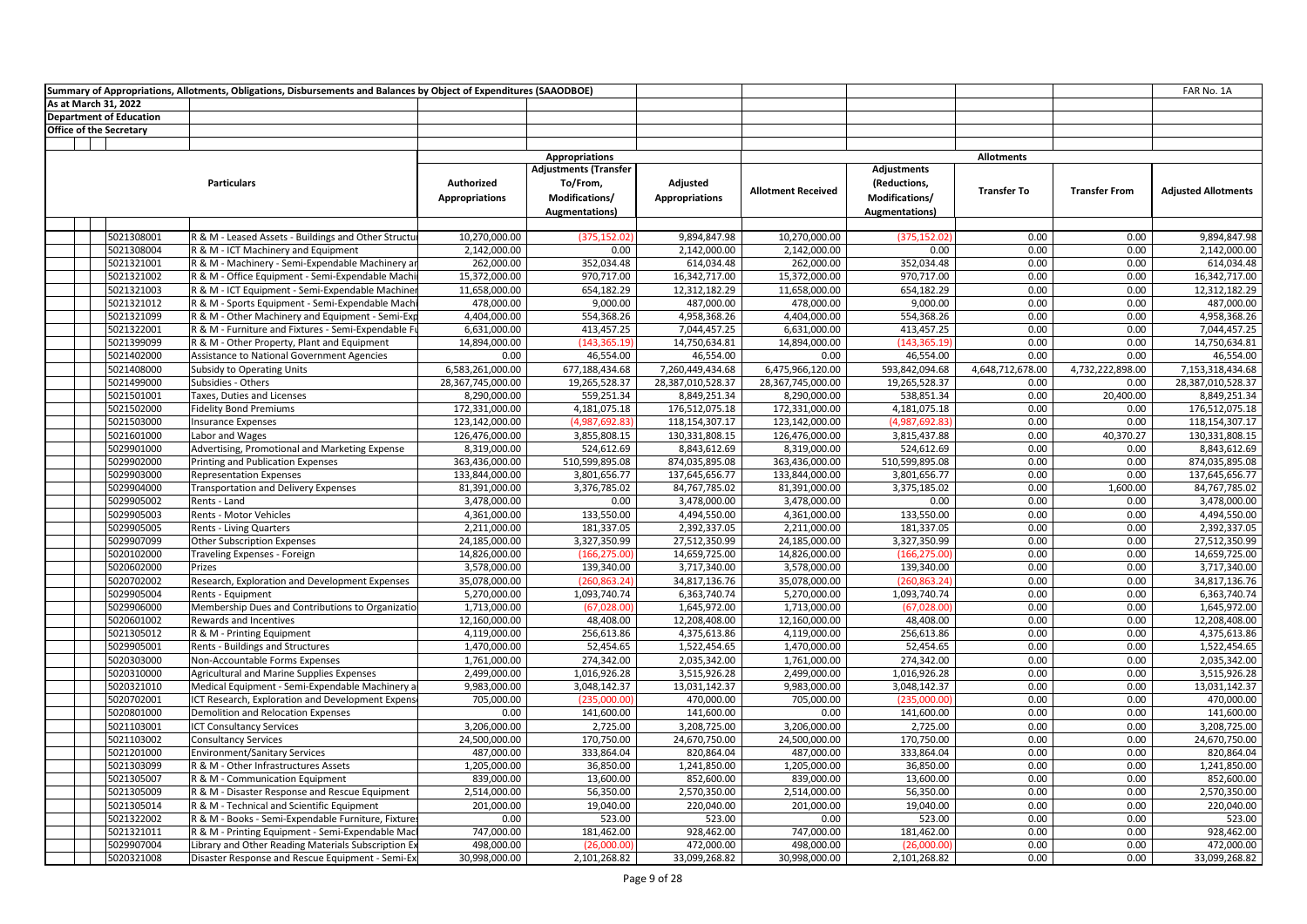Summary of Appropriations, Allotments, Obligations, Disbursements and Balances by Object of Expenditures (SAAODBOE)

FAR No. 1A

As at March 31, 2022

Department of Education

Office of the Secretary

| | Particulars | Appropriations | | | Allotments | | | | |
|---|---|---|---|---|---|---|---|---|---|
| | | Authorized Appropriations | Adjustments (Transfer To/From, Modifications/ Augmentations) | Adjusted Appropriations | Allotment Received | Adjustments (Reductions, Modifications/ Augmentations) | Transfer To | Transfer From | Adjusted Allotments |
| 5021308001 | R & M - Leased Assets - Buildings and Other Structu | 10,270,000.00 | (375,152.02) | 9,894,847.98 | 10,270,000.00 | (375,152.02) | 0.00 | 0.00 | 9,894,847.98 |
| 5021308004 | R & M - ICT Machinery and Equipment | 2,142,000.00 | 0.00 | 2,142,000.00 | 2,142,000.00 | 0.00 | 0.00 | 0.00 | 2,142,000.00 |
| 5021321001 | R & M - Machinery - Semi-Expendable Machinery ar | 262,000.00 | 352,034.48 | 614,034.48 | 262,000.00 | 352,034.48 | 0.00 | 0.00 | 614,034.48 |
| 5021321002 | R & M - Office Equipment - Semi-Expendable Machi | 15,372,000.00 | 970,717.00 | 16,342,717.00 | 15,372,000.00 | 970,717.00 | 0.00 | 0.00 | 16,342,717.00 |
| 5021321003 | R & M - ICT Equipment - Semi-Expendable Machiner | 11,658,000.00 | 654,182.29 | 12,312,182.29 | 11,658,000.00 | 654,182.29 | 0.00 | 0.00 | 12,312,182.29 |
| 5021321012 | R & M - Sports Equipment - Semi-Expendable Machi | 478,000.00 | 9,000.00 | 487,000.00 | 478,000.00 | 9,000.00 | 0.00 | 0.00 | 487,000.00 |
| 5021321099 | R & M - Other Machinery and Equipment - Semi-Exp | 4,404,000.00 | 554,368.26 | 4,958,368.26 | 4,404,000.00 | 554,368.26 | 0.00 | 0.00 | 4,958,368.26 |
| 5021322001 | R & M - Furniture and Fixtures - Semi-Expendable Fu | 6,631,000.00 | 413,457.25 | 7,044,457.25 | 6,631,000.00 | 413,457.25 | 0.00 | 0.00 | 7,044,457.25 |
| 5021399099 | R & M - Other Property, Plant and Equipment | 14,894,000.00 | (143,365.19) | 14,750,634.81 | 14,894,000.00 | (143,365.19) | 0.00 | 0.00 | 14,750,634.81 |
| 5021402000 | Assistance to National Government Agencies | 0.00 | 46,554.00 | 46,554.00 | 0.00 | 46,554.00 | 0.00 | 0.00 | 46,554.00 |
| 5021408000 | Subsidy to Operating Units | 6,583,261,000.00 | 677,188,434.68 | 7,260,449,434.68 | 6,475,966,120.00 | 593,842,094.68 | 4,648,712,678.00 | 4,732,222,898.00 | 7,153,318,434.68 |
| 5021499000 | Subsidies - Others | 28,367,745,000.00 | 19,265,528.37 | 28,387,010,528.37 | 28,367,745,000.00 | 19,265,528.37 | 0.00 | 0.00 | 28,387,010,528.37 |
| 5021501001 | Taxes, Duties and Licenses | 8,290,000.00 | 559,251.34 | 8,849,251.34 | 8,290,000.00 | 538,851.34 | 0.00 | 20,400.00 | 8,849,251.34 |
| 5021502000 | Fidelity Bond Premiums | 172,331,000.00 | 4,181,075.18 | 176,512,075.18 | 172,331,000.00 | 4,181,075.18 | 0.00 | 0.00 | 176,512,075.18 |
| 5021503000 | Insurance Expenses | 123,142,000.00 | (4,987,692.83) | 118,154,307.17 | 123,142,000.00 | (4,987,692.83) | 0.00 | 0.00 | 118,154,307.17 |
| 5021601000 | Labor and Wages | 126,476,000.00 | 3,855,808.15 | 130,331,808.15 | 126,476,000.00 | 3,815,437.88 | 0.00 | 40,370.27 | 130,331,808.15 |
| 5029901000 | Advertising, Promotional and Marketing Expense | 8,319,000.00 | 524,612.69 | 8,843,612.69 | 8,319,000.00 | 524,612.69 | 0.00 | 0.00 | 8,843,612.69 |
| 5029902000 | Printing and Publication Expenses | 363,436,000.00 | 510,599,895.08 | 874,035,895.08 | 363,436,000.00 | 510,599,895.08 | 0.00 | 0.00 | 874,035,895.08 |
| 5029903000 | Representation Expenses | 133,844,000.00 | 3,801,656.77 | 137,645,656.77 | 133,844,000.00 | 3,801,656.77 | 0.00 | 0.00 | 137,645,656.77 |
| 5029904000 | Transportation and Delivery Expenses | 81,391,000.00 | 3,376,785.02 | 84,767,785.02 | 81,391,000.00 | 3,375,185.02 | 0.00 | 1,600.00 | 84,767,785.02 |
| 5029905002 | Rents - Land | 3,478,000.00 | 0.00 | 3,478,000.00 | 3,478,000.00 | 0.00 | 0.00 | 0.00 | 3,478,000.00 |
| 5029905003 | Rents - Motor Vehicles | 4,361,000.00 | 133,550.00 | 4,494,550.00 | 4,361,000.00 | 133,550.00 | 0.00 | 0.00 | 4,494,550.00 |
| 5029905005 | Rents - Living Quarters | 2,211,000.00 | 181,337.05 | 2,392,337.05 | 2,211,000.00 | 181,337.05 | 0.00 | 0.00 | 2,392,337.05 |
| 5029907099 | Other Subscription Expenses | 24,185,000.00 | 3,327,350.99 | 27,512,350.99 | 24,185,000.00 | 3,327,350.99 | 0.00 | 0.00 | 27,512,350.99 |
| 5020102000 | Traveling Expenses - Foreign | 14,826,000.00 | (166,275.00) | 14,659,725.00 | 14,826,000.00 | (166,275.00) | 0.00 | 0.00 | 14,659,725.00 |
| 5020602000 | Prizes | 3,578,000.00 | 139,340.00 | 3,717,340.00 | 3,578,000.00 | 139,340.00 | 0.00 | 0.00 | 3,717,340.00 |
| 5020702002 | Research, Exploration and Development Expenses | 35,078,000.00 | (260,863.24) | 34,817,136.76 | 35,078,000.00 | (260,863.24) | 0.00 | 0.00 | 34,817,136.76 |
| 5029905004 | Rents - Equipment | 5,270,000.00 | 1,093,740.74 | 6,363,740.74 | 5,270,000.00 | 1,093,740.74 | 0.00 | 0.00 | 6,363,740.74 |
| 5029906000 | Membership Dues and Contributions to Organizatio | 1,713,000.00 | (67,028.00) | 1,645,972.00 | 1,713,000.00 | (67,028.00) | 0.00 | 0.00 | 1,645,972.00 |
| 5020601002 | Rewards and Incentives | 12,160,000.00 | 48,408.00 | 12,208,408.00 | 12,160,000.00 | 48,408.00 | 0.00 | 0.00 | 12,208,408.00 |
| 5021305012 | R & M - Printing Equipment | 4,119,000.00 | 256,613.86 | 4,375,613.86 | 4,119,000.00 | 256,613.86 | 0.00 | 0.00 | 4,375,613.86 |
| 5029905001 | Rents - Buildings and Structures | 1,470,000.00 | 52,454.65 | 1,522,454.65 | 1,470,000.00 | 52,454.65 | 0.00 | 0.00 | 1,522,454.65 |
| 5020303000 | Non-Accountable Forms Expenses | 1,761,000.00 | 274,342.00 | 2,035,342.00 | 1,761,000.00 | 274,342.00 | 0.00 | 0.00 | 2,035,342.00 |
| 5020310000 | Agricultural and Marine Supplies Expenses | 2,499,000.00 | 1,016,926.28 | 3,515,926.28 | 2,499,000.00 | 1,016,926.28 | 0.00 | 0.00 | 3,515,926.28 |
| 5020321010 | Medical Equipment - Semi-Expendable Machinery a | 9,983,000.00 | 3,048,142.37 | 13,031,142.37 | 9,983,000.00 | 3,048,142.37 | 0.00 | 0.00 | 13,031,142.37 |
| 5020702001 | ICT Research, Exploration and Development Expens | 705,000.00 | (235,000.00) | 470,000.00 | 705,000.00 | (235,000.00) | 0.00 | 0.00 | 470,000.00 |
| 5020801000 | Demolition and Relocation Expenses | 0.00 | 141,600.00 | 141,600.00 | 0.00 | 141,600.00 | 0.00 | 0.00 | 141,600.00 |
| 5021103001 | ICT Consultancy Services | 3,206,000.00 | 2,725.00 | 3,208,725.00 | 3,206,000.00 | 2,725.00 | 0.00 | 0.00 | 3,208,725.00 |
| 5021103002 | Consultancy Services | 24,500,000.00 | 170,750.00 | 24,670,750.00 | 24,500,000.00 | 170,750.00 | 0.00 | 0.00 | 24,670,750.00 |
| 5021201000 | Environment/Sanitary Services | 487,000.00 | 333,864.04 | 820,864.04 | 487,000.00 | 333,864.04 | 0.00 | 0.00 | 820,864.04 |
| 5021303099 | R & M - Other Infrastructures Assets | 1,205,000.00 | 36,850.00 | 1,241,850.00 | 1,205,000.00 | 36,850.00 | 0.00 | 0.00 | 1,241,850.00 |
| 5021305007 | R & M - Communication Equipment | 839,000.00 | 13,600.00 | 852,600.00 | 839,000.00 | 13,600.00 | 0.00 | 0.00 | 852,600.00 |
| 5021305009 | R & M - Disaster Response and Rescue Equipment | 2,514,000.00 | 56,350.00 | 2,570,350.00 | 2,514,000.00 | 56,350.00 | 0.00 | 0.00 | 2,570,350.00 |
| 5021305014 | R & M - Technical and Scientific Equipment | 201,000.00 | 19,040.00 | 220,040.00 | 201,000.00 | 19,040.00 | 0.00 | 0.00 | 220,040.00 |
| 5021322002 | R & M - Books - Semi-Expendable Furniture, Fixture | 0.00 | 523.00 | 523.00 | 0.00 | 523.00 | 0.00 | 0.00 | 523.00 |
| 5021321011 | R & M - Printing Equipment - Semi-Expendable Mac | 747,000.00 | 181,462.00 | 928,462.00 | 747,000.00 | 181,462.00 | 0.00 | 0.00 | 928,462.00 |
| 5029907004 | Library and Other Reading Materials Subscription Ex | 498,000.00 | (26,000.00) | 472,000.00 | 498,000.00 | (26,000.00) | 0.00 | 0.00 | 472,000.00 |
| 5020321008 | Disaster Response and Rescue Equipment - Semi-Ex | 30,998,000.00 | 2,101,268.82 | 33,099,268.82 | 30,998,000.00 | 2,101,268.82 | 0.00 | 0.00 | 33,099,268.82 |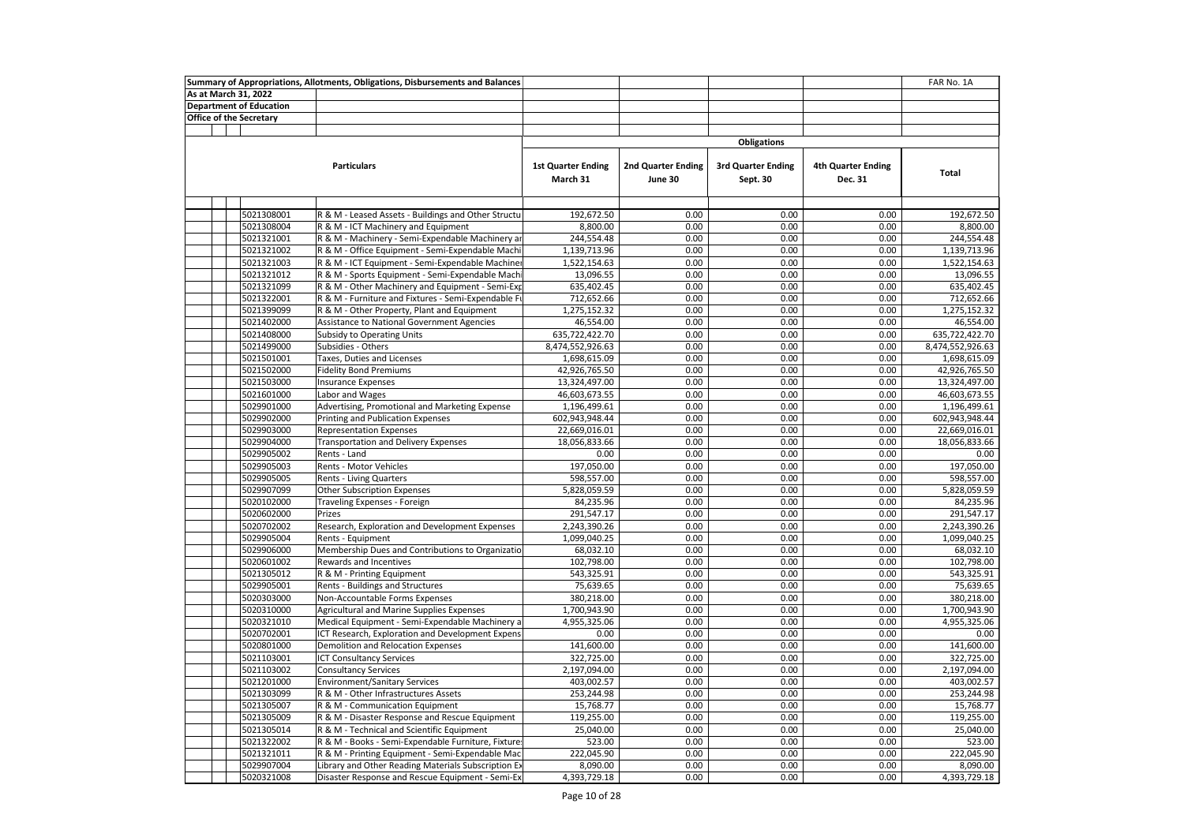| Summary of Appropriations, Allotments, Obligations, Disbursements and Balances | | | | | | FAR No. 1A |
|---|---|---|---|---|---|---|
| As at March 31, 2022 | | | | | | |
| Department of Education | | | | | | |
| Office of the Secretary | | | | | | |
| | | Obligations | | | | |
| | Particulars | 1st Quarter Ending March 31 | 2nd Quarter Ending June 30 | 3rd Quarter Ending Sept. 30 | 4th Quarter Ending Dec. 31 | Total |
| 5021308001 | R & M - Leased Assets - Buildings and Other Structu | 192,672.50 | 0.00 | 0.00 | 0.00 | 192,672.50 |
| 5021308004 | R & M - ICT Machinery and Equipment | 8,800.00 | 0.00 | 0.00 | 0.00 | 8,800.00 |
| 5021321001 | R & M - Machinery - Semi-Expendable Machinery ar | 244,554.48 | 0.00 | 0.00 | 0.00 | 244,554.48 |
| 5021321002 | R & M - Office Equipment - Semi-Expendable Machi | 1,139,713.96 | 0.00 | 0.00 | 0.00 | 1,139,713.96 |
| 5021321003 | R & M - ICT Equipment - Semi-Expendable Machiner | 1,522,154.63 | 0.00 | 0.00 | 0.00 | 1,522,154.63 |
| 5021321012 | R & M - Sports Equipment - Semi-Expendable Machi | 13,096.55 | 0.00 | 0.00 | 0.00 | 13,096.55 |
| 5021321099 | R & M - Other Machinery and Equipment - Semi-Exp | 635,402.45 | 0.00 | 0.00 | 0.00 | 635,402.45 |
| 5021322001 | R & M - Furniture and Fixtures - Semi-Expendable Fu | 712,652.66 | 0.00 | 0.00 | 0.00 | 712,652.66 |
| 5021399099 | R & M - Other Property, Plant and Equipment | 1,275,152.32 | 0.00 | 0.00 | 0.00 | 1,275,152.32 |
| 5021402000 | Assistance to National Government Agencies | 46,554.00 | 0.00 | 0.00 | 0.00 | 46,554.00 |
| 5021408000 | Subsidy to Operating Units | 635,722,422.70 | 0.00 | 0.00 | 0.00 | 635,722,422.70 |
| 5021499000 | Subsidies - Others | 8,474,552,926.63 | 0.00 | 0.00 | 0.00 | 8,474,552,926.63 |
| 5021501001 | Taxes, Duties and Licenses | 1,698,615.09 | 0.00 | 0.00 | 0.00 | 1,698,615.09 |
| 5021502000 | Fidelity Bond Premiums | 42,926,765.50 | 0.00 | 0.00 | 0.00 | 42,926,765.50 |
| 5021503000 | Insurance Expenses | 13,324,497.00 | 0.00 | 0.00 | 0.00 | 13,324,497.00 |
| 5021601000 | Labor and Wages | 46,603,673.55 | 0.00 | 0.00 | 0.00 | 46,603,673.55 |
| 5029901000 | Advertising, Promotional and Marketing Expense | 1,196,499.61 | 0.00 | 0.00 | 0.00 | 1,196,499.61 |
| 5029902000 | Printing and Publication Expenses | 602,943,948.44 | 0.00 | 0.00 | 0.00 | 602,943,948.44 |
| 5029903000 | Representation Expenses | 22,669,016.01 | 0.00 | 0.00 | 0.00 | 22,669,016.01 |
| 5029904000 | Transportation and Delivery Expenses | 18,056,833.66 | 0.00 | 0.00 | 0.00 | 18,056,833.66 |
| 5029905002 | Rents - Land | 0.00 | 0.00 | 0.00 | 0.00 | 0.00 |
| 5029905003 | Rents - Motor Vehicles | 197,050.00 | 0.00 | 0.00 | 0.00 | 197,050.00 |
| 5029905005 | Rents - Living Quarters | 598,557.00 | 0.00 | 0.00 | 0.00 | 598,557.00 |
| 5029907099 | Other Subscription Expenses | 5,828,059.59 | 0.00 | 0.00 | 0.00 | 5,828,059.59 |
| 5020102000 | Traveling Expenses - Foreign | 84,235.96 | 0.00 | 0.00 | 0.00 | 84,235.96 |
| 5020602000 | Prizes | 291,547.17 | 0.00 | 0.00 | 0.00 | 291,547.17 |
| 5020702002 | Research, Exploration and Development Expenses | 2,243,390.26 | 0.00 | 0.00 | 0.00 | 2,243,390.26 |
| 5029905004 | Rents - Equipment | 1,099,040.25 | 0.00 | 0.00 | 0.00 | 1,099,040.25 |
| 5029906000 | Membership Dues and Contributions to Organizatio | 68,032.10 | 0.00 | 0.00 | 0.00 | 68,032.10 |
| 5020601002 | Rewards and Incentives | 102,798.00 | 0.00 | 0.00 | 0.00 | 102,798.00 |
| 5021305012 | R & M - Printing Equipment | 543,325.91 | 0.00 | 0.00 | 0.00 | 543,325.91 |
| 5029905001 | Rents - Buildings and Structures | 75,639.65 | 0.00 | 0.00 | 0.00 | 75,639.65 |
| 5020303000 | Non-Accountable Forms Expenses | 380,218.00 | 0.00 | 0.00 | 0.00 | 380,218.00 |
| 5020310000 | Agricultural and Marine Supplies Expenses | 1,700,943.90 | 0.00 | 0.00 | 0.00 | 1,700,943.90 |
| 5020321010 | Medical Equipment - Semi-Expendable Machinery a | 4,955,325.06 | 0.00 | 0.00 | 0.00 | 4,955,325.06 |
| 5020702001 | ICT Research, Exploration and Development Expens | 0.00 | 0.00 | 0.00 | 0.00 | 0.00 |
| 5020801000 | Demolition and Relocation Expenses | 141,600.00 | 0.00 | 0.00 | 0.00 | 141,600.00 |
| 5021103001 | ICT Consultancy Services | 322,725.00 | 0.00 | 0.00 | 0.00 | 322,725.00 |
| 5021103002 | Consultancy Services | 2,197,094.00 | 0.00 | 0.00 | 0.00 | 2,197,094.00 |
| 5021201000 | Environment/Sanitary Services | 403,002.57 | 0.00 | 0.00 | 0.00 | 403,002.57 |
| 5021303099 | R & M - Other Infrastructures Assets | 253,244.98 | 0.00 | 0.00 | 0.00 | 253,244.98 |
| 5021305007 | R & M - Communication Equipment | 15,768.77 | 0.00 | 0.00 | 0.00 | 15,768.77 |
| 5021305009 | R & M - Disaster Response and Rescue Equipment | 119,255.00 | 0.00 | 0.00 | 0.00 | 119,255.00 |
| 5021305014 | R & M - Technical and Scientific Equipment | 25,040.00 | 0.00 | 0.00 | 0.00 | 25,040.00 |
| 5021322002 | R & M - Books - Semi-Expendable Furniture, Fixture | 523.00 | 0.00 | 0.00 | 0.00 | 523.00 |
| 5021321011 | R & M - Printing Equipment - Semi-Expendable Mac | 222,045.90 | 0.00 | 0.00 | 0.00 | 222,045.90 |
| 5029907004 | Library and Other Reading Materials Subscription Ex | 8,090.00 | 0.00 | 0.00 | 0.00 | 8,090.00 |
| 5020321008 | Disaster Response and Rescue Equipment - Semi-Ex | 4,393,729.18 | 0.00 | 0.00 | 0.00 | 4,393,729.18 |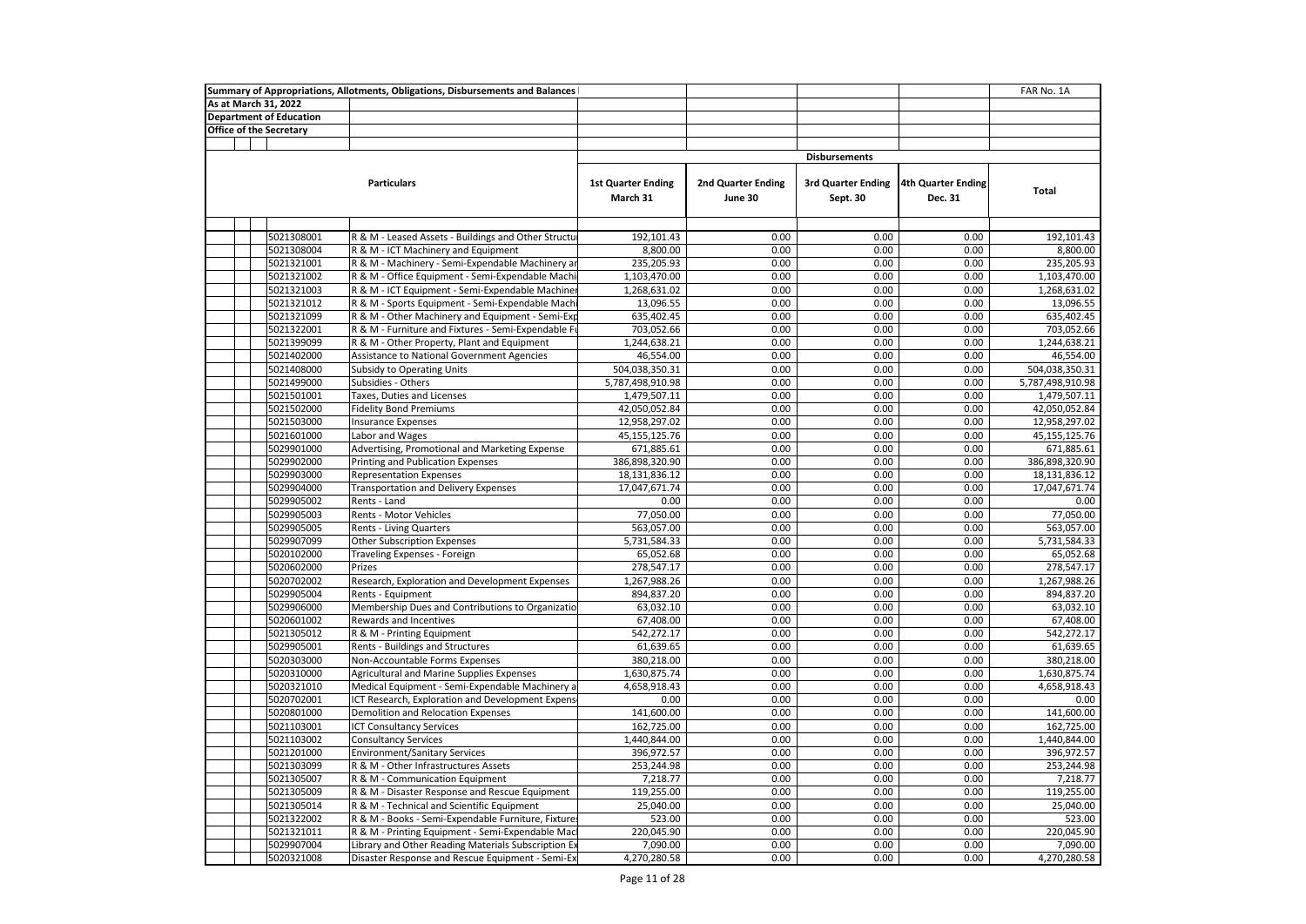**Summary of Appropriations, Allotments, Obligations, Disbursements and Balances**

FAR No. 1A

As at March 31, 2022

Department of Education

Office of the Secretary

| | Particulars | Disbursements | | | | |
|---|---|---|---|---|---|---|
| | | 1st Quarter Ending March 31 | 2nd Quarter Ending June 30 | 3rd Quarter Ending Sept. 30 | 4th Quarter Ending Dec. 31 | Total |
| 5021308001 | R & M - Leased Assets - Buildings and Other Structu | 192,101.43 | 0.00 | 0.00 | 0.00 | 192,101.43 |
| 5021308004 | R & M - ICT Machinery and Equipment | 8,800.00 | 0.00 | 0.00 | 0.00 | 8,800.00 |
| 5021321001 | R & M - Machinery - Semi-Expendable Machinery ar | 235,205.93 | 0.00 | 0.00 | 0.00 | 235,205.93 |
| 5021321002 | R & M - Office Equipment - Semi-Expendable Machi | 1,103,470.00 | 0.00 | 0.00 | 0.00 | 1,103,470.00 |
| 5021321003 | R & M - ICT Equipment - Semi-Expendable Machiner | 1,268,631.02 | 0.00 | 0.00 | 0.00 | 1,268,631.02 |
| 5021321012 | R & M - Sports Equipment - Semi-Expendable Machi | 13,096.55 | 0.00 | 0.00 | 0.00 | 13,096.55 |
| 5021321099 | R & M - Other Machinery and Equipment - Semi-Exp | 635,402.45 | 0.00 | 0.00 | 0.00 | 635,402.45 |
| 5021322001 | R & M - Furniture and Fixtures - Semi-Expendable Fu | 703,052.66 | 0.00 | 0.00 | 0.00 | 703,052.66 |
| 5021399099 | R & M - Other Property, Plant and Equipment | 1,244,638.21 | 0.00 | 0.00 | 0.00 | 1,244,638.21 |
| 5021402000 | Assistance to National Government Agencies | 46,554.00 | 0.00 | 0.00 | 0.00 | 46,554.00 |
| 5021408000 | Subsidy to Operating Units | 504,038,350.31 | 0.00 | 0.00 | 0.00 | 504,038,350.31 |
| 5021499000 | Subsidies - Others | 5,787,498,910.98 | 0.00 | 0.00 | 0.00 | 5,787,498,910.98 |
| 5021501001 | Taxes, Duties and Licenses | 1,479,507.11 | 0.00 | 0.00 | 0.00 | 1,479,507.11 |
| 5021502000 | Fidelity Bond Premiums | 42,050,052.84 | 0.00 | 0.00 | 0.00 | 42,050,052.84 |
| 5021503000 | Insurance Expenses | 12,958,297.02 | 0.00 | 0.00 | 0.00 | 12,958,297.02 |
| 5021601000 | Labor and Wages | 45,155,125.76 | 0.00 | 0.00 | 0.00 | 45,155,125.76 |
| 5029901000 | Advertising, Promotional and Marketing Expense | 671,885.61 | 0.00 | 0.00 | 0.00 | 671,885.61 |
| 5029902000 | Printing and Publication Expenses | 386,898,320.90 | 0.00 | 0.00 | 0.00 | 386,898,320.90 |
| 5029903000 | Representation Expenses | 18,131,836.12 | 0.00 | 0.00 | 0.00 | 18,131,836.12 |
| 5029904000 | Transportation and Delivery Expenses | 17,047,671.74 | 0.00 | 0.00 | 0.00 | 17,047,671.74 |
| 5029905002 | Rents - Land | 0.00 | 0.00 | 0.00 | 0.00 | 0.00 |
| 5029905003 | Rents - Motor Vehicles | 77,050.00 | 0.00 | 0.00 | 0.00 | 77,050.00 |
| 5029905005 | Rents - Living Quarters | 563,057.00 | 0.00 | 0.00 | 0.00 | 563,057.00 |
| 5029907099 | Other Subscription Expenses | 5,731,584.33 | 0.00 | 0.00 | 0.00 | 5,731,584.33 |
| 5020102000 | Traveling Expenses - Foreign | 65,052.68 | 0.00 | 0.00 | 0.00 | 65,052.68 |
| 5020602000 | Prizes | 278,547.17 | 0.00 | 0.00 | 0.00 | 278,547.17 |
| 5020702002 | Research, Exploration and Development Expenses | 1,267,988.26 | 0.00 | 0.00 | 0.00 | 1,267,988.26 |
| 5029905004 | Rents - Equipment | 894,837.20 | 0.00 | 0.00 | 0.00 | 894,837.20 |
| 5029906000 | Membership Dues and Contributions to Organizatio | 63,032.10 | 0.00 | 0.00 | 0.00 | 63,032.10 |
| 5020601002 | Rewards and Incentives | 67,408.00 | 0.00 | 0.00 | 0.00 | 67,408.00 |
| 5021305012 | R & M - Printing Equipment | 542,272.17 | 0.00 | 0.00 | 0.00 | 542,272.17 |
| 5029905001 | Rents - Buildings and Structures | 61,639.65 | 0.00 | 0.00 | 0.00 | 61,639.65 |
| 5020303000 | Non-Accountable Forms Expenses | 380,218.00 | 0.00 | 0.00 | 0.00 | 380,218.00 |
| 5020310000 | Agricultural and Marine Supplies Expenses | 1,630,875.74 | 0.00 | 0.00 | 0.00 | 1,630,875.74 |
| 5020321010 | Medical Equipment - Semi-Expendable Machinery a | 4,658,918.43 | 0.00 | 0.00 | 0.00 | 4,658,918.43 |
| 5020702001 | ICT Research, Exploration and Development Expens | 0.00 | 0.00 | 0.00 | 0.00 | 0.00 |
| 5020801000 | Demolition and Relocation Expenses | 141,600.00 | 0.00 | 0.00 | 0.00 | 141,600.00 |
| 5021103001 | ICT Consultancy Services | 162,725.00 | 0.00 | 0.00 | 0.00 | 162,725.00 |
| 5021103002 | Consultancy Services | 1,440,844.00 | 0.00 | 0.00 | 0.00 | 1,440,844.00 |
| 5021201000 | Environment/Sanitary Services | 396,972.57 | 0.00 | 0.00 | 0.00 | 396,972.57 |
| 5021303099 | R & M - Other Infrastructures Assets | 253,244.98 | 0.00 | 0.00 | 0.00 | 253,244.98 |
| 5021305007 | R & M - Communication Equipment | 7,218.77 | 0.00 | 0.00 | 0.00 | 7,218.77 |
| 5021305009 | R & M - Disaster Response and Rescue Equipment | 119,255.00 | 0.00 | 0.00 | 0.00 | 119,255.00 |
| 5021305014 | R & M - Technical and Scientific Equipment | 25,040.00 | 0.00 | 0.00 | 0.00 | 25,040.00 |
| 5021322002 | R & M - Books - Semi-Expendable Furniture, Fixture | 523.00 | 0.00 | 0.00 | 0.00 | 523.00 |
| 5021321011 | R & M - Printing Equipment - Semi-Expendable Mac | 220,045.90 | 0.00 | 0.00 | 0.00 | 220,045.90 |
| 5029907004 | Library and Other Reading Materials Subscription Ex | 7,090.00 | 0.00 | 0.00 | 0.00 | 7,090.00 |
| 5020321008 | Disaster Response and Rescue Equipment - Semi-Ex | 4,270,280.58 | 0.00 | 0.00 | 0.00 | 4,270,280.58 |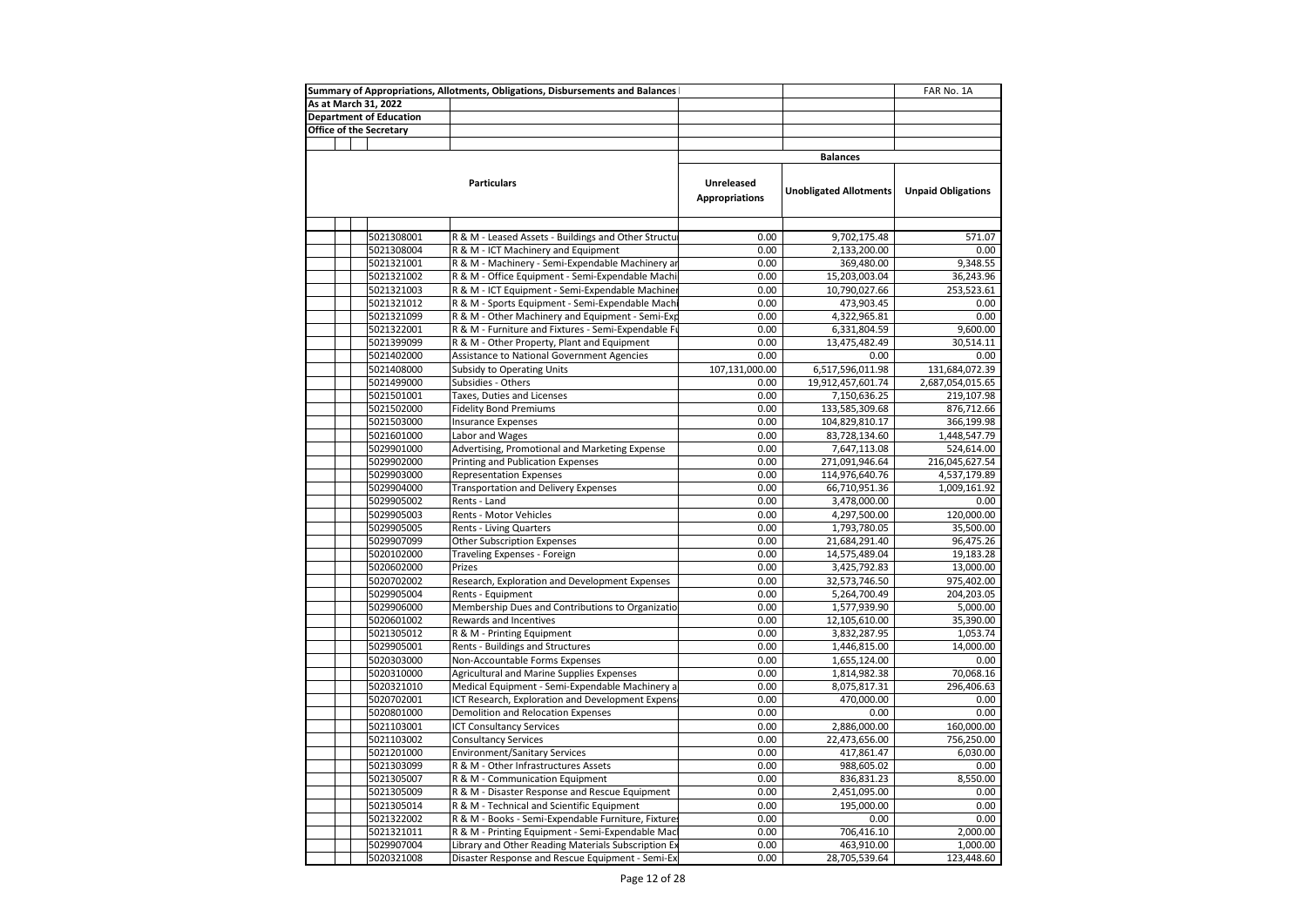| Summary of Appropriations, Allotments, Obligations, Disbursements and Balances | | | | FAR No. 1A |
|---|---|---|---|---|
| As at March 31, 2022 | | | | |
| Department of Education | | | | |
| Office of the Secretary | | | | |
| | | | Balances | |
| | Particulars | Unreleased Appropriations | Unobligated Allotments | Unpaid Obligations |
| 5021308001 | R & M - Leased Assets - Buildings and Other Structu | 0.00 | 9,702,175.48 | 571.07 |
| 5021308004 | R & M - ICT Machinery and Equipment | 0.00 | 2,133,200.00 | 0.00 |
| 5021321001 | R & M - Machinery - Semi-Expendable Machinery ar | 0.00 | 369,480.00 | 9,348.55 |
| 5021321002 | R & M - Office Equipment - Semi-Expendable Machi | 0.00 | 15,203,003.04 | 36,243.96 |
| 5021321003 | R & M - ICT Equipment - Semi-Expendable Machiner | 0.00 | 10,790,027.66 | 253,523.61 |
| 5021321012 | R & M - Sports Equipment - Semi-Expendable Machi | 0.00 | 473,903.45 | 0.00 |
| 5021321099 | R & M - Other Machinery and Equipment - Semi-Exp | 0.00 | 4,322,965.81 | 0.00 |
| 5021322001 | R & M - Furniture and Fixtures - Semi-Expendable Fu | 0.00 | 6,331,804.59 | 9,600.00 |
| 5021399099 | R & M - Other Property, Plant and Equipment | 0.00 | 13,475,482.49 | 30,514.11 |
| 5021402000 | Assistance to National Government Agencies | 0.00 | 0.00 | 0.00 |
| 5021408000 | Subsidy to Operating Units | 107,131,000.00 | 6,517,596,011.98 | 131,684,072.39 |
| 5021499000 | Subsidies - Others | 0.00 | 19,912,457,601.74 | 2,687,054,015.65 |
| 5021501001 | Taxes, Duties and Licenses | 0.00 | 7,150,636.25 | 219,107.98 |
| 5021502000 | Fidelity Bond Premiums | 0.00 | 133,585,309.68 | 876,712.66 |
| 5021503000 | Insurance Expenses | 0.00 | 104,829,810.17 | 366,199.98 |
| 5021601000 | Labor and Wages | 0.00 | 83,728,134.60 | 1,448,547.79 |
| 5029901000 | Advertising, Promotional and Marketing Expense | 0.00 | 7,647,113.08 | 524,614.00 |
| 5029902000 | Printing and Publication Expenses | 0.00 | 271,091,946.64 | 216,045,627.54 |
| 5029903000 | Representation Expenses | 0.00 | 114,976,640.76 | 4,537,179.89 |
| 5029904000 | Transportation and Delivery Expenses | 0.00 | 66,710,951.36 | 1,009,161.92 |
| 5029905002 | Rents - Land | 0.00 | 3,478,000.00 | 0.00 |
| 5029905003 | Rents - Motor Vehicles | 0.00 | 4,297,500.00 | 120,000.00 |
| 5029905005 | Rents - Living Quarters | 0.00 | 1,793,780.05 | 35,500.00 |
| 5029907099 | Other Subscription Expenses | 0.00 | 21,684,291.40 | 96,475.26 |
| 5020102000 | Traveling Expenses - Foreign | 0.00 | 14,575,489.04 | 19,183.28 |
| 5020602000 | Prizes | 0.00 | 3,425,792.83 | 13,000.00 |
| 5020702002 | Research, Exploration and Development Expenses | 0.00 | 32,573,746.50 | 975,402.00 |
| 5029905004 | Rents - Equipment | 0.00 | 5,264,700.49 | 204,203.05 |
| 5029906000 | Membership Dues and Contributions to Organizatio | 0.00 | 1,577,939.90 | 5,000.00 |
| 5020601002 | Rewards and Incentives | 0.00 | 12,105,610.00 | 35,390.00 |
| 5021305012 | R & M - Printing Equipment | 0.00 | 3,832,287.95 | 1,053.74 |
| 5029905001 | Rents - Buildings and Structures | 0.00 | 1,446,815.00 | 14,000.00 |
| 5020303000 | Non-Accountable Forms Expenses | 0.00 | 1,655,124.00 | 0.00 |
| 5020310000 | Agricultural and Marine Supplies Expenses | 0.00 | 1,814,982.38 | 70,068.16 |
| 5020321010 | Medical Equipment - Semi-Expendable Machinery a | 0.00 | 8,075,817.31 | 296,406.63 |
| 5020702001 | ICT Research, Exploration and Development Expens | 0.00 | 470,000.00 | 0.00 |
| 5020801000 | Demolition and Relocation Expenses | 0.00 | 0.00 | 0.00 |
| 5021103001 | ICT Consultancy Services | 0.00 | 2,886,000.00 | 160,000.00 |
| 5021103002 | Consultancy Services | 0.00 | 22,473,656.00 | 756,250.00 |
| 5021201000 | Environment/Sanitary Services | 0.00 | 417,861.47 | 6,030.00 |
| 5021303099 | R & M - Other Infrastructures Assets | 0.00 | 988,605.02 | 0.00 |
| 5021305007 | R & M - Communication Equipment | 0.00 | 836,831.23 | 8,550.00 |
| 5021305009 | R & M - Disaster Response and Rescue Equipment | 0.00 | 2,451,095.00 | 0.00 |
| 5021305014 | R & M - Technical and Scientific Equipment | 0.00 | 195,000.00 | 0.00 |
| 5021322002 | R & M - Books - Semi-Expendable Furniture, Fixture | 0.00 | 0.00 | 0.00 |
| 5021321011 | R & M - Printing Equipment - Semi-Expendable Mac | 0.00 | 706,416.10 | 2,000.00 |
| 5029907004 | Library and Other Reading Materials Subscription Ex | 0.00 | 463,910.00 | 1,000.00 |
| 5020321008 | Disaster Response and Rescue Equipment - Semi-Ex | 0.00 | 28,705,539.64 | 123,448.60 |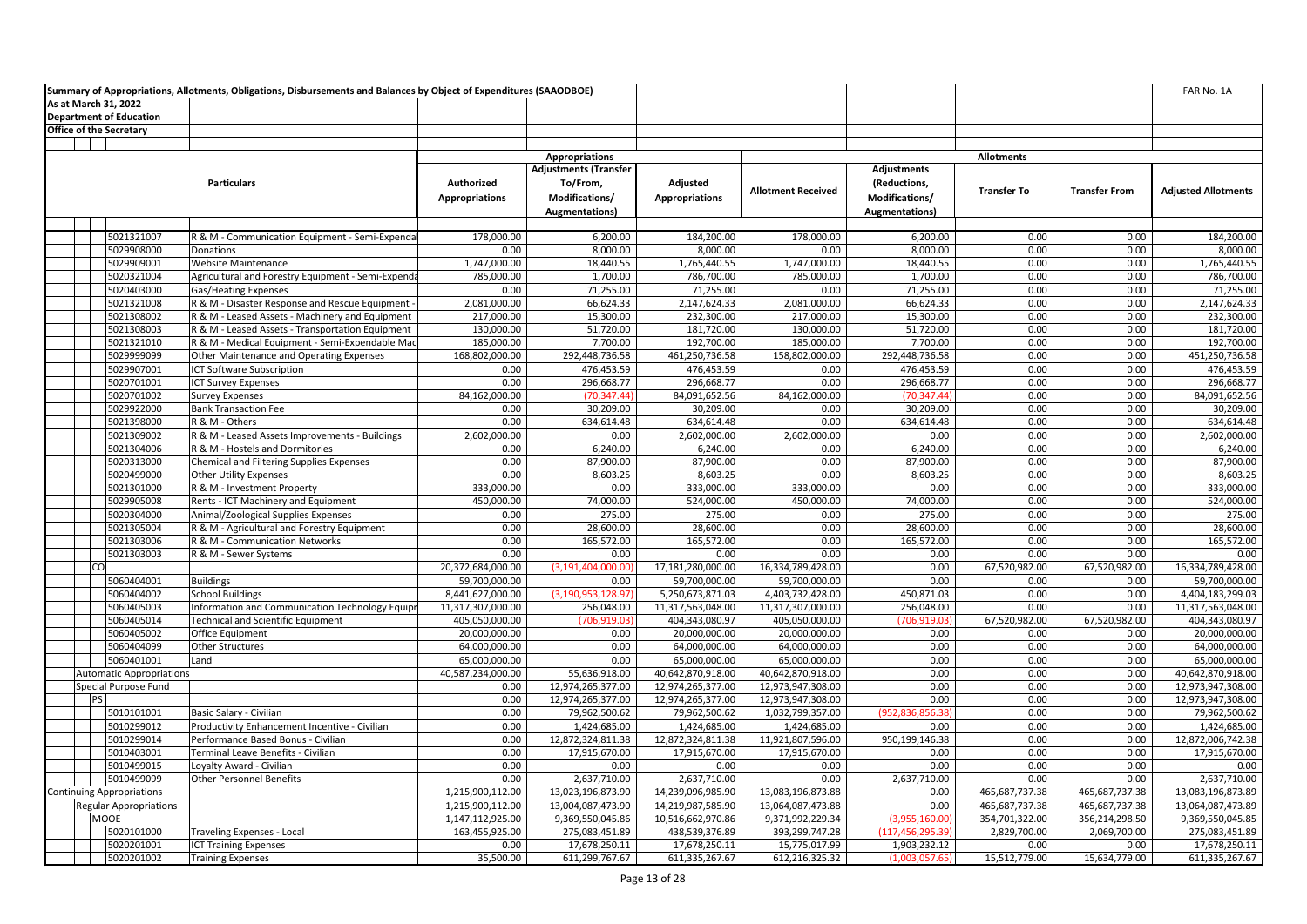Summary of Appropriations, Allotments, Obligations, Disbursements and Balances by Object of Expenditures (SAAODBE)

FAR No. 1A

As at March 31, 2022

Department of Education

Office of the Secretary

| | | Particulars | Appropriations | | | Allotments | | | | |
|---|---|---|---|---|---|---|---|---|---|---|
| | | | Authorized Appropriations | Adjustments (Transfer To/From, Modifications/ Augmentations) | Adjusted Appropriations | Allotment Received | Adjustments (Reductions, Modifications/ Augmentations) | Transfer To | Transfer From | Adjusted Allotments |
| | 5021321007 | R & M - Communication Equipment - Semi-Expenda | 178,000.00 | 6,200.00 | 184,200.00 | 178,000.00 | 6,200.00 | 0.00 | 0.00 | 184,200.00 |
| | 5029908000 | Donations | 0.00 | 8,000.00 | 8,000.00 | 0.00 | 8,000.00 | 0.00 | 0.00 | 8,000.00 |
| | 5029909001 | Website Maintenance | 1,747,000.00 | 18,440.55 | 1,765,440.55 | 1,747,000.00 | 18,440.55 | 0.00 | 0.00 | 1,765,440.55 |
| | 5020321004 | Agricultural and Forestry Equipment - Semi-Expenda | 785,000.00 | 1,700.00 | 786,700.00 | 785,000.00 | 1,700.00 | 0.00 | 0.00 | 786,700.00 |
| | 5020403000 | Gas/Heating Expenses | 0.00 | 71,255.00 | 71,255.00 | 0.00 | 71,255.00 | 0.00 | 0.00 | 71,255.00 |
| | 5021321008 | R & M - Disaster Response and Rescue Equipment - | 2,081,000.00 | 66,624.33 | 2,147,624.33 | 2,081,000.00 | 66,624.33 | 0.00 | 0.00 | 2,147,624.33 |
| | 5021308002 | R & M - Leased Assets - Machinery and Equipment | 217,000.00 | 15,300.00 | 232,300.00 | 217,000.00 | 15,300.00 | 0.00 | 0.00 | 232,300.00 |
| | 5021308003 | R & M - Leased Assets - Transportation Equipment | 130,000.00 | 51,720.00 | 181,720.00 | 130,000.00 | 51,720.00 | 0.00 | 0.00 | 181,720.00 |
| | 5021321010 | R & M - Medical Equipment - Semi-Expendable Mac | 185,000.00 | 7,700.00 | 192,700.00 | 185,000.00 | 7,700.00 | 0.00 | 0.00 | 192,700.00 |
| | 5029999099 | Other Maintenance and Operating Expenses | 168,802,000.00 | 292,448,736.58 | 461,250,736.58 | 158,802,000.00 | 292,448,736.58 | 0.00 | 0.00 | 451,250,736.58 |
| | 5029907001 | ICT Software Subscription | 0.00 | 476,453.59 | 476,453.59 | 0.00 | 476,453.59 | 0.00 | 0.00 | 476,453.59 |
| | 5020701001 | ICT Survey Expenses | 0.00 | 296,668.77 | 296,668.77 | 0.00 | 296,668.77 | 0.00 | 0.00 | 296,668.77 |
| | 5020701002 | Survey Expenses | 84,162,000.00 | (70,347.44) | 84,091,652.56 | 84,162,000.00 | (70,347.44) | 0.00 | 0.00 | 84,091,652.56 |
| | 5029922000 | Bank Transaction Fee | 0.00 | 30,209.00 | 30,209.00 | 0.00 | 30,209.00 | 0.00 | 0.00 | 30,209.00 |
| | 5021398000 | R & M - Others | 0.00 | 634,614.48 | 634,614.48 | 0.00 | 634,614.48 | 0.00 | 0.00 | 634,614.48 |
| | 5021309002 | R & M - Leased Assets Improvements - Buildings | 2,602,000.00 | 0.00 | 2,602,000.00 | 2,602,000.00 | 0.00 | 0.00 | 0.00 | 2,602,000.00 |
| | 5021304006 | R & M - Hostels and Dormitories | 0.00 | 6,240.00 | 6,240.00 | 0.00 | 6,240.00 | 0.00 | 0.00 | 6,240.00 |
| | 5020313000 | Chemical and Filtering Supplies Expenses | 0.00 | 87,900.00 | 87,900.00 | 0.00 | 87,900.00 | 0.00 | 0.00 | 87,900.00 |
| | 5020499000 | Other Utility Expenses | 0.00 | 8,603.25 | 8,603.25 | 0.00 | 8,603.25 | 0.00 | 0.00 | 8,603.25 |
| | 5021301000 | R & M - Investment Property | 333,000.00 | 0.00 | 333,000.00 | 333,000.00 | 0.00 | 0.00 | 0.00 | 333,000.00 |
| | 5029905008 | Rents - ICT Machinery and Equipment | 450,000.00 | 74,000.00 | 524,000.00 | 450,000.00 | 74,000.00 | 0.00 | 0.00 | 524,000.00 |
| | 5020304000 | Animal/Zoological Supplies Expenses | 0.00 | 275.00 | 275.00 | 0.00 | 275.00 | 0.00 | 0.00 | 275.00 |
| | 5021305004 | R & M - Agricultural and Forestry Equipment | 0.00 | 28,600.00 | 28,600.00 | 0.00 | 28,600.00 | 0.00 | 0.00 | 28,600.00 |
| | 5021303006 | R & M - Communication Networks | 0.00 | 165,572.00 | 165,572.00 | 0.00 | 165,572.00 | 0.00 | 0.00 | 165,572.00 |
| | 5021303003 | R & M - Sewer Systems | 0.00 | 0.00 | 0.00 | 0.00 | 0.00 | 0.00 | 0.00 | 0.00 |
| CO | | | 20,372,684,000.00 | (3,191,404,000.00) | 17,181,280,000.00 | 16,334,789,428.00 | 0.00 | 67,520,982.00 | 67,520,982.00 | 16,334,789,428.00 |
| | 5060404001 | Buildings | 59,700,000.00 | 0.00 | 59,700,000.00 | 59,700,000.00 | 0.00 | 0.00 | 0.00 | 59,700,000.00 |
| | 5060404002 | School Buildings | 8,441,627,000.00 | (3,190,953,128.97) | 5,250,673,871.03 | 4,403,732,428.00 | 450,871.03 | 0.00 | 0.00 | 4,404,183,299.03 |
| | 5060405003 | Information and Communication Technology Equipr | 11,317,307,000.00 | 256,048.00 | 11,317,563,048.00 | 11,317,307,000.00 | 256,048.00 | 0.00 | 0.00 | 11,317,563,048.00 |
| | 5060405014 | Technical and Scientific Equipment | 405,050,000.00 | (706,919.03) | 404,343,080.97 | 405,050,000.00 | (706,919.03) | 67,520,982.00 | 67,520,982.00 | 404,343,080.97 |
| | 5060405002 | Office Equipment | 20,000,000.00 | 0.00 | 20,000,000.00 | 20,000,000.00 | 0.00 | 0.00 | 0.00 | 20,000,000.00 |
| | 5060404099 | Other Structures | 64,000,000.00 | 0.00 | 64,000,000.00 | 64,000,000.00 | 0.00 | 0.00 | 0.00 | 64,000,000.00 |
| | 5060401001 | Land | 65,000,000.00 | 0.00 | 65,000,000.00 | 65,000,000.00 | 0.00 | 0.00 | 0.00 | 65,000,000.00 |
| Automatic Appropriations | | | 40,587,234,000.00 | 55,636,918.00 | 40,642,870,918.00 | 40,642,870,918.00 | 0.00 | 0.00 | 0.00 | 40,642,870,918.00 |
| Special Purpose Fund | | | 0.00 | 12,974,265,377.00 | 12,974,265,377.00 | 12,973,947,308.00 | 0.00 | 0.00 | 0.00 | 12,973,947,308.00 |
| PS | | | 0.00 | 12,974,265,377.00 | 12,974,265,377.00 | 12,973,947,308.00 | 0.00 | 0.00 | 0.00 | 12,973,947,308.00 |
| | 5010101001 | Basic Salary - Civilian | 0.00 | 79,962,500.62 | 79,962,500.62 | 1,032,799,357.00 | (952,836,856.38) | 0.00 | 0.00 | 79,962,500.62 |
| | 5010299012 | Productivity Enhancement Incentive - Civilian | 0.00 | 1,424,685.00 | 1,424,685.00 | 1,424,685.00 | 0.00 | 0.00 | 0.00 | 1,424,685.00 |
| | 5010299014 | Performance Based Bonus - Civilian | 0.00 | 12,872,324,811.38 | 12,872,324,811.38 | 11,921,807,596.00 | 950,199,146.38 | 0.00 | 0.00 | 12,872,006,742.38 |
| | 5010403001 | Terminal Leave Benefits - Civilian | 0.00 | 17,915,670.00 | 17,915,670.00 | 17,915,670.00 | 0.00 | 0.00 | 0.00 | 17,915,670.00 |
| | 5010499015 | Loyalty Award - Civilian | 0.00 | 0.00 | 0.00 | 0.00 | 0.00 | 0.00 | 0.00 | 0.00 |
| | 5010499099 | Other Personnel Benefits | 0.00 | 2,637,710.00 | 2,637,710.00 | 0.00 | 2,637,710.00 | 0.00 | 0.00 | 2,637,710.00 |
| Continuing Appropriations | | | 1,215,900,112.00 | 13,023,196,873.90 | 14,239,096,985.90 | 13,083,196,873.88 | 0.00 | 465,687,737.38 | 465,687,737.38 | 13,083,196,873.89 |
| Regular Appropriations | | | 1,215,900,112.00 | 13,004,087,473.90 | 14,219,987,585.90 | 13,064,087,473.88 | 0.00 | 465,687,737.38 | 465,687,737.38 | 13,064,087,473.89 |
| MOOE | | | 1,147,112,925.00 | 9,369,550,045.86 | 10,516,662,970.86 | 9,371,992,229.34 | (3,955,160.00) | 354,701,322.00 | 356,214,298.50 | 9,369,550,045.85 |
| | 5020101000 | Traveling Expenses - Local | 163,455,925.00 | 275,083,451.89 | 438,539,376.89 | 393,299,747.28 | (117,456,295.39) | 2,829,700.00 | 2,069,700.00 | 275,083,451.89 |
| | 5020201001 | ICT Training Expenses | 0.00 | 17,678,250.11 | 17,678,250.11 | 15,775,017.99 | 1,903,232.12 | 0.00 | 0.00 | 17,678,250.11 |
| | 5020201002 | Training Expenses | 35,500.00 | 611,299,767.67 | 611,335,267.67 | 612,216,325.32 | (1,003,057.65) | 15,512,779.00 | 15,634,779.00 | 611,335,267.67 |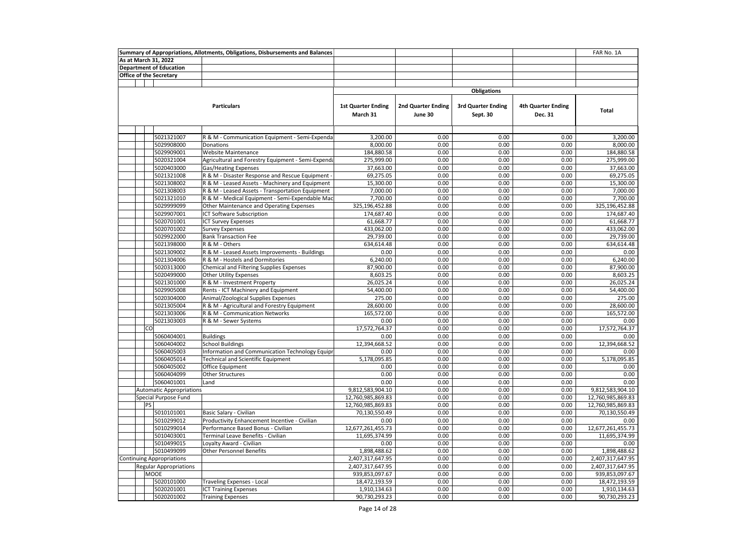**Summary of Appropriations, Allotments, Obligations, Disbursements and Balances** FAR No. 1A

**As at March 31, 2022**

**Department of Education**

**Office of the Secretary**

| Particulars | | Obligations | | | | |
|---|---|---|---|---|---|---|
| | | 1st Quarter Ending March 31 | 2nd Quarter Ending June 30 | 3rd Quarter Ending Sept. 30 | 4th Quarter Ending Dec. 31 | Total |
| 5021321007 | R & M - Communication Equipment - Semi-Expenda | 3,200.00 | 0.00 | 0.00 | 0.00 | 3,200.00 |
| 5029908000 | Donations | 8,000.00 | 0.00 | 0.00 | 0.00 | 8,000.00 |
| 5029909001 | Website Maintenance | 184,880.58 | 0.00 | 0.00 | 0.00 | 184,880.58 |
| 5020321004 | Agricultural and Forestry Equipment - Semi-Expenda | 275,999.00 | 0.00 | 0.00 | 0.00 | 275,999.00 |
| 5020403000 | Gas/Heating Expenses | 37,663.00 | 0.00 | 0.00 | 0.00 | 37,663.00 |
| 5021321008 | R & M - Disaster Response and Rescue Equipment - | 69,275.05 | 0.00 | 0.00 | 0.00 | 69,275.05 |
| 5021308002 | R & M - Leased Assets - Machinery and Equipment | 15,300.00 | 0.00 | 0.00 | 0.00 | 15,300.00 |
| 5021308003 | R & M - Leased Assets - Transportation Equipment | 7,000.00 | 0.00 | 0.00 | 0.00 | 7,000.00 |
| 5021321010 | R & M - Medical Equipment - Semi-Expendable Mac | 7,700.00 | 0.00 | 0.00 | 0.00 | 7,700.00 |
| 5029999099 | Other Maintenance and Operating Expenses | 325,196,452.88 | 0.00 | 0.00 | 0.00 | 325,196,452.88 |
| 5029907001 | ICT Software Subscription | 174,687.40 | 0.00 | 0.00 | 0.00 | 174,687.40 |
| 5020701001 | ICT Survey Expenses | 61,668.77 | 0.00 | 0.00 | 0.00 | 61,668.77 |
| 5020701002 | Survey Expenses | 433,062.00 | 0.00 | 0.00 | 0.00 | 433,062.00 |
| 5029922000 | Bank Transaction Fee | 29,739.00 | 0.00 | 0.00 | 0.00 | 29,739.00 |
| 5021398000 | R & M - Others | 634,614.48 | 0.00 | 0.00 | 0.00 | 634,614.48 |
| 5021309002 | R & M - Leased Assets Improvements - Buildings | 0.00 | 0.00 | 0.00 | 0.00 | 0.00 |
| 5021304006 | R & M - Hostels and Dormitories | 6,240.00 | 0.00 | 0.00 | 0.00 | 6,240.00 |
| 5020313000 | Chemical and Filtering Supplies Expenses | 87,900.00 | 0.00 | 0.00 | 0.00 | 87,900.00 |
| 5020499000 | Other Utility Expenses | 8,603.25 | 0.00 | 0.00 | 0.00 | 8,603.25 |
| 5021301000 | R & M - Investment Property | 26,025.24 | 0.00 | 0.00 | 0.00 | 26,025.24 |
| 5029905008 | Rents - ICT Machinery and Equipment | 54,400.00 | 0.00 | 0.00 | 0.00 | 54,400.00 |
| 5020304000 | Animal/Zoological Supplies Expenses | 275.00 | 0.00 | 0.00 | 0.00 | 275.00 |
| 5021305004 | R & M - Agricultural and Forestry Equipment | 28,600.00 | 0.00 | 0.00 | 0.00 | 28,600.00 |
| 5021303006 | R & M - Communication Networks | 165,572.00 | 0.00 | 0.00 | 0.00 | 165,572.00 |
| 5021303003 | R & M - Sewer Systems | 0.00 | 0.00 | 0.00 | 0.00 | 0.00 |
| CO | | 17,572,764.37 | 0.00 | 0.00 | 0.00 | 17,572,764.37 |
| 5060404001 | Buildings | 0.00 | 0.00 | 0.00 | 0.00 | 0.00 |
| 5060404002 | School Buildings | 12,394,668.52 | 0.00 | 0.00 | 0.00 | 12,394,668.52 |
| 5060405003 | Information and Communication Technology Equipr | 0.00 | 0.00 | 0.00 | 0.00 | 0.00 |
| 5060405014 | Technical and Scientific Equipment | 5,178,095.85 | 0.00 | 0.00 | 0.00 | 5,178,095.85 |
| 5060405002 | Office Equipment | 0.00 | 0.00 | 0.00 | 0.00 | 0.00 |
| 5060404099 | Other Structures | 0.00 | 0.00 | 0.00 | 0.00 | 0.00 |
| 5060401001 | Land | 0.00 | 0.00 | 0.00 | 0.00 | 0.00 |
| Automatic Appropriations | | 9,812,583,904.10 | 0.00 | 0.00 | 0.00 | 9,812,583,904.10 |
| Special Purpose Fund | | 12,760,985,869.83 | 0.00 | 0.00 | 0.00 | 12,760,985,869.83 |
| PS | | 12,760,985,869.83 | 0.00 | 0.00 | 0.00 | 12,760,985,869.83 |
| 5010101001 | Basic Salary - Civilian | 70,130,550.49 | 0.00 | 0.00 | 0.00 | 70,130,550.49 |
| 5010299012 | Productivity Enhancement Incentive - Civilian | 0.00 | 0.00 | 0.00 | 0.00 | 0.00 |
| 5010299014 | Performance Based Bonus - Civilian | 12,677,261,455.73 | 0.00 | 0.00 | 0.00 | 12,677,261,455.73 |
| 5010403001 | Terminal Leave Benefits - Civilian | 11,695,374.99 | 0.00 | 0.00 | 0.00 | 11,695,374.99 |
| 5010499015 | Loyalty Award - Civilian | 0.00 | 0.00 | 0.00 | 0.00 | 0.00 |
| 5010499099 | Other Personnel Benefits | 1,898,488.62 | 0.00 | 0.00 | 0.00 | 1,898,488.62 |
| Continuing Appropriations | | 2,407,317,647.95 | 0.00 | 0.00 | 0.00 | 2,407,317,647.95 |
| Regular Appropriations | | 2,407,317,647.95 | 0.00 | 0.00 | 0.00 | 2,407,317,647.95 |
| MOOE | | 939,853,097.67 | 0.00 | 0.00 | 0.00 | 939,853,097.67 |
| 5020101000 | Traveling Expenses - Local | 18,472,193.59 | 0.00 | 0.00 | 0.00 | 18,472,193.59 |
| 5020201001 | ICT Training Expenses | 1,910,134.63 | 0.00 | 0.00 | 0.00 | 1,910,134.63 |
| 5020201002 | Training Expenses | 90,730,293.23 | 0.00 | 0.00 | 0.00 | 90,730,293.23 |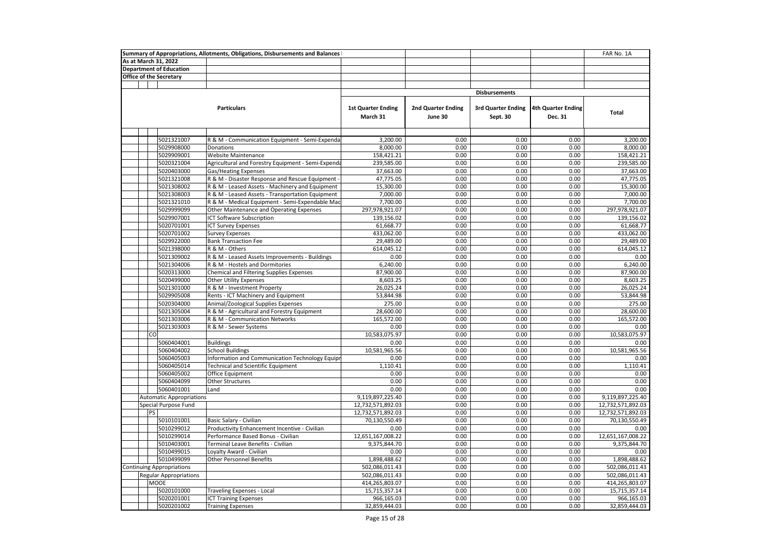| Summary of Appropriations, Allotments, Obligations, Disbursements and Balances | | | | | | FAR No. 1A |
|---|---|---|---|---|---|---|
| As at March 31, 2022 | | | | | | |
| Department of Education | | | | | | |
| Office of the Secretary | | | | | | |
| | | Disbursements | | | | |
| Particulars | | 1st Quarter Ending March 31 | 2nd Quarter Ending June 30 | 3rd Quarter Ending Sept. 30 | 4th Quarter Ending Dec. 31 | Total |
| 5021321007 | R & M - Communication Equipment - Semi-Expenda | 3,200.00 | 0.00 | 0.00 | 0.00 | 3,200.00 |
| 5029908000 | Donations | 8,000.00 | 0.00 | 0.00 | 0.00 | 8,000.00 |
| 5029909001 | Website Maintenance | 158,421.21 | 0.00 | 0.00 | 0.00 | 158,421.21 |
| 5020321004 | Agricultural and Forestry Equipment - Semi-Expenda | 239,585.00 | 0.00 | 0.00 | 0.00 | 239,585.00 |
| 5020403000 | Gas/Heating Expenses | 37,663.00 | 0.00 | 0.00 | 0.00 | 37,663.00 |
| 5021321008 | R & M - Disaster Response and Rescue Equipment - | 47,775.05 | 0.00 | 0.00 | 0.00 | 47,775.05 |
| 5021308002 | R & M - Leased Assets - Machinery and Equipment | 15,300.00 | 0.00 | 0.00 | 0.00 | 15,300.00 |
| 5021308003 | R & M - Leased Assets - Transportation Equipment | 7,000.00 | 0.00 | 0.00 | 0.00 | 7,000.00 |
| 5021321010 | R & M - Medical Equipment - Semi-Expendable Mac | 7,700.00 | 0.00 | 0.00 | 0.00 | 7,700.00 |
| 5029999099 | Other Maintenance and Operating Expenses | 297,978,921.07 | 0.00 | 0.00 | 0.00 | 297,978,921.07 |
| 5029907001 | ICT Software Subscription | 139,156.02 | 0.00 | 0.00 | 0.00 | 139,156.02 |
| 5020701001 | ICT Survey Expenses | 61,668.77 | 0.00 | 0.00 | 0.00 | 61,668.77 |
| 5020701002 | Survey Expenses | 433,062.00 | 0.00 | 0.00 | 0.00 | 433,062.00 |
| 5029922000 | Bank Transaction Fee | 29,489.00 | 0.00 | 0.00 | 0.00 | 29,489.00 |
| 5021398000 | R & M - Others | 614,045.12 | 0.00 | 0.00 | 0.00 | 614,045.12 |
| 5021309002 | R & M - Leased Assets Improvements - Buildings | 0.00 | 0.00 | 0.00 | 0.00 | 0.00 |
| 5021304006 | R & M - Hostels and Dormitories | 6,240.00 | 0.00 | 0.00 | 0.00 | 6,240.00 |
| 5020313000 | Chemical and Filtering Supplies Expenses | 87,900.00 | 0.00 | 0.00 | 0.00 | 87,900.00 |
| 5020499000 | Other Utility Expenses | 8,603.25 | 0.00 | 0.00 | 0.00 | 8,603.25 |
| 5021301000 | R & M - Investment Property | 26,025.24 | 0.00 | 0.00 | 0.00 | 26,025.24 |
| 5029905008 | Rents - ICT Machinery and Equipment | 53,844.98 | 0.00 | 0.00 | 0.00 | 53,844.98 |
| 5020304000 | Animal/Zoological Supplies Expenses | 275.00 | 0.00 | 0.00 | 0.00 | 275.00 |
| 5021305004 | R & M - Agricultural and Forestry Equipment | 28,600.00 | 0.00 | 0.00 | 0.00 | 28,600.00 |
| 5021303006 | R & M - Communication Networks | 165,572.00 | 0.00 | 0.00 | 0.00 | 165,572.00 |
| 5021303003 | R & M - Sewer Systems | 0.00 | 0.00 | 0.00 | 0.00 | 0.00 |
| CO | | 10,583,075.97 | 0.00 | 0.00 | 0.00 | 10,583,075.97 |
| 5060404001 | Buildings | 0.00 | 0.00 | 0.00 | 0.00 | 0.00 |
| 5060404002 | School Buildings | 10,581,965.56 | 0.00 | 0.00 | 0.00 | 10,581,965.56 |
| 5060405003 | Information and Communication Technology Equipr | 0.00 | 0.00 | 0.00 | 0.00 | 0.00 |
| 5060405014 | Technical and Scientific Equipment | 1,110.41 | 0.00 | 0.00 | 0.00 | 1,110.41 |
| 5060405002 | Office Equipment | 0.00 | 0.00 | 0.00 | 0.00 | 0.00 |
| 5060404099 | Other Structures | 0.00 | 0.00 | 0.00 | 0.00 | 0.00 |
| 5060401001 | Land | 0.00 | 0.00 | 0.00 | 0.00 | 0.00 |
| Automatic Appropriations | | 9,119,897,225.40 | 0.00 | 0.00 | 0.00 | 9,119,897,225.40 |
| Special Purpose Fund | | 12,732,571,892.03 | 0.00 | 0.00 | 0.00 | 12,732,571,892.03 |
| PS | | 12,732,571,892.03 | 0.00 | 0.00 | 0.00 | 12,732,571,892.03 |
| 5010101001 | Basic Salary - Civilian | 70,130,550.49 | 0.00 | 0.00 | 0.00 | 70,130,550.49 |
| 5010299012 | Productivity Enhancement Incentive - Civilian | 0.00 | 0.00 | 0.00 | 0.00 | 0.00 |
| 5010299014 | Performance Based Bonus - Civilian | 12,651,167,008.22 | 0.00 | 0.00 | 0.00 | 12,651,167,008.22 |
| 5010403001 | Terminal Leave Benefits - Civilian | 9,375,844.70 | 0.00 | 0.00 | 0.00 | 9,375,844.70 |
| 5010499015 | Loyalty Award - Civilian | 0.00 | 0.00 | 0.00 | 0.00 | 0.00 |
| 5010499099 | Other Personnel Benefits | 1,898,488.62 | 0.00 | 0.00 | 0.00 | 1,898,488.62 |
| Continuing Appropriations | | 502,086,011.43 | 0.00 | 0.00 | 0.00 | 502,086,011.43 |
| Regular Appropriations | | 502,086,011.43 | 0.00 | 0.00 | 0.00 | 502,086,011.43 |
| MOOE | | 414,265,803.07 | 0.00 | 0.00 | 0.00 | 414,265,803.07 |
| 5020101000 | Traveling Expenses - Local | 15,715,357.14 | 0.00 | 0.00 | 0.00 | 15,715,357.14 |
| 5020201001 | ICT Training Expenses | 966,165.03 | 0.00 | 0.00 | 0.00 | 966,165.03 |
| 5020201002 | Training Expenses | 32,859,444.03 | 0.00 | 0.00 | 0.00 | 32,859,444.03 |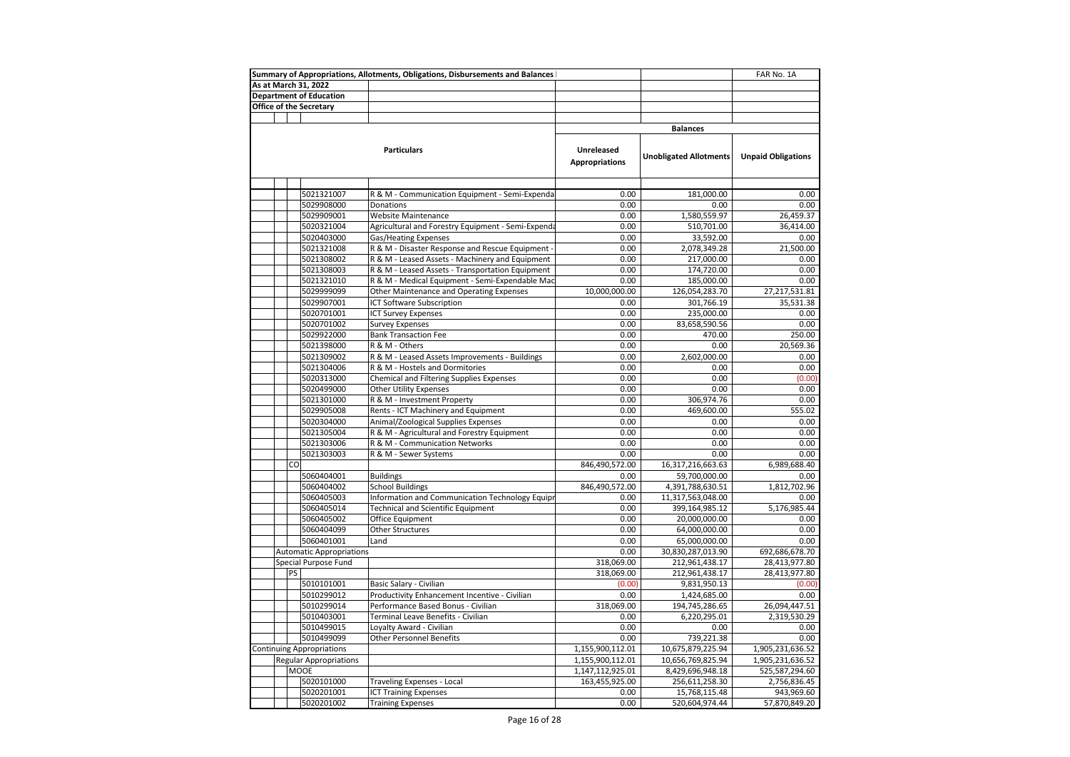| Summary of Appropriations, Allotments, Obligations, Disbursements and Balances | | | | | | | FAR No. 1A |
|---|---|---|---|---|---|---|---|
| As at March 31, 2022 | | | | | | | |
| Department of Education | | | | | | | |
| Office of the Secretary | | | | | | | |
| | | | | | | **Balances** | |
| **Particulars** | | | | | **Unreleased Appropriations** | **Unobligated Allotments** | **Unpaid Obligations** |
| | | | 5021321007 | R & M - Communication Equipment - Semi-Expenda | 0.00 | 181,000.00 | 0.00 |
| | | | 5029908000 | Donations | 0.00 | 0.00 | 0.00 |
| | | | 5029909001 | Website Maintenance | 0.00 | 1,580,559.97 | 26,459.37 |
| | | | 5020321004 | Agricultural and Forestry Equipment - Semi-Expenda | 0.00 | 510,701.00 | 36,414.00 |
| | | | 5020403000 | Gas/Heating Expenses | 0.00 | 33,592.00 | 0.00 |
| | | | 5021321008 | R & M - Disaster Response and Rescue Equipment - | 0.00 | 2,078,349.28 | 21,500.00 |
| | | | 5021308002 | R & M - Leased Assets - Machinery and Equipment | 0.00 | 217,000.00 | 0.00 |
| | | | 5021308003 | R & M - Leased Assets - Transportation Equipment | 0.00 | 174,720.00 | 0.00 |
| | | | 5021321010 | R & M - Medical Equipment - Semi-Expendable Mac | 0.00 | 185,000.00 | 0.00 |
| | | | 5029999099 | Other Maintenance and Operating Expenses | 10,000,000.00 | 126,054,283.70 | 27,217,531.81 |
| | | | 5029907001 | ICT Software Subscription | 0.00 | 301,766.19 | 35,531.38 |
| | | | 5020701001 | ICT Survey Expenses | 0.00 | 235,000.00 | 0.00 |
| | | | 5020701002 | Survey Expenses | 0.00 | 83,658,590.56 | 0.00 |
| | | | 5029922000 | Bank Transaction Fee | 0.00 | 470.00 | 250.00 |
| | | | 5021398000 | R & M - Others | 0.00 | 0.00 | 20,569.36 |
| | | | 5021309002 | R & M - Leased Assets Improvements - Buildings | 0.00 | 2,602,000.00 | 0.00 |
| | | | 5021304006 | R & M - Hostels and Dormitories | 0.00 | 0.00 | 0.00 |
| | | | 5020313000 | Chemical and Filtering Supplies Expenses | 0.00 | 0.00 | (0.00) |
| | | | 5020499000 | Other Utility Expenses | 0.00 | 0.00 | 0.00 |
| | | | 5021301000 | R & M - Investment Property | 0.00 | 306,974.76 | 0.00 |
| | | | 5029905008 | Rents - ICT Machinery and Equipment | 0.00 | 469,600.00 | 555.02 |
| | | | 5020304000 | Animal/Zoological Supplies Expenses | 0.00 | 0.00 | 0.00 |
| | | | 5021305004 | R & M - Agricultural and Forestry Equipment | 0.00 | 0.00 | 0.00 |
| | | | 5021303006 | R & M - Communication Networks | 0.00 | 0.00 | 0.00 |
| | | | 5021303003 | R & M - Sewer Systems | 0.00 | 0.00 | 0.00 |
| | | CO | | | 846,490,572.00 | 16,317,216,663.63 | 6,989,688.40 |
| | | | 5060404001 | Buildings | 0.00 | 59,700,000.00 | 0.00 |
| | | | 5060404002 | School Buildings | 846,490,572.00 | 4,391,788,630.51 | 1,812,702.96 |
| | | | 5060405003 | Information and Communication Technology Equipr | 0.00 | 11,317,563,048.00 | 0.00 |
| | | | 5060405014 | Technical and Scientific Equipment | 0.00 | 399,164,985.12 | 5,176,985.44 |
| | | | 5060405002 | Office Equipment | 0.00 | 20,000,000.00 | 0.00 |
| | | | 5060404099 | Other Structures | 0.00 | 64,000,000.00 | 0.00 |
| | | | 5060401001 | Land | 0.00 | 65,000,000.00 | 0.00 |
| | Automatic Appropriations | | | | 0.00 | 30,830,287,013.90 | 692,686,678.70 |
| | Special Purpose Fund | | | | 318,069.00 | 212,961,438.17 | 28,413,977.80 |
| | | PS | | | 318,069.00 | 212,961,438.17 | 28,413,977.80 |
| | | | 5010101001 | Basic Salary - Civilian | (0.00) | 9,831,950.13 | (0.00) |
| | | | 5010299012 | Productivity Enhancement Incentive - Civilian | 0.00 | 1,424,685.00 | 0.00 |
| | | | 5010299014 | Performance Based Bonus - Civilian | 318,069.00 | 194,745,286.65 | 26,094,447.51 |
| | | | 5010403001 | Terminal Leave Benefits - Civilian | 0.00 | 6,220,295.01 | 2,319,530.29 |
| | | | 5010499015 | Loyalty Award - Civilian | 0.00 | 0.00 | 0.00 |
| | | | 5010499099 | Other Personnel Benefits | 0.00 | 739,221.38 | 0.00 |
| Continuing Appropriations | | | | | 1,155,900,112.01 | 10,675,879,225.94 | 1,905,231,636.52 |
| | Regular Appropriations | | | | 1,155,900,112.01 | 10,656,769,825.94 | 1,905,231,636.52 |
| | | MOOE | | | 1,147,112,925.01 | 8,429,696,948.18 | 525,587,294.60 |
| | | | 5020101000 | Traveling Expenses - Local | 163,455,925.00 | 256,611,258.30 | 2,756,836.45 |
| | | | 5020201001 | ICT Training Expenses | 0.00 | 15,768,115.48 | 943,969.60 |
| | | | 5020201002 | Training Expenses | 0.00 | 520,604,974.44 | 57,870,849.20 |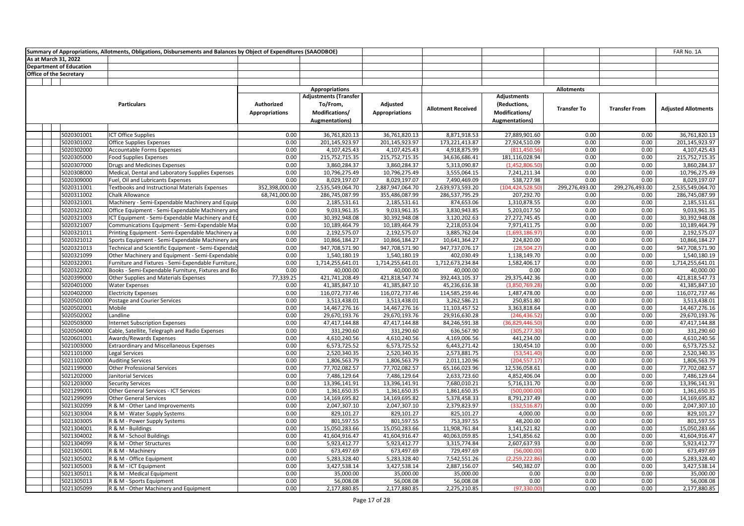Summary of Appropriations, Allotments, Obligations, Disbursements and Balances by Object of Expenditures (SAAODBOE)

FAR No. 1A

As at March 31, 2022
Department of Education
Office of the Secretary

| | Particulars | Appropriations | | | Allotments | | | | |
|---|---|---|---|---|---|---|---|---|---|
| | | Authorized Appropriations | Adjustments (Transfer To/From, Modifications/ Augmentations) | Adjusted Appropriations | Allotment Received | Adjustments (Reductions, Modifications/ Augmentations) | Transfer To | Transfer From | Adjusted Allotments |
| 5020301001 | ICT Office Supplies | 0.00 | 36,761,820.13 | 36,761,820.13 | 8,871,918.53 | 27,889,901.60 | 0.00 | 0.00 | 36,761,820.13 |
| 5020301002 | Office Supplies Expenses | 0.00 | 201,145,923.97 | 201,145,923.97 | 173,221,413.87 | 27,924,510.09 | 0.00 | 0.00 | 201,145,923.97 |
| 5020302000 | Accountable Forms Expenses | 0.00 | 4,107,425.43 | 4,107,425.43 | 4,918,875.99 | (811,450.56) | 0.00 | 0.00 | 4,107,425.43 |
| 5020305000 | Food Supplies Expenses | 0.00 | 215,752,715.35 | 215,752,715.35 | 34,636,686.41 | 181,116,028.94 | 0.00 | 0.00 | 215,752,715.35 |
| 5020307000 | Drugs and Medicines Expenses | 0.00 | 3,860,284.37 | 3,860,284.37 | 5,313,090.87 | (1,452,806.50) | 0.00 | 0.00 | 3,860,284.37 |
| 5020308000 | Medical, Dental and Laboratory Supplies Expenses | 0.00 | 10,796,275.49 | 10,796,275.49 | 3,555,064.15 | 7,241,211.34 | 0.00 | 0.00 | 10,796,275.49 |
| 5020309000 | Fuel, Oil and Lubricants Expenses | 0.00 | 8,029,197.07 | 8,029,197.07 | 7,490,469.09 | 538,727.98 | 0.00 | 0.00 | 8,029,197.07 |
| 5020311001 | Textbooks and Instructional Materials Expenses | 352,398,000.00 | 2,535,549,064.70 | 2,887,947,064.70 | 2,639,973,593.20 | (104,424,528.50) | 299,276,493.00 | 299,276,493.00 | 2,535,549,064.70 |
| 5020311002 | Chalk Allowance | 68,741,000.00 | 286,745,087.99 | 355,486,087.99 | 286,537,795.29 | 207,292.70 | 0.00 | 0.00 | 286,745,087.99 |
| 5020321001 | Machinery - Semi-Expendable Machinery and Equip | 0.00 | 2,185,531.61 | 2,185,531.61 | 874,653.06 | 1,310,878.55 | 0.00 | 0.00 | 2,185,531.61 |
| 5020321002 | Office Equipment - Semi-Expendable Machinery and | 0.00 | 9,033,961.35 | 9,033,961.35 | 3,830,943.85 | 5,203,017.50 | 0.00 | 0.00 | 9,033,961.35 |
| 5020321003 | ICT Equipment - Semi-Expendable Machinery and Eq | 0.00 | 30,392,948.08 | 30,392,948.08 | 3,120,202.63 | 27,272,745.45 | 0.00 | 0.00 | 30,392,948.08 |
| 5020321007 | Communications Equipment - Semi-Expendable Mac | 0.00 | 10,189,464.79 | 10,189,464.79 | 2,218,053.04 | 7,971,411.75 | 0.00 | 0.00 | 10,189,464.79 |
| 5020321011 | Printing Equipment - Semi-Expendable Machinery a | 0.00 | 2,192,575.07 | 2,192,575.07 | 3,885,762.04 | (1,693,186.97) | 0.00 | 0.00 | 2,192,575.07 |
| 5020321012 | Sports Equipment - Semi-Expendable Machinery and | 0.00 | 10,866,184.27 | 10,866,184.27 | 10,641,364.27 | 224,820.00 | 0.00 | 0.00 | 10,866,184.27 |
| 5020321013 | Technical and Scientific Equipment - Semi-Expendab | 0.00 | 947,708,571.90 | 947,708,571.90 | 947,737,076.17 | (28,504.27) | 0.00 | 0.00 | 947,708,571.90 |
| 5020321099 | Other Machinery and Equipment - Semi-Expendable | 0.00 | 1,540,180.19 | 1,540,180.19 | 402,030.49 | 1,138,149.70 | 0.00 | 0.00 | 1,540,180.19 |
| 5020322001 | Furniture and Fixtures - Semi-Expendable Furniture, | 0.00 | 1,714,255,641.01 | 1,714,255,641.01 | 1,712,673,234.84 | 1,582,406.17 | 0.00 | 0.00 | 1,714,255,641.01 |
| 5020322002 | Books - Semi-Expendable Furniture, Fixtures and Bo | 0.00 | 40,000.00 | 40,000.00 | 40,000.00 | 0.00 | 0.00 | 0.00 | 40,000.00 |
| 5020399000 | Other Supplies and Materials Expenses | 77,339.25 | 421,741,208.49 | 421,818,547.74 | 392,443,105.37 | 29,375,442.36 | 0.00 | 0.00 | 421,818,547.73 |
| 5020401000 | Water Expenses | 0.00 | 41,385,847.10 | 41,385,847.10 | 45,236,616.38 | (3,850,769.28) | 0.00 | 0.00 | 41,385,847.10 |
| 5020402000 | Electricity Expenses | 0.00 | 116,072,737.46 | 116,072,737.46 | 114,585,259.46 | 1,487,478.00 | 0.00 | 0.00 | 116,072,737.46 |
| 5020501000 | Postage and Courier Services | 0.00 | 3,513,438.01 | 3,513,438.01 | 3,262,586.21 | 250,851.80 | 0.00 | 0.00 | 3,513,438.01 |
| 5020502001 | Mobile | 0.00 | 14,467,276.16 | 14,467,276.16 | 11,103,457.52 | 3,363,818.64 | 0.00 | 0.00 | 14,467,276.16 |
| 5020502002 | Landline | 0.00 | 29,670,193.76 | 29,670,193.76 | 29,916,630.28 | (246,436.52) | 0.00 | 0.00 | 29,670,193.76 |
| 5020503000 | Internet Subscription Expenses | 0.00 | 47,417,144.88 | 47,417,144.88 | 84,246,591.38 | (36,829,446.50) | 0.00 | 0.00 | 47,417,144.88 |
| 5020504000 | Cable, Satellite, Telegraph and Radio Expenses | 0.00 | 331,290.60 | 331,290.60 | 636,567.90 | (305,277.30) | 0.00 | 0.00 | 331,290.60 |
| 5020601001 | Awards/Rewards Expenses | 0.00 | 4,610,240.56 | 4,610,240.56 | 4,169,006.56 | 441,234.00 | 0.00 | 0.00 | 4,610,240.56 |
| 5021003000 | Extraordinary and Miscellaneous Expenses | 0.00 | 6,573,725.52 | 6,573,725.52 | 6,443,271.42 | 130,454.10 | 0.00 | 0.00 | 6,573,725.52 |
| 5021101000 | Legal Services | 0.00 | 2,520,340.35 | 2,520,340.35 | 2,573,881.75 | (53,541.40) | 0.00 | 0.00 | 2,520,340.35 |
| 5021102000 | Auditing Services | 0.00 | 1,806,563.79 | 1,806,563.79 | 2,011,120.96 | (204,557.17) | 0.00 | 0.00 | 1,806,563.79 |
| 5021199000 | Other Professional Services | 0.00 | 77,702,082.57 | 77,702,082.57 | 65,166,023.96 | 12,536,058.61 | 0.00 | 0.00 | 77,702,082.57 |
| 5021202000 | Janitorial Services | 0.00 | 7,486,129.64 | 7,486,129.64 | 2,633,723.60 | 4,852,406.04 | 0.00 | 0.00 | 7,486,129.64 |
| 5021203000 | Security Services | 0.00 | 13,396,141.91 | 13,396,141.91 | 7,680,010.21 | 5,716,131.70 | 0.00 | 0.00 | 13,396,141.91 |
| 5021299001 | Other General Services - ICT Services | 0.00 | 1,361,650.35 | 1,361,650.35 | 1,861,650.35 | (500,000.00) | 0.00 | 0.00 | 1,361,650.35 |
| 5021299099 | Other General Services | 0.00 | 14,169,695.82 | 14,169,695.82 | 5,378,458.33 | 8,791,237.49 | 0.00 | 0.00 | 14,169,695.82 |
| 5021302099 | R & M - Other Land Improvements | 0.00 | 2,047,307.10 | 2,047,307.10 | 2,379,823.97 | (332,516.87) | 0.00 | 0.00 | 2,047,307.10 |
| 5021303004 | R & M - Water Supply Systems | 0.00 | 829,101.27 | 829,101.27 | 825,101.27 | 4,000.00 | 0.00 | 0.00 | 829,101.27 |
| 5021303005 | R & M - Power Supply Systems | 0.00 | 801,597.55 | 801,597.55 | 753,397.55 | 48,200.00 | 0.00 | 0.00 | 801,597.55 |
| 5021304001 | R & M - Buildings | 0.00 | 15,050,283.66 | 15,050,283.66 | 11,908,761.84 | 3,141,521.82 | 0.00 | 0.00 | 15,050,283.66 |
| 5021304002 | R & M - School Buildings | 0.00 | 41,604,916.47 | 41,604,916.47 | 40,063,059.85 | 1,541,856.62 | 0.00 | 0.00 | 41,604,916.47 |
| 5021304099 | R & M - Other Structures | 0.00 | 5,923,412.77 | 5,923,412.77 | 3,315,774.84 | 2,607,637.93 | 0.00 | 0.00 | 5,923,412.77 |
| 5021305001 | R & M - Machinery | 0.00 | 673,497.69 | 673,497.69 | 729,497.69 | (56,000.00) | 0.00 | 0.00 | 673,497.69 |
| 5021305002 | R & M - Office Equipment | 0.00 | 5,283,328.40 | 5,283,328.40 | 7,542,551.26 | (2,259,222.86) | 0.00 | 0.00 | 5,283,328.40 |
| 5021305003 | R & M - ICT Equipment | 0.00 | 3,427,538.14 | 3,427,538.14 | 2,887,156.07 | 540,382.07 | 0.00 | 0.00 | 3,427,538.14 |
| 5021305011 | R & M - Medical Equipment | 0.00 | 35,000.00 | 35,000.00 | 35,000.00 | 0.00 | 0.00 | 0.00 | 35,000.00 |
| 5021305013 | R & M - Sports Equipment | 0.00 | 56,008.08 | 56,008.08 | 56,008.08 | 0.00 | 0.00 | 0.00 | 56,008.08 |
| 5021305099 | R & M - Other Machinery and Equipment | 0.00 | 2,177,880.85 | 2,177,880.85 | 2,275,210.85 | (97,330.00) | 0.00 | 0.00 | 2,177,880.85 |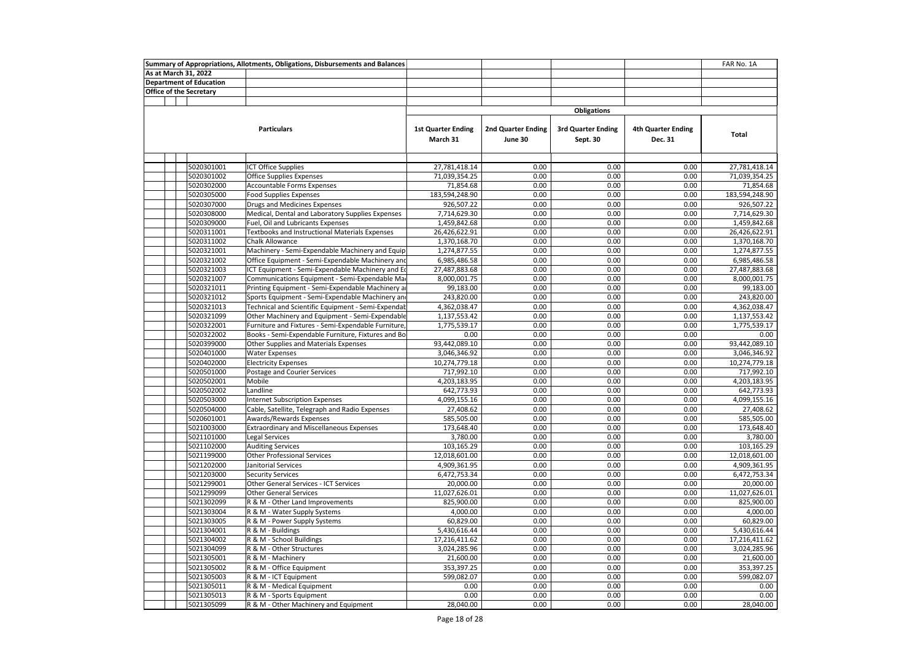| Summary of Appropriations, Allotments, Obligations, Disbursements and Balances | | | | | | FAR No. 1A |
|---|---|---|---|---|---|---|
| As at March 31, 2022 | | | | | | |
| Department of Education | | | | | | |
| Office of the Secretary | | | | | | |
| | | Obligations | | | | |
| Particulars | | 1st Quarter Ending March 31 | 2nd Quarter Ending June 30 | 3rd Quarter Ending Sept. 30 | 4th Quarter Ending Dec. 31 | Total |
| 5020301001 | ICT Office Supplies | 27,781,418.14 | 0.00 | 0.00 | 0.00 | 27,781,418.14 |
| 5020301002 | Office Supplies Expenses | 71,039,354.25 | 0.00 | 0.00 | 0.00 | 71,039,354.25 |
| 5020302000 | Accountable Forms Expenses | 71,854.68 | 0.00 | 0.00 | 0.00 | 71,854.68 |
| 5020305000 | Food Supplies Expenses | 183,594,248.90 | 0.00 | 0.00 | 0.00 | 183,594,248.90 |
| 5020307000 | Drugs and Medicines Expenses | 926,507.22 | 0.00 | 0.00 | 0.00 | 926,507.22 |
| 5020308000 | Medical, Dental and Laboratory Supplies Expenses | 7,714,629.30 | 0.00 | 0.00 | 0.00 | 7,714,629.30 |
| 5020309000 | Fuel, Oil and Lubricants Expenses | 1,459,842.68 | 0.00 | 0.00 | 0.00 | 1,459,842.68 |
| 5020311001 | Textbooks and Instructional Materials Expenses | 26,426,622.91 | 0.00 | 0.00 | 0.00 | 26,426,622.91 |
| 5020311002 | Chalk Allowance | 1,370,168.70 | 0.00 | 0.00 | 0.00 | 1,370,168.70 |
| 5020321001 | Machinery - Semi-Expendable Machinery and Equip | 1,274,877.55 | 0.00 | 0.00 | 0.00 | 1,274,877.55 |
| 5020321002 | Office Equipment - Semi-Expendable Machinery and | 6,985,486.58 | 0.00 | 0.00 | 0.00 | 6,985,486.58 |
| 5020321003 | ICT Equipment - Semi-Expendable Machinery and Ec | 27,487,883.68 | 0.00 | 0.00 | 0.00 | 27,487,883.68 |
| 5020321007 | Communications Equipment - Semi-Expendable Ma | 8,000,001.75 | 0.00 | 0.00 | 0.00 | 8,000,001.75 |
| 5020321011 | Printing Equipment - Semi-Expendable Machinery a | 99,183.00 | 0.00 | 0.00 | 0.00 | 99,183.00 |
| 5020321012 | Sports Equipment - Semi-Expendable Machinery an | 243,820.00 | 0.00 | 0.00 | 0.00 | 243,820.00 |
| 5020321013 | Technical and Scientific Equipment - Semi-Expendab | 4,362,038.47 | 0.00 | 0.00 | 0.00 | 4,362,038.47 |
| 5020321099 | Other Machinery and Equipment - Semi-Expendable | 1,137,553.42 | 0.00 | 0.00 | 0.00 | 1,137,553.42 |
| 5020322001 | Furniture and Fixtures - Semi-Expendable Furniture, | 1,775,539.17 | 0.00 | 0.00 | 0.00 | 1,775,539.17 |
| 5020322002 | Books - Semi-Expendable Furniture, Fixtures and Bo | 0.00 | 0.00 | 0.00 | 0.00 | 0.00 |
| 5020399000 | Other Supplies and Materials Expenses | 93,442,089.10 | 0.00 | 0.00 | 0.00 | 93,442,089.10 |
| 5020401000 | Water Expenses | 3,046,346.92 | 0.00 | 0.00 | 0.00 | 3,046,346.92 |
| 5020402000 | Electricity Expenses | 10,274,779.18 | 0.00 | 0.00 | 0.00 | 10,274,779.18 |
| 5020501000 | Postage and Courier Services | 717,992.10 | 0.00 | 0.00 | 0.00 | 717,992.10 |
| 5020502001 | Mobile | 4,203,183.95 | 0.00 | 0.00 | 0.00 | 4,203,183.95 |
| 5020502002 | Landline | 642,773.93 | 0.00 | 0.00 | 0.00 | 642,773.93 |
| 5020503000 | Internet Subscription Expenses | 4,099,155.16 | 0.00 | 0.00 | 0.00 | 4,099,155.16 |
| 5020504000 | Cable, Satellite, Telegraph and Radio Expenses | 27,408.62 | 0.00 | 0.00 | 0.00 | 27,408.62 |
| 5020601001 | Awards/Rewards Expenses | 585,505.00 | 0.00 | 0.00 | 0.00 | 585,505.00 |
| 5021003000 | Extraordinary and Miscellaneous Expenses | 173,648.40 | 0.00 | 0.00 | 0.00 | 173,648.40 |
| 5021101000 | Legal Services | 3,780.00 | 0.00 | 0.00 | 0.00 | 3,780.00 |
| 5021102000 | Auditing Services | 103,165.29 | 0.00 | 0.00 | 0.00 | 103,165.29 |
| 5021199000 | Other Professional Services | 12,018,601.00 | 0.00 | 0.00 | 0.00 | 12,018,601.00 |
| 5021202000 | Janitorial Services | 4,909,361.95 | 0.00 | 0.00 | 0.00 | 4,909,361.95 |
| 5021203000 | Security Services | 6,472,753.34 | 0.00 | 0.00 | 0.00 | 6,472,753.34 |
| 5021299001 | Other General Services - ICT Services | 20,000.00 | 0.00 | 0.00 | 0.00 | 20,000.00 |
| 5021299099 | Other General Services | 11,027,626.01 | 0.00 | 0.00 | 0.00 | 11,027,626.01 |
| 5021302099 | R & M - Other Land Improvements | 825,900.00 | 0.00 | 0.00 | 0.00 | 825,900.00 |
| 5021303004 | R & M - Water Supply Systems | 4,000.00 | 0.00 | 0.00 | 0.00 | 4,000.00 |
| 5021303005 | R & M - Power Supply Systems | 60,829.00 | 0.00 | 0.00 | 0.00 | 60,829.00 |
| 5021304001 | R & M - Buildings | 5,430,616.44 | 0.00 | 0.00 | 0.00 | 5,430,616.44 |
| 5021304002 | R & M - School Buildings | 17,216,411.62 | 0.00 | 0.00 | 0.00 | 17,216,411.62 |
| 5021304099 | R & M - Other Structures | 3,024,285.96 | 0.00 | 0.00 | 0.00 | 3,024,285.96 |
| 5021305001 | R & M - Machinery | 21,600.00 | 0.00 | 0.00 | 0.00 | 21,600.00 |
| 5021305002 | R & M - Office Equipment | 353,397.25 | 0.00 | 0.00 | 0.00 | 353,397.25 |
| 5021305003 | R & M - ICT Equipment | 599,082.07 | 0.00 | 0.00 | 0.00 | 599,082.07 |
| 5021305011 | R & M - Medical Equipment | 0.00 | 0.00 | 0.00 | 0.00 | 0.00 |
| 5021305013 | R & M - Sports Equipment | 0.00 | 0.00 | 0.00 | 0.00 | 0.00 |
| 5021305099 | R & M - Other Machinery and Equipment | 28,040.00 | 0.00 | 0.00 | 0.00 | 28,040.00 |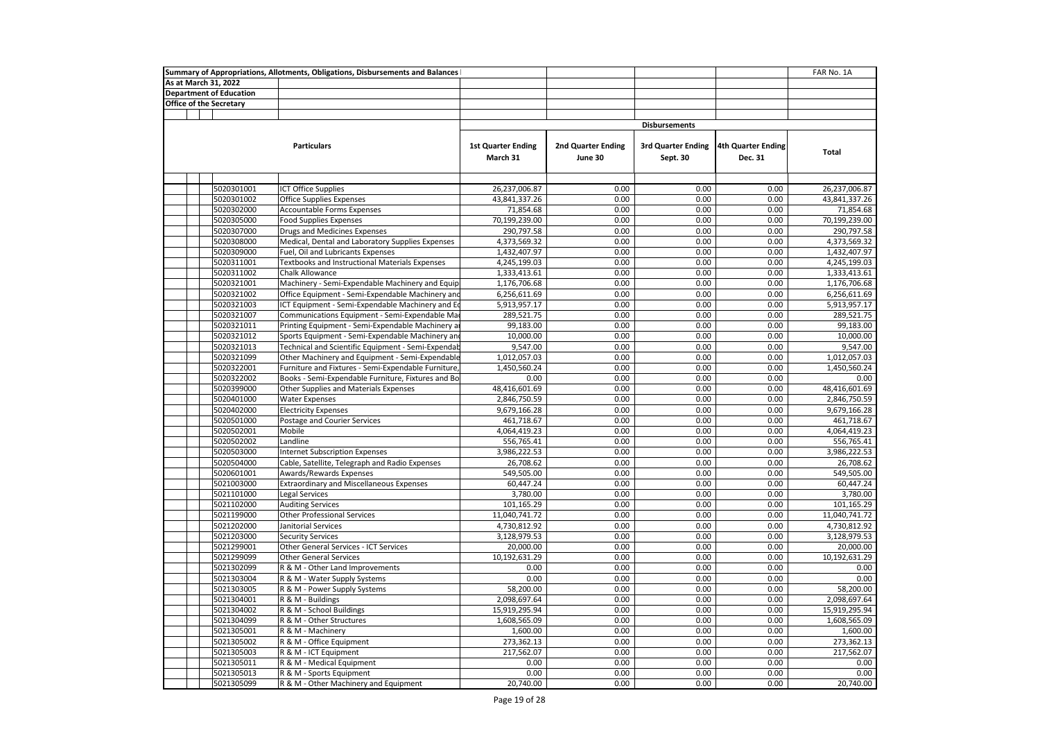Summary of Appropriations, Allotments, Obligations, Disbursements and Balances

FAR No. 1A

As at March 31, 2022

Department of Education

Office of the Secretary

| | Particulars | Disbursements | | | | |
|---|---|---|---|---|---|---|
| | | 1st Quarter Ending March 31 | 2nd Quarter Ending June 30 | 3rd Quarter Ending Sept. 30 | 4th Quarter Ending Dec. 31 | Total |
| 5020301001 | ICT Office Supplies | 26,237,006.87 | 0.00 | 0.00 | 0.00 | 26,237,006.87 |
| 5020301002 | Office Supplies Expenses | 43,841,337.26 | 0.00 | 0.00 | 0.00 | 43,841,337.26 |
| 5020302000 | Accountable Forms Expenses | 71,854.68 | 0.00 | 0.00 | 0.00 | 71,854.68 |
| 5020305000 | Food Supplies Expenses | 70,199,239.00 | 0.00 | 0.00 | 0.00 | 70,199,239.00 |
| 5020307000 | Drugs and Medicines Expenses | 290,797.58 | 0.00 | 0.00 | 0.00 | 290,797.58 |
| 5020308000 | Medical, Dental and Laboratory Supplies Expenses | 4,373,569.32 | 0.00 | 0.00 | 0.00 | 4,373,569.32 |
| 5020309000 | Fuel, Oil and Lubricants Expenses | 1,432,407.97 | 0.00 | 0.00 | 0.00 | 1,432,407.97 |
| 5020311001 | Textbooks and Instructional Materials Expenses | 4,245,199.03 | 0.00 | 0.00 | 0.00 | 4,245,199.03 |
| 5020311002 | Chalk Allowance | 1,333,413.61 | 0.00 | 0.00 | 0.00 | 1,333,413.61 |
| 5020321001 | Machinery - Semi-Expendable Machinery and Equip | 1,176,706.68 | 0.00 | 0.00 | 0.00 | 1,176,706.68 |
| 5020321002 | Office Equipment - Semi-Expendable Machinery and | 6,256,611.69 | 0.00 | 0.00 | 0.00 | 6,256,611.69 |
| 5020321003 | ICT Equipment - Semi-Expendable Machinery and Eq | 5,913,957.17 | 0.00 | 0.00 | 0.00 | 5,913,957.17 |
| 5020321007 | Communications Equipment - Semi-Expendable Ma | 289,521.75 | 0.00 | 0.00 | 0.00 | 289,521.75 |
| 5020321011 | Printing Equipment - Semi-Expendable Machinery a | 99,183.00 | 0.00 | 0.00 | 0.00 | 99,183.00 |
| 5020321012 | Sports Equipment - Semi-Expendable Machinery and | 10,000.00 | 0.00 | 0.00 | 0.00 | 10,000.00 |
| 5020321013 | Technical and Scientific Equipment - Semi-Expendab | 9,547.00 | 0.00 | 0.00 | 0.00 | 9,547.00 |
| 5020321099 | Other Machinery and Equipment - Semi-Expendable | 1,012,057.03 | 0.00 | 0.00 | 0.00 | 1,012,057.03 |
| 5020322001 | Furniture and Fixtures - Semi-Expendable Furniture, | 1,450,560.24 | 0.00 | 0.00 | 0.00 | 1,450,560.24 |
| 5020322002 | Books - Semi-Expendable Furniture, Fixtures and Bo | 0.00 | 0.00 | 0.00 | 0.00 | 0.00 |
| 5020399000 | Other Supplies and Materials Expenses | 48,416,601.69 | 0.00 | 0.00 | 0.00 | 48,416,601.69 |
| 5020401000 | Water Expenses | 2,846,750.59 | 0.00 | 0.00 | 0.00 | 2,846,750.59 |
| 5020402000 | Electricity Expenses | 9,679,166.28 | 0.00 | 0.00 | 0.00 | 9,679,166.28 |
| 5020501000 | Postage and Courier Services | 461,718.67 | 0.00 | 0.00 | 0.00 | 461,718.67 |
| 5020502001 | Mobile | 4,064,419.23 | 0.00 | 0.00 | 0.00 | 4,064,419.23 |
| 5020502002 | Landline | 556,765.41 | 0.00 | 0.00 | 0.00 | 556,765.41 |
| 5020503000 | Internet Subscription Expenses | 3,986,222.53 | 0.00 | 0.00 | 0.00 | 3,986,222.53 |
| 5020504000 | Cable, Satellite, Telegraph and Radio Expenses | 26,708.62 | 0.00 | 0.00 | 0.00 | 26,708.62 |
| 5020601001 | Awards/Rewards Expenses | 549,505.00 | 0.00 | 0.00 | 0.00 | 549,505.00 |
| 5021003000 | Extraordinary and Miscellaneous Expenses | 60,447.24 | 0.00 | 0.00 | 0.00 | 60,447.24 |
| 5021101000 | Legal Services | 3,780.00 | 0.00 | 0.00 | 0.00 | 3,780.00 |
| 5021102000 | Auditing Services | 101,165.29 | 0.00 | 0.00 | 0.00 | 101,165.29 |
| 5021199000 | Other Professional Services | 11,040,741.72 | 0.00 | 0.00 | 0.00 | 11,040,741.72 |
| 5021202000 | Janitorial Services | 4,730,812.92 | 0.00 | 0.00 | 0.00 | 4,730,812.92 |
| 5021203000 | Security Services | 3,128,979.53 | 0.00 | 0.00 | 0.00 | 3,128,979.53 |
| 5021299001 | Other General Services - ICT Services | 20,000.00 | 0.00 | 0.00 | 0.00 | 20,000.00 |
| 5021299099 | Other General Services | 10,192,631.29 | 0.00 | 0.00 | 0.00 | 10,192,631.29 |
| 5021302099 | R & M - Other Land Improvements | 0.00 | 0.00 | 0.00 | 0.00 | 0.00 |
| 5021303004 | R & M - Water Supply Systems | 0.00 | 0.00 | 0.00 | 0.00 | 0.00 |
| 5021303005 | R & M - Power Supply Systems | 58,200.00 | 0.00 | 0.00 | 0.00 | 58,200.00 |
| 5021304001 | R & M - Buildings | 2,098,697.64 | 0.00 | 0.00 | 0.00 | 2,098,697.64 |
| 5021304002 | R & M - School Buildings | 15,919,295.94 | 0.00 | 0.00 | 0.00 | 15,919,295.94 |
| 5021304099 | R & M - Other Structures | 1,608,565.09 | 0.00 | 0.00 | 0.00 | 1,608,565.09 |
| 5021305001 | R & M - Machinery | 1,600.00 | 0.00 | 0.00 | 0.00 | 1,600.00 |
| 5021305002 | R & M - Office Equipment | 273,362.13 | 0.00 | 0.00 | 0.00 | 273,362.13 |
| 5021305003 | R & M - ICT Equipment | 217,562.07 | 0.00 | 0.00 | 0.00 | 217,562.07 |
| 5021305011 | R & M - Medical Equipment | 0.00 | 0.00 | 0.00 | 0.00 | 0.00 |
| 5021305013 | R & M - Sports Equipment | 0.00 | 0.00 | 0.00 | 0.00 | 0.00 |
| 5021305099 | R & M - Other Machinery and Equipment | 20,740.00 | 0.00 | 0.00 | 0.00 | 20,740.00 |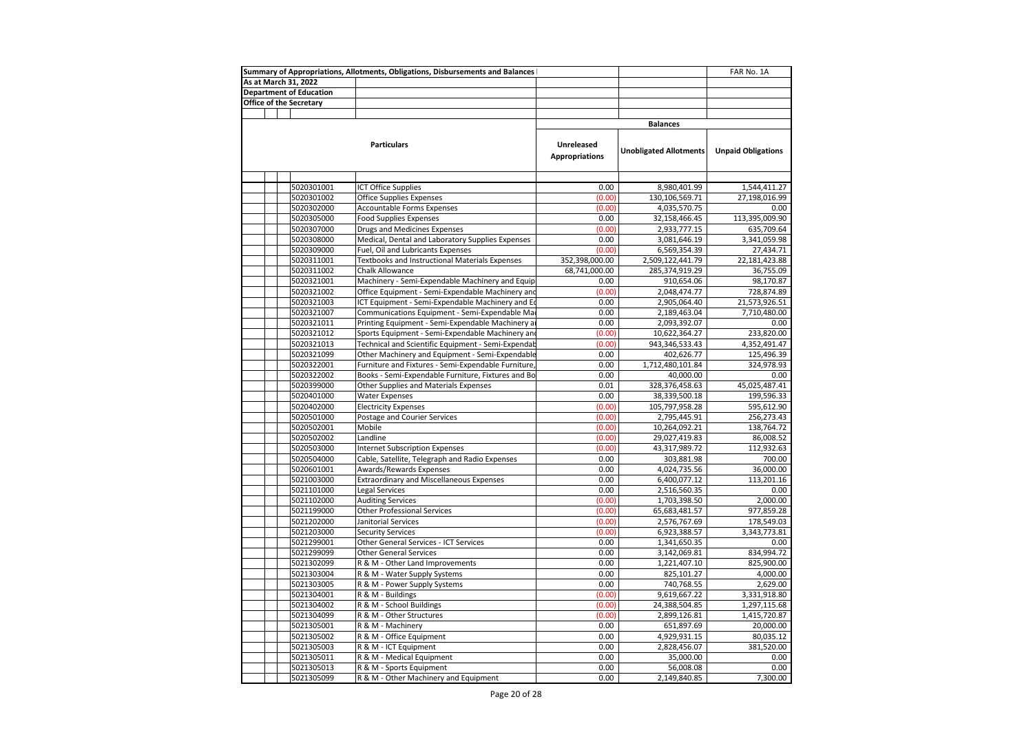**Summary of Appropriations, Allotments, Obligations, Disbursements and Balances**

**As at March 31, 2022**

**Department of Education**

**Office of the Secretary**

FAR No. 1A

| | Particulars | Balances | | |
|---|---|---|---|---|
| | | Unreleased Appropriations | Unobligated Allotments | Unpaid Obligations |
| 5020301001 | ICT Office Supplies | 0.00 | 8,980,401.99 | 1,544,411.27 |
| 5020301002 | Office Supplies Expenses | (0.00) | 130,106,569.71 | 27,198,016.99 |
| 5020302000 | Accountable Forms Expenses | (0.00) | 4,035,570.75 | 0.00 |
| 5020305000 | Food Supplies Expenses | 0.00 | 32,158,466.45 | 113,395,009.90 |
| 5020307000 | Drugs and Medicines Expenses | (0.00) | 2,933,777.15 | 635,709.64 |
| 5020308000 | Medical, Dental and Laboratory Supplies Expenses | 0.00 | 3,081,646.19 | 3,341,059.98 |
| 5020309000 | Fuel, Oil and Lubricants Expenses | (0.00) | 6,569,354.39 | 27,434.71 |
| 5020311001 | Textbooks and Instructional Materials Expenses | 352,398,000.00 | 2,509,122,441.79 | 22,181,423.88 |
| 5020311002 | Chalk Allowance | 68,741,000.00 | 285,374,919.29 | 36,755.09 |
| 5020321001 | Machinery - Semi-Expendable Machinery and Equip | 0.00 | 910,654.06 | 98,170.87 |
| 5020321002 | Office Equipment - Semi-Expendable Machinery and | (0.00) | 2,048,474.77 | 728,874.89 |
| 5020321003 | ICT Equipment - Semi-Expendable Machinery and E | 0.00 | 2,905,064.40 | 21,573,926.51 |
| 5020321007 | Communications Equipment - Semi-Expendable Ma | 0.00 | 2,189,463.04 | 7,710,480.00 |
| 5020321011 | Printing Equipment - Semi-Expendable Machinery a | 0.00 | 2,093,392.07 | 0.00 |
| 5020321012 | Sports Equipment - Semi-Expendable Machinery an | (0.00) | 10,622,364.27 | 233,820.00 |
| 5020321013 | Technical and Scientific Equipment - Semi-Expendab | (0.00) | 943,346,533.43 | 4,352,491.47 |
| 5020321099 | Other Machinery and Equipment - Semi-Expendable | 0.00 | 402,626.77 | 125,496.39 |
| 5020322001 | Furniture and Fixtures - Semi-Expendable Furniture, | 0.00 | 1,712,480,101.84 | 324,978.93 |
| 5020322002 | Books - Semi-Expendable Furniture, Fixtures and Bo | 0.00 | 40,000.00 | 0.00 |
| 5020399000 | Other Supplies and Materials Expenses | 0.01 | 328,376,458.63 | 45,025,487.41 |
| 5020401000 | Water Expenses | 0.00 | 38,339,500.18 | 199,596.33 |
| 5020402000 | Electricity Expenses | (0.00) | 105,797,958.28 | 595,612.90 |
| 5020501000 | Postage and Courier Services | (0.00) | 2,795,445.91 | 256,273.43 |
| 5020502001 | Mobile | (0.00) | 10,264,092.21 | 138,764.72 |
| 5020502002 | Landline | (0.00) | 29,027,419.83 | 86,008.52 |
| 5020503000 | Internet Subscription Expenses | (0.00) | 43,317,989.72 | 112,932.63 |
| 5020504000 | Cable, Satellite, Telegraph and Radio Expenses | 0.00 | 303,881.98 | 700.00 |
| 5020601001 | Awards/Rewards Expenses | 0.00 | 4,024,735.56 | 36,000.00 |
| 5021003000 | Extraordinary and Miscellaneous Expenses | 0.00 | 6,400,077.12 | 113,201.16 |
| 5021101000 | Legal Services | 0.00 | 2,516,560.35 | 0.00 |
| 5021102000 | Auditing Services | (0.00) | 1,703,398.50 | 2,000.00 |
| 5021199000 | Other Professional Services | (0.00) | 65,683,481.57 | 977,859.28 |
| 5021202000 | Janitorial Services | (0.00) | 2,576,767.69 | 178,549.03 |
| 5021203000 | Security Services | (0.00) | 6,923,388.57 | 3,343,773.81 |
| 5021299001 | Other General Services - ICT Services | 0.00 | 1,341,650.35 | 0.00 |
| 5021299099 | Other General Services | 0.00 | 3,142,069.81 | 834,994.72 |
| 5021302099 | R & M - Other Land Improvements | 0.00 | 1,221,407.10 | 825,900.00 |
| 5021303004 | R & M - Water Supply Systems | 0.00 | 825,101.27 | 4,000.00 |
| 5021303005 | R & M - Power Supply Systems | 0.00 | 740,768.55 | 2,629.00 |
| 5021304001 | R & M - Buildings | (0.00) | 9,619,667.22 | 3,331,918.80 |
| 5021304002 | R & M - School Buildings | (0.00) | 24,388,504.85 | 1,297,115.68 |
| 5021304099 | R & M - Other Structures | (0.00) | 2,899,126.81 | 1,415,720.87 |
| 5021305001 | R & M - Machinery | 0.00 | 651,897.69 | 20,000.00 |
| 5021305002 | R & M - Office Equipment | 0.00 | 4,929,931.15 | 80,035.12 |
| 5021305003 | R & M - ICT Equipment | 0.00 | 2,828,456.07 | 381,520.00 |
| 5021305011 | R & M - Medical Equipment | 0.00 | 35,000.00 | 0.00 |
| 5021305013 | R & M - Sports Equipment | 0.00 | 56,008.08 | 0.00 |
| 5021305099 | R & M - Other Machinery and Equipment | 0.00 | 2,149,840.85 | 7,300.00 |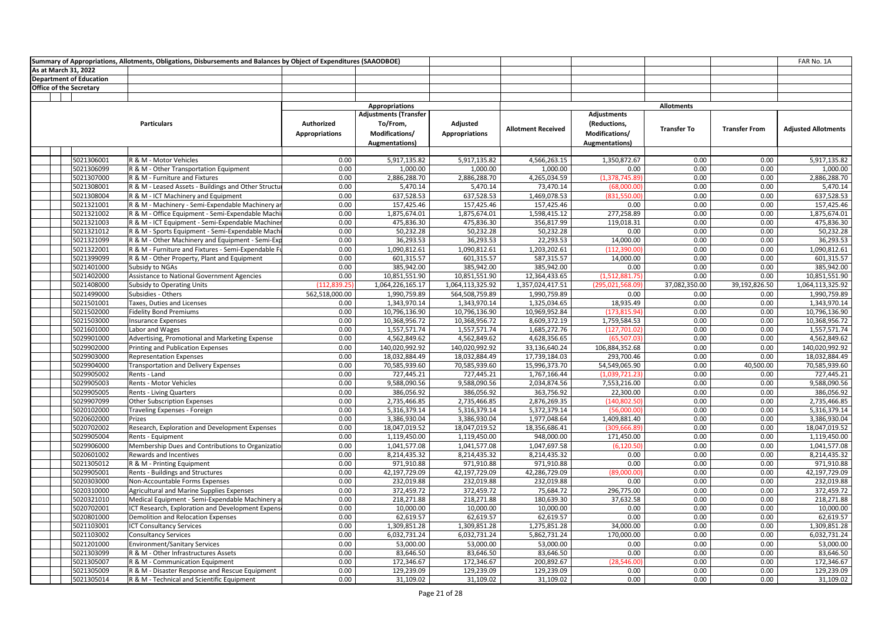Summary of Appropriations, Allotments, Obligations, Disbursements and Balances by Object of Expenditures (SAAODBOE)

FAR No. 1A

As at March 31, 2022

Department of Education

Office of the Secretary

| | Particulars | Appropriations | | | Allotments | | | | |
|---|---|---|---|---|---|---|---|---|---|
| | | Authorized Appropriations | Adjustments (Transfer To/From, Modifications/ Augmentations) | Adjusted Appropriations | Allotment Received | Adjustments (Reductions, Modifications/ Augmentations) | Transfer To | Transfer From | Adjusted Allotments |
| 5021306001 | R & M - Motor Vehicles | 0.00 | 5,917,135.82 | 5,917,135.82 | 4,566,263.15 | 1,350,872.67 | 0.00 | 0.00 | 5,917,135.82 |
| 5021306099 | R & M - Other Transportation Equipment | 0.00 | 1,000.00 | 1,000.00 | 1,000.00 | 0.00 | 0.00 | 0.00 | 1,000.00 |
| 5021307000 | R & M - Furniture and Fixtures | 0.00 | 2,886,288.70 | 2,886,288.70 | 4,265,034.59 | (1,378,745.89) | 0.00 | 0.00 | 2,886,288.70 |
| 5021308001 | R & M - Leased Assets - Buildings and Other Structu | 0.00 | 5,470.14 | 5,470.14 | 73,470.14 | (68,000.00) | 0.00 | 0.00 | 5,470.14 |
| 5021308004 | R & M - ICT Machinery and Equipment | 0.00 | 637,528.53 | 637,528.53 | 1,469,078.53 | (831,550.00) | 0.00 | 0.00 | 637,528.53 |
| 5021321001 | R & M - Machinery - Semi-Expendable Machinery ar | 0.00 | 157,425.46 | 157,425.46 | 157,425.46 | 0.00 | 0.00 | 0.00 | 157,425.46 |
| 5021321002 | R & M - Office Equipment - Semi-Expendable Machi | 0.00 | 1,875,674.01 | 1,875,674.01 | 1,598,415.12 | 277,258.89 | 0.00 | 0.00 | 1,875,674.01 |
| 5021321003 | R & M - ICT Equipment - Semi-Expendable Machiner | 0.00 | 475,836.30 | 475,836.30 | 356,817.99 | 119,018.31 | 0.00 | 0.00 | 475,836.30 |
| 5021321012 | R & M - Sports Equipment - Semi-Expendable Machi | 0.00 | 50,232.28 | 50,232.28 | 50,232.28 | 0.00 | 0.00 | 0.00 | 50,232.28 |
| 5021321099 | R & M - Other Machinery and Equipment - Semi-Exp | 0.00 | 36,293.53 | 36,293.53 | 22,293.53 | 14,000.00 | 0.00 | 0.00 | 36,293.53 |
| 5021322001 | R & M - Furniture and Fixtures - Semi-Expendable Fu | 0.00 | 1,090,812.61 | 1,090,812.61 | 1,203,202.61 | (112,390.00) | 0.00 | 0.00 | 1,090,812.61 |
| 5021399099 | R & M - Other Property, Plant and Equipment | 0.00 | 601,315.57 | 601,315.57 | 587,315.57 | 14,000.00 | 0.00 | 0.00 | 601,315.57 |
| 5021401000 | Subsidy to NGAs | 0.00 | 385,942.00 | 385,942.00 | 385,942.00 | 0.00 | 0.00 | 0.00 | 385,942.00 |
| 5021402000 | Assistance to National Government Agencies | 0.00 | 10,851,551.90 | 10,851,551.90 | 12,364,433.65 | (1,512,881.75) | 0.00 | 0.00 | 10,851,551.90 |
| 5021408000 | Subsidy to Operating Units | (112,839.25) | 1,064,226,165.17 | 1,064,113,325.92 | 1,357,024,417.51 | (295,021,568.09) | 37,082,350.00 | 39,192,826.50 | 1,064,113,325.92 |
| 5021499000 | Subsidies - Others | 562,518,000.00 | 1,990,759.89 | 564,508,759.89 | 1,990,759.89 | 0.00 | 0.00 | 0.00 | 1,990,759.89 |
| 5021501001 | Taxes, Duties and Licenses | 0.00 | 1,343,970.14 | 1,343,970.14 | 1,325,034.65 | 18,935.49 | 0.00 | 0.00 | 1,343,970.14 |
| 5021502000 | Fidelity Bond Premiums | 0.00 | 10,796,136.90 | 10,796,136.90 | 10,969,952.84 | (173,815.94) | 0.00 | 0.00 | 10,796,136.90 |
| 5021503000 | Insurance Expenses | 0.00 | 10,368,956.72 | 10,368,956.72 | 8,609,372.19 | 1,759,584.53 | 0.00 | 0.00 | 10,368,956.72 |
| 5021601000 | Labor and Wages | 0.00 | 1,557,571.74 | 1,557,571.74 | 1,685,272.76 | (127,701.02) | 0.00 | 0.00 | 1,557,571.74 |
| 5029901000 | Advertising, Promotional and Marketing Expense | 0.00 | 4,562,849.62 | 4,562,849.62 | 4,628,356.65 | (65,507.03) | 0.00 | 0.00 | 4,562,849.62 |
| 5029902000 | Printing and Publication Expenses | 0.00 | 140,020,992.92 | 140,020,992.92 | 33,136,640.24 | 106,884,352.68 | 0.00 | 0.00 | 140,020,992.92 |
| 5029903000 | Representation Expenses | 0.00 | 18,032,884.49 | 18,032,884.49 | 17,739,184.03 | 293,700.46 | 0.00 | 0.00 | 18,032,884.49 |
| 5029904000 | Transportation and Delivery Expenses | 0.00 | 70,585,939.60 | 70,585,939.60 | 15,996,373.70 | 54,549,065.90 | 0.00 | 40,500.00 | 70,585,939.60 |
| 5029905002 | Rents - Land | 0.00 | 727,445.21 | 727,445.21 | 1,767,166.44 | (1,039,721.23) | 0.00 | 0.00 | 727,445.21 |
| 5029905003 | Rents - Motor Vehicles | 0.00 | 9,588,090.56 | 9,588,090.56 | 2,034,874.56 | 7,553,216.00 | 0.00 | 0.00 | 9,588,090.56 |
| 5029905005 | Rents - Living Quarters | 0.00 | 386,056.92 | 386,056.92 | 363,756.92 | 22,300.00 | 0.00 | 0.00 | 386,056.92 |
| 5029907099 | Other Subscription Expenses | 0.00 | 2,735,466.85 | 2,735,466.85 | 2,876,269.35 | (140,802.50) | 0.00 | 0.00 | 2,735,466.85 |
| 5020102000 | Traveling Expenses - Foreign | 0.00 | 5,316,379.14 | 5,316,379.14 | 5,372,379.14 | (56,000.00) | 0.00 | 0.00 | 5,316,379.14 |
| 5020602000 | Prizes | 0.00 | 3,386,930.04 | 3,386,930.04 | 1,977,048.64 | 1,409,881.40 | 0.00 | 0.00 | 3,386,930.04 |
| 5020702002 | Research, Exploration and Development Expenses | 0.00 | 18,047,019.52 | 18,047,019.52 | 18,356,686.41 | (309,666.89) | 0.00 | 0.00 | 18,047,019.52 |
| 5029905004 | Rents - Equipment | 0.00 | 1,119,450.00 | 1,119,450.00 | 948,000.00 | 171,450.00 | 0.00 | 0.00 | 1,119,450.00 |
| 5029906000 | Membership Dues and Contributions to Organizatio | 0.00 | 1,041,577.08 | 1,041,577.08 | 1,047,697.58 | (6,120.50) | 0.00 | 0.00 | 1,041,577.08 |
| 5020601002 | Rewards and Incentives | 0.00 | 8,214,435.32 | 8,214,435.32 | 8,214,435.32 | 0.00 | 0.00 | 0.00 | 8,214,435.32 |
| 5021305012 | R & M - Printing Equipment | 0.00 | 971,910.88 | 971,910.88 | 971,910.88 | 0.00 | 0.00 | 0.00 | 971,910.88 |
| 5029905001 | Rents - Buildings and Structures | 0.00 | 42,197,729.09 | 42,197,729.09 | 42,286,729.09 | (89,000.00) | 0.00 | 0.00 | 42,197,729.09 |
| 5020303000 | Non-Accountable Forms Expenses | 0.00 | 232,019.88 | 232,019.88 | 232,019.88 | 0.00 | 0.00 | 0.00 | 232,019.88 |
| 5020310000 | Agricultural and Marine Supplies Expenses | 0.00 | 372,459.72 | 372,459.72 | 75,684.72 | 296,775.00 | 0.00 | 0.00 | 372,459.72 |
| 5020321010 | Medical Equipment - Semi-Expendable Machinery a | 0.00 | 218,271.88 | 218,271.88 | 180,639.30 | 37,632.58 | 0.00 | 0.00 | 218,271.88 |
| 5020702001 | ICT Research, Exploration and Development Expens | 0.00 | 10,000.00 | 10,000.00 | 10,000.00 | 0.00 | 0.00 | 0.00 | 10,000.00 |
| 5020801000 | Demolition and Relocation Expenses | 0.00 | 62,619.57 | 62,619.57 | 62,619.57 | 0.00 | 0.00 | 0.00 | 62,619.57 |
| 5021103001 | ICT Consultancy Services | 0.00 | 1,309,851.28 | 1,309,851.28 | 1,275,851.28 | 34,000.00 | 0.00 | 0.00 | 1,309,851.28 |
| 5021103002 | Consultancy Services | 0.00 | 6,032,731.24 | 6,032,731.24 | 5,862,731.24 | 170,000.00 | 0.00 | 0.00 | 6,032,731.24 |
| 5021201000 | Environment/Sanitary Services | 0.00 | 53,000.00 | 53,000.00 | 53,000.00 | 0.00 | 0.00 | 0.00 | 53,000.00 |
| 5021303099 | R & M - Other Infrastructures Assets | 0.00 | 83,646.50 | 83,646.50 | 83,646.50 | 0.00 | 0.00 | 0.00 | 83,646.50 |
| 5021305007 | R & M - Communication Equipment | 0.00 | 172,346.67 | 172,346.67 | 200,892.67 | (28,546.00) | 0.00 | 0.00 | 172,346.67 |
| 5021305009 | R & M - Disaster Response and Rescue Equipment | 0.00 | 129,239.09 | 129,239.09 | 129,239.09 | 0.00 | 0.00 | 0.00 | 129,239.09 |
| 5021305014 | R & M - Technical and Scientific Equipment | 0.00 | 31,109.02 | 31,109.02 | 31,109.02 | 0.00 | 0.00 | 0.00 | 31,109.02 |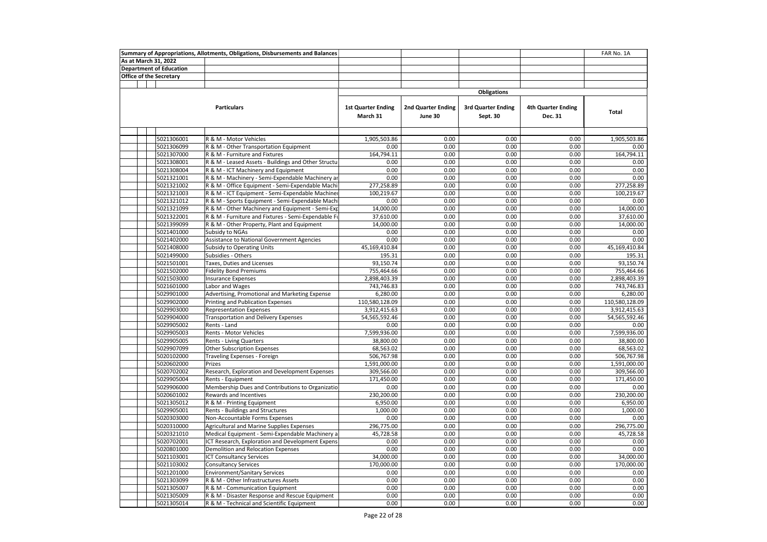Summary of Appropriations, Allotments, Obligations, Disbursements and Balances

FAR No. 1A

As at March 31, 2022

Department of Education

Office of the Secretary

| | Particulars | Obligations | | | | |
|---|---|---|---|---|---|---|
| | | 1st Quarter Ending March 31 | 2nd Quarter Ending June 30 | 3rd Quarter Ending Sept. 30 | 4th Quarter Ending Dec. 31 | Total |
| 5021306001 | R & M - Motor Vehicles | 1,905,503.86 | 0.00 | 0.00 | 0.00 | 1,905,503.86 |
| 5021306099 | R & M - Other Transportation Equipment | 0.00 | 0.00 | 0.00 | 0.00 | 0.00 |
| 5021307000 | R & M - Furniture and Fixtures | 164,794.11 | 0.00 | 0.00 | 0.00 | 164,794.11 |
| 5021308001 | R & M - Leased Assets - Buildings and Other Structu | 0.00 | 0.00 | 0.00 | 0.00 | 0.00 |
| 5021308004 | R & M - ICT Machinery and Equipment | 0.00 | 0.00 | 0.00 | 0.00 | 0.00 |
| 5021321001 | R & M - Machinery - Semi-Expendable Machinery ar | 0.00 | 0.00 | 0.00 | 0.00 | 0.00 |
| 5021321002 | R & M - Office Equipment - Semi-Expendable Machi | 277,258.89 | 0.00 | 0.00 | 0.00 | 277,258.89 |
| 5021321003 | R & M - ICT Equipment - Semi-Expendable Machiner | 100,219.67 | 0.00 | 0.00 | 0.00 | 100,219.67 |
| 5021321012 | R & M - Sports Equipment - Semi-Expendable Machi | 0.00 | 0.00 | 0.00 | 0.00 | 0.00 |
| 5021321099 | R & M - Other Machinery and Equipment - Semi-Exp | 14,000.00 | 0.00 | 0.00 | 0.00 | 14,000.00 |
| 5021322001 | R & M - Furniture and Fixtures - Semi-Expendable Fu | 37,610.00 | 0.00 | 0.00 | 0.00 | 37,610.00 |
| 5021399099 | R & M - Other Property, Plant and Equipment | 14,000.00 | 0.00 | 0.00 | 0.00 | 14,000.00 |
| 5021401000 | Subsidy to NGAs | 0.00 | 0.00 | 0.00 | 0.00 | 0.00 |
| 5021402000 | Assistance to National Government Agencies | 0.00 | 0.00 | 0.00 | 0.00 | 0.00 |
| 5021408000 | Subsidy to Operating Units | 45,169,410.84 | 0.00 | 0.00 | 0.00 | 45,169,410.84 |
| 5021499000 | Subsidies - Others | 195.31 | 0.00 | 0.00 | 0.00 | 195.31 |
| 5021501001 | Taxes, Duties and Licenses | 93,150.74 | 0.00 | 0.00 | 0.00 | 93,150.74 |
| 5021502000 | Fidelity Bond Premiums | 755,464.66 | 0.00 | 0.00 | 0.00 | 755,464.66 |
| 5021503000 | Insurance Expenses | 2,898,403.39 | 0.00 | 0.00 | 0.00 | 2,898,403.39 |
| 5021601000 | Labor and Wages | 743,746.83 | 0.00 | 0.00 | 0.00 | 743,746.83 |
| 5029901000 | Advertising, Promotional and Marketing Expense | 6,280.00 | 0.00 | 0.00 | 0.00 | 6,280.00 |
| 5029902000 | Printing and Publication Expenses | 110,580,128.09 | 0.00 | 0.00 | 0.00 | 110,580,128.09 |
| 5029903000 | Representation Expenses | 3,912,415.63 | 0.00 | 0.00 | 0.00 | 3,912,415.63 |
| 5029904000 | Transportation and Delivery Expenses | 54,565,592.46 | 0.00 | 0.00 | 0.00 | 54,565,592.46 |
| 5029905002 | Rents - Land | 0.00 | 0.00 | 0.00 | 0.00 | 0.00 |
| 5029905003 | Rents - Motor Vehicles | 7,599,936.00 | 0.00 | 0.00 | 0.00 | 7,599,936.00 |
| 5029905005 | Rents - Living Quarters | 38,800.00 | 0.00 | 0.00 | 0.00 | 38,800.00 |
| 5029907099 | Other Subscription Expenses | 68,563.02 | 0.00 | 0.00 | 0.00 | 68,563.02 |
| 5020102000 | Traveling Expenses - Foreign | 506,767.98 | 0.00 | 0.00 | 0.00 | 506,767.98 |
| 5020602000 | Prizes | 1,591,000.00 | 0.00 | 0.00 | 0.00 | 1,591,000.00 |
| 5020702002 | Research, Exploration and Development Expenses | 309,566.00 | 0.00 | 0.00 | 0.00 | 309,566.00 |
| 5029905004 | Rents - Equipment | 171,450.00 | 0.00 | 0.00 | 0.00 | 171,450.00 |
| 5029906000 | Membership Dues and Contributions to Organizatio | 0.00 | 0.00 | 0.00 | 0.00 | 0.00 |
| 5020601002 | Rewards and Incentives | 230,200.00 | 0.00 | 0.00 | 0.00 | 230,200.00 |
| 5021305012 | R & M - Printing Equipment | 6,950.00 | 0.00 | 0.00 | 0.00 | 6,950.00 |
| 5029905001 | Rents - Buildings and Structures | 1,000.00 | 0.00 | 0.00 | 0.00 | 1,000.00 |
| 5020303000 | Non-Accountable Forms Expenses | 0.00 | 0.00 | 0.00 | 0.00 | 0.00 |
| 5020310000 | Agricultural and Marine Supplies Expenses | 296,775.00 | 0.00 | 0.00 | 0.00 | 296,775.00 |
| 5020321010 | Medical Equipment - Semi-Expendable Machinery a | 45,728.58 | 0.00 | 0.00 | 0.00 | 45,728.58 |
| 5020702001 | ICT Research, Exploration and Development Expens | 0.00 | 0.00 | 0.00 | 0.00 | 0.00 |
| 5020801000 | Demolition and Relocation Expenses | 0.00 | 0.00 | 0.00 | 0.00 | 0.00 |
| 5021103001 | ICT Consultancy Services | 34,000.00 | 0.00 | 0.00 | 0.00 | 34,000.00 |
| 5021103002 | Consultancy Services | 170,000.00 | 0.00 | 0.00 | 0.00 | 170,000.00 |
| 5021201000 | Environment/Sanitary Services | 0.00 | 0.00 | 0.00 | 0.00 | 0.00 |
| 5021303099 | R & M - Other Infrastructures Assets | 0.00 | 0.00 | 0.00 | 0.00 | 0.00 |
| 5021305007 | R & M - Communication Equipment | 0.00 | 0.00 | 0.00 | 0.00 | 0.00 |
| 5021305009 | R & M - Disaster Response and Rescue Equipment | 0.00 | 0.00 | 0.00 | 0.00 | 0.00 |
| 5021305014 | R & M - Technical and Scientific Equipment | 0.00 | 0.00 | 0.00 | 0.00 | 0.00 |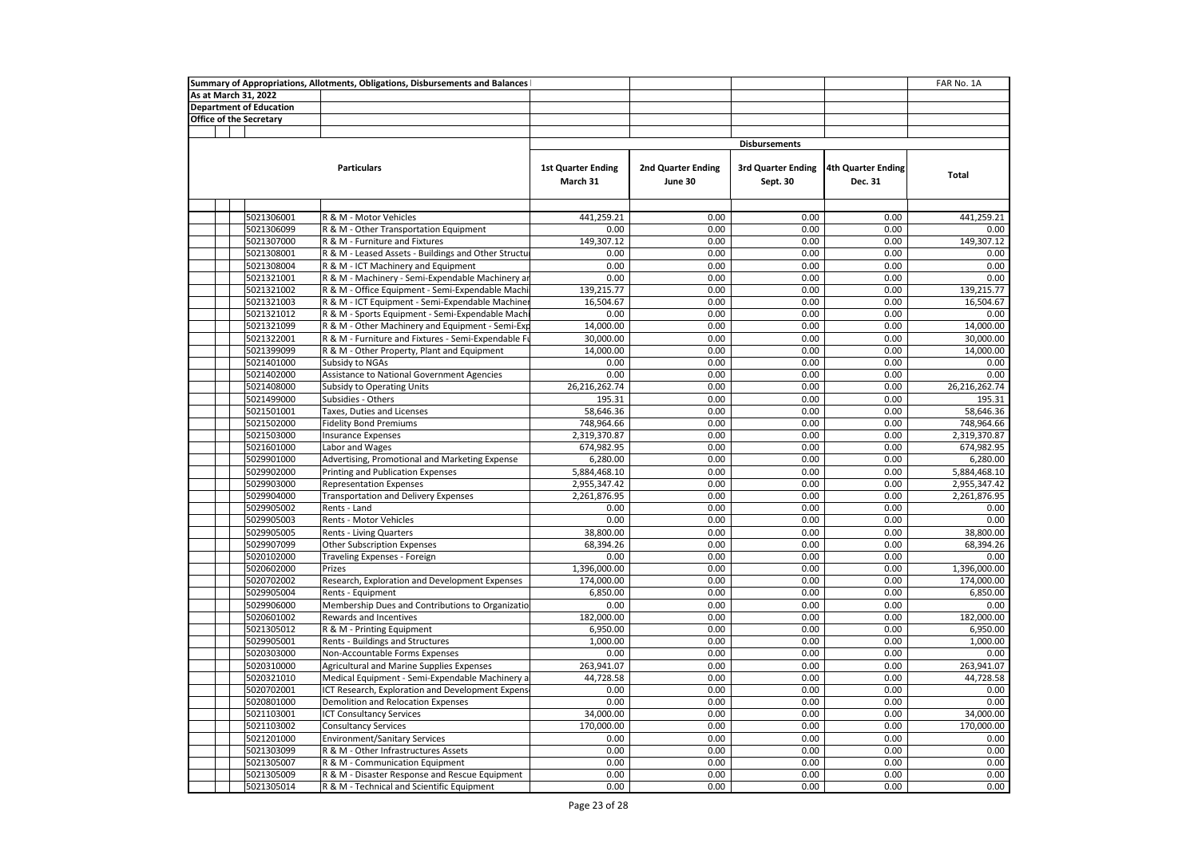Summary of Appropriations, Allotments, Obligations, Disbursements and Balances

FAR No. 1A

As at March 31, 2022

Department of Education

Office of the Secretary

| | Particulars | Disbursements | | | | |
|---|---|---|---|---|---|---|
| | | 1st Quarter Ending March 31 | 2nd Quarter Ending June 30 | 3rd Quarter Ending Sept. 30 | 4th Quarter Ending Dec. 31 | Total |
| 5021306001 | R & M - Motor Vehicles | 441,259.21 | 0.00 | 0.00 | 0.00 | 441,259.21 |
| 5021306099 | R & M - Other Transportation Equipment | 0.00 | 0.00 | 0.00 | 0.00 | 0.00 |
| 5021307000 | R & M - Furniture and Fixtures | 149,307.12 | 0.00 | 0.00 | 0.00 | 149,307.12 |
| 5021308001 | R & M - Leased Assets - Buildings and Other Structu | 0.00 | 0.00 | 0.00 | 0.00 | 0.00 |
| 5021308004 | R & M - ICT Machinery and Equipment | 0.00 | 0.00 | 0.00 | 0.00 | 0.00 |
| 5021321001 | R & M - Machinery - Semi-Expendable Machinery ar | 0.00 | 0.00 | 0.00 | 0.00 | 0.00 |
| 5021321002 | R & M - Office Equipment - Semi-Expendable Machi | 139,215.77 | 0.00 | 0.00 | 0.00 | 139,215.77 |
| 5021321003 | R & M - ICT Equipment - Semi-Expendable Machiner | 16,504.67 | 0.00 | 0.00 | 0.00 | 16,504.67 |
| 5021321012 | R & M - Sports Equipment - Semi-Expendable Machi | 0.00 | 0.00 | 0.00 | 0.00 | 0.00 |
| 5021321099 | R & M - Other Machinery and Equipment - Semi-Exp | 14,000.00 | 0.00 | 0.00 | 0.00 | 14,000.00 |
| 5021322001 | R & M - Furniture and Fixtures - Semi-Expendable Fu | 30,000.00 | 0.00 | 0.00 | 0.00 | 30,000.00 |
| 5021399099 | R & M - Other Property, Plant and Equipment | 14,000.00 | 0.00 | 0.00 | 0.00 | 14,000.00 |
| 5021401000 | Subsidy to NGAs | 0.00 | 0.00 | 0.00 | 0.00 | 0.00 |
| 5021402000 | Assistance to National Government Agencies | 0.00 | 0.00 | 0.00 | 0.00 | 0.00 |
| 5021408000 | Subsidy to Operating Units | 26,216,262.74 | 0.00 | 0.00 | 0.00 | 26,216,262.74 |
| 5021499000 | Subsidies - Others | 195.31 | 0.00 | 0.00 | 0.00 | 195.31 |
| 5021501001 | Taxes, Duties and Licenses | 58,646.36 | 0.00 | 0.00 | 0.00 | 58,646.36 |
| 5021502000 | Fidelity Bond Premiums | 748,964.66 | 0.00 | 0.00 | 0.00 | 748,964.66 |
| 5021503000 | Insurance Expenses | 2,319,370.87 | 0.00 | 0.00 | 0.00 | 2,319,370.87 |
| 5021601000 | Labor and Wages | 674,982.95 | 0.00 | 0.00 | 0.00 | 674,982.95 |
| 5029901000 | Advertising, Promotional and Marketing Expense | 6,280.00 | 0.00 | 0.00 | 0.00 | 6,280.00 |
| 5029902000 | Printing and Publication Expenses | 5,884,468.10 | 0.00 | 0.00 | 0.00 | 5,884,468.10 |
| 5029903000 | Representation Expenses | 2,955,347.42 | 0.00 | 0.00 | 0.00 | 2,955,347.42 |
| 5029904000 | Transportation and Delivery Expenses | 2,261,876.95 | 0.00 | 0.00 | 0.00 | 2,261,876.95 |
| 5029905002 | Rents - Land | 0.00 | 0.00 | 0.00 | 0.00 | 0.00 |
| 5029905003 | Rents - Motor Vehicles | 0.00 | 0.00 | 0.00 | 0.00 | 0.00 |
| 5029905005 | Rents - Living Quarters | 38,800.00 | 0.00 | 0.00 | 0.00 | 38,800.00 |
| 5029907099 | Other Subscription Expenses | 68,394.26 | 0.00 | 0.00 | 0.00 | 68,394.26 |
| 5020102000 | Traveling Expenses - Foreign | 0.00 | 0.00 | 0.00 | 0.00 | 0.00 |
| 5020602000 | Prizes | 1,396,000.00 | 0.00 | 0.00 | 0.00 | 1,396,000.00 |
| 5020702002 | Research, Exploration and Development Expenses | 174,000.00 | 0.00 | 0.00 | 0.00 | 174,000.00 |
| 5029905004 | Rents - Equipment | 6,850.00 | 0.00 | 0.00 | 0.00 | 6,850.00 |
| 5029906000 | Membership Dues and Contributions to Organizatio | 0.00 | 0.00 | 0.00 | 0.00 | 0.00 |
| 5020601002 | Rewards and Incentives | 182,000.00 | 0.00 | 0.00 | 0.00 | 182,000.00 |
| 5021305012 | R & M - Printing Equipment | 6,950.00 | 0.00 | 0.00 | 0.00 | 6,950.00 |
| 5029905001 | Rents - Buildings and Structures | 1,000.00 | 0.00 | 0.00 | 0.00 | 1,000.00 |
| 5020303000 | Non-Accountable Forms Expenses | 0.00 | 0.00 | 0.00 | 0.00 | 0.00 |
| 5020310000 | Agricultural and Marine Supplies Expenses | 263,941.07 | 0.00 | 0.00 | 0.00 | 263,941.07 |
| 5020321010 | Medical Equipment - Semi-Expendable Machinery a | 44,728.58 | 0.00 | 0.00 | 0.00 | 44,728.58 |
| 5020702001 | ICT Research, Exploration and Development Expens | 0.00 | 0.00 | 0.00 | 0.00 | 0.00 |
| 5020801000 | Demolition and Relocation Expenses | 0.00 | 0.00 | 0.00 | 0.00 | 0.00 |
| 5021103001 | ICT Consultancy Services | 34,000.00 | 0.00 | 0.00 | 0.00 | 34,000.00 |
| 5021103002 | Consultancy Services | 170,000.00 | 0.00 | 0.00 | 0.00 | 170,000.00 |
| 5021201000 | Environment/Sanitary Services | 0.00 | 0.00 | 0.00 | 0.00 | 0.00 |
| 5021303099 | R & M - Other Infrastructures Assets | 0.00 | 0.00 | 0.00 | 0.00 | 0.00 |
| 5021305007 | R & M - Communication Equipment | 0.00 | 0.00 | 0.00 | 0.00 | 0.00 |
| 5021305009 | R & M - Disaster Response and Rescue Equipment | 0.00 | 0.00 | 0.00 | 0.00 | 0.00 |
| 5021305014 | R & M - Technical and Scientific Equipment | 0.00 | 0.00 | 0.00 | 0.00 | 0.00 |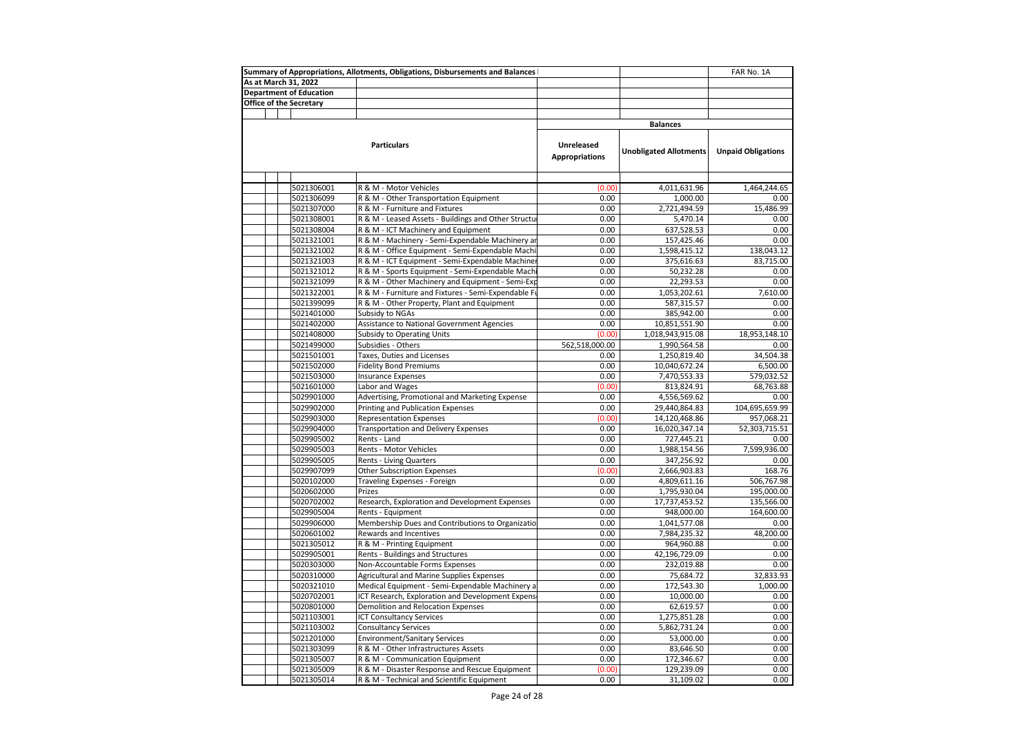| Summary of Appropriations, Allotments, Obligations, Disbursements and Balances | | | | FAR No. 1A |
|---|---|---|---|---|
| As at March 31, 2022 | | | | |
| Department of Education | | | | |
| Office of the Secretary | | | | |
| | | | **Balances** | |
| **Particulars** | | **Unreleased Appropriations** | **Unobligated Allotments** | **Unpaid Obligations** |
| 5021306001 | R & M - Motor Vehicles | (0.00) | 4,011,631.96 | 1,464,244.65 |
| 5021306099 | R & M - Other Transportation Equipment | 0.00 | 1,000.00 | 0.00 |
| 5021307000 | R & M - Furniture and Fixtures | 0.00 | 2,721,494.59 | 15,486.99 |
| 5021308001 | R & M - Leased Assets - Buildings and Other Structu | 0.00 | 5,470.14 | 0.00 |
| 5021308004 | R & M - ICT Machinery and Equipment | 0.00 | 637,528.53 | 0.00 |
| 5021321001 | R & M - Machinery - Semi-Expendable Machinery ar | 0.00 | 157,425.46 | 0.00 |
| 5021321002 | R & M - Office Equipment - Semi-Expendable Machi | 0.00 | 1,598,415.12 | 138,043.12 |
| 5021321003 | R & M - ICT Equipment - Semi-Expendable Machiner | 0.00 | 375,616.63 | 83,715.00 |
| 5021321012 | R & M - Sports Equipment - Semi-Expendable Machi | 0.00 | 50,232.28 | 0.00 |
| 5021321099 | R & M - Other Machinery and Equipment - Semi-Exp | 0.00 | 22,293.53 | 0.00 |
| 5021322001 | R & M - Furniture and Fixtures - Semi-Expendable Fu | 0.00 | 1,053,202.61 | 7,610.00 |
| 5021399099 | R & M - Other Property, Plant and Equipment | 0.00 | 587,315.57 | 0.00 |
| 5021401000 | Subsidy to NGAs | 0.00 | 385,942.00 | 0.00 |
| 5021402000 | Assistance to National Government Agencies | 0.00 | 10,851,551.90 | 0.00 |
| 5021408000 | Subsidy to Operating Units | (0.00) | 1,018,943,915.08 | 18,953,148.10 |
| 5021499000 | Subsidies - Others | 562,518,000.00 | 1,990,564.58 | 0.00 |
| 5021501001 | Taxes, Duties and Licenses | 0.00 | 1,250,819.40 | 34,504.38 |
| 5021502000 | Fidelity Bond Premiums | 0.00 | 10,040,672.24 | 6,500.00 |
| 5021503000 | Insurance Expenses | 0.00 | 7,470,553.33 | 579,032.52 |
| 5021601000 | Labor and Wages | (0.00) | 813,824.91 | 68,763.88 |
| 5029901000 | Advertising, Promotional and Marketing Expense | 0.00 | 4,556,569.62 | 0.00 |
| 5029902000 | Printing and Publication Expenses | 0.00 | 29,440,864.83 | 104,695,659.99 |
| 5029903000 | Representation Expenses | (0.00) | 14,120,468.86 | 957,068.21 |
| 5029904000 | Transportation and Delivery Expenses | 0.00 | 16,020,347.14 | 52,303,715.51 |
| 5029905002 | Rents - Land | 0.00 | 727,445.21 | 0.00 |
| 5029905003 | Rents - Motor Vehicles | 0.00 | 1,988,154.56 | 7,599,936.00 |
| 5029905005 | Rents - Living Quarters | 0.00 | 347,256.92 | 0.00 |
| 5029907099 | Other Subscription Expenses | (0.00) | 2,666,903.83 | 168.76 |
| 5020102000 | Traveling Expenses - Foreign | 0.00 | 4,809,611.16 | 506,767.98 |
| 5020602000 | Prizes | 0.00 | 1,795,930.04 | 195,000.00 |
| 5020702002 | Research, Exploration and Development Expenses | 0.00 | 17,737,453.52 | 135,566.00 |
| 5029905004 | Rents - Equipment | 0.00 | 948,000.00 | 164,600.00 |
| 5029906000 | Membership Dues and Contributions to Organizatio | 0.00 | 1,041,577.08 | 0.00 |
| 5020601002 | Rewards and Incentives | 0.00 | 7,984,235.32 | 48,200.00 |
| 5021305012 | R & M - Printing Equipment | 0.00 | 964,960.88 | 0.00 |
| 5029905001 | Rents - Buildings and Structures | 0.00 | 42,196,729.09 | 0.00 |
| 5020303000 | Non-Accountable Forms Expenses | 0.00 | 232,019.88 | 0.00 |
| 5020310000 | Agricultural and Marine Supplies Expenses | 0.00 | 75,684.72 | 32,833.93 |
| 5020321010 | Medical Equipment - Semi-Expendable Machinery a | 0.00 | 172,543.30 | 1,000.00 |
| 5020702001 | ICT Research, Exploration and Development Expens | 0.00 | 10,000.00 | 0.00 |
| 5020801000 | Demolition and Relocation Expenses | 0.00 | 62,619.57 | 0.00 |
| 5021103001 | ICT Consultancy Services | 0.00 | 1,275,851.28 | 0.00 |
| 5021103002 | Consultancy Services | 0.00 | 5,862,731.24 | 0.00 |
| 5021201000 | Environment/Sanitary Services | 0.00 | 53,000.00 | 0.00 |
| 5021303099 | R & M - Other Infrastructures Assets | 0.00 | 83,646.50 | 0.00 |
| 5021305007 | R & M - Communication Equipment | 0.00 | 172,346.67 | 0.00 |
| 5021305009 | R & M - Disaster Response and Rescue Equipment | (0.00) | 129,239.09 | 0.00 |
| 5021305014 | R & M - Technical and Scientific Equipment | 0.00 | 31,109.02 | 0.00 |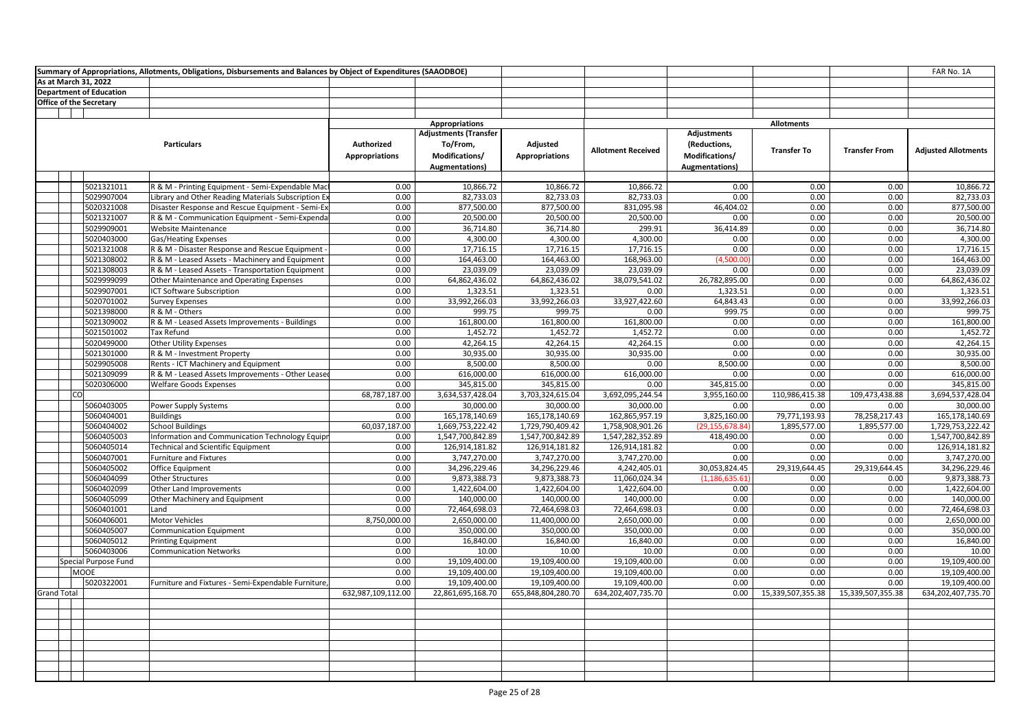Summary of Appropriations, Allotments, Obligations, Disbursements and Balances by Object of Expenditures (SAAODBOE)

FAR No. 1A

As at March 31, 2022

Department of Education

Office of the Secretary

| | | Appropriations | | | Allotments | | | | |
|---|---|---|---|---|---|---|---|---|---|
| | Particulars | Authorized Appropriations | Adjustments (Transfer To/From, Modifications/ Augmentations) | Adjusted Appropriations | Allotment Received | Adjustments (Reductions, Modifications/ Augmentations) | Transfer To | Transfer From | Adjusted Allotments |
| 5021321011 | R & M - Printing Equipment - Semi-Expendable Mac | 0.00 | 10,866.72 | 10,866.72 | 10,866.72 | 0.00 | 0.00 | 0.00 | 10,866.72 |
| 5029907004 | Library and Other Reading Materials Subscription Ex | 0.00 | 82,733.03 | 82,733.03 | 82,733.03 | 0.00 | 0.00 | 0.00 | 82,733.03 |
| 5020321008 | Disaster Response and Rescue Equipment - Semi-Ex | 0.00 | 877,500.00 | 877,500.00 | 831,095.98 | 46,404.02 | 0.00 | 0.00 | 877,500.00 |
| 5021321007 | R & M - Communication Equipment - Semi-Expenda | 0.00 | 20,500.00 | 20,500.00 | 20,500.00 | 0.00 | 0.00 | 0.00 | 20,500.00 |
| 5029909001 | Website Maintenance | 0.00 | 36,714.80 | 36,714.80 | 299.91 | 36,414.89 | 0.00 | 0.00 | 36,714.80 |
| 5020403000 | Gas/Heating Expenses | 0.00 | 4,300.00 | 4,300.00 | 4,300.00 | 0.00 | 0.00 | 0.00 | 4,300.00 |
| 5021321008 | R & M - Disaster Response and Rescue Equipment - | 0.00 | 17,716.15 | 17,716.15 | 17,716.15 | 0.00 | 0.00 | 0.00 | 17,716.15 |
| 5021308002 | R & M - Leased Assets - Machinery and Equipment | 0.00 | 164,463.00 | 164,463.00 | 168,963.00 | (4,500.00) | 0.00 | 0.00 | 164,463.00 |
| 5021308003 | R & M - Leased Assets - Transportation Equipment | 0.00 | 23,039.09 | 23,039.09 | 23,039.09 | 0.00 | 0.00 | 0.00 | 23,039.09 |
| 5029999099 | Other Maintenance and Operating Expenses | 0.00 | 64,862,436.02 | 64,862,436.02 | 38,079,541.02 | 26,782,895.00 | 0.00 | 0.00 | 64,862,436.02 |
| 5029907001 | ICT Software Subscription | 0.00 | 1,323.51 | 1,323.51 | 0.00 | 1,323.51 | 0.00 | 0.00 | 1,323.51 |
| 5020701002 | Survey Expenses | 0.00 | 33,992,266.03 | 33,992,266.03 | 33,927,422.60 | 64,843.43 | 0.00 | 0.00 | 33,992,266.03 |
| 5021398000 | R & M - Others | 0.00 | 999.75 | 999.75 | 0.00 | 999.75 | 0.00 | 0.00 | 999.75 |
| 5021309002 | R & M - Leased Assets Improvements - Buildings | 0.00 | 161,800.00 | 161,800.00 | 161,800.00 | 0.00 | 0.00 | 0.00 | 161,800.00 |
| 5021501002 | Tax Refund | 0.00 | 1,452.72 | 1,452.72 | 1,452.72 | 0.00 | 0.00 | 0.00 | 1,452.72 |
| 5020499000 | Other Utility Expenses | 0.00 | 42,264.15 | 42,264.15 | 42,264.15 | 0.00 | 0.00 | 0.00 | 42,264.15 |
| 5021301000 | R & M - Investment Property | 0.00 | 30,935.00 | 30,935.00 | 30,935.00 | 0.00 | 0.00 | 0.00 | 30,935.00 |
| 5029905008 | Rents - ICT Machinery and Equipment | 0.00 | 8,500.00 | 8,500.00 | 0.00 | 8,500.00 | 0.00 | 0.00 | 8,500.00 |
| 5021309099 | R & M - Leased Assets Improvements - Other Leased | 0.00 | 616,000.00 | 616,000.00 | 616,000.00 | 0.00 | 0.00 | 0.00 | 616,000.00 |
| 5020306000 | Welfare Goods Expenses | 0.00 | 345,815.00 | 345,815.00 | 0.00 | 345,815.00 | 0.00 | 0.00 | 345,815.00 |
| CO | | 68,787,187.00 | 3,634,537,428.04 | 3,703,324,615.04 | 3,692,095,244.54 | 3,955,160.00 | 110,986,415.38 | 109,473,438.88 | 3,694,537,428.04 |
| 5060403005 | Power Supply Systems | 0.00 | 30,000.00 | 30,000.00 | 30,000.00 | 0.00 | 0.00 | 0.00 | 30,000.00 |
| 5060404001 | Buildings | 0.00 | 165,178,140.69 | 165,178,140.69 | 162,865,957.19 | 3,825,160.00 | 79,771,193.93 | 78,258,217.43 | 165,178,140.69 |
| 5060404002 | School Buildings | 60,037,187.00 | 1,669,753,222.42 | 1,729,790,409.42 | 1,758,908,901.26 | (29,155,678.84) | 1,895,577.00 | 1,895,577.00 | 1,729,753,222.42 |
| 5060405003 | Information and Communication Technology Equipr | 0.00 | 1,547,700,842.89 | 1,547,700,842.89 | 1,547,282,352.89 | 418,490.00 | 0.00 | 0.00 | 1,547,700,842.89 |
| 5060405014 | Technical and Scientific Equipment | 0.00 | 126,914,181.82 | 126,914,181.82 | 126,914,181.82 | 0.00 | 0.00 | 0.00 | 126,914,181.82 |
| 5060407001 | Furniture and Fixtures | 0.00 | 3,747,270.00 | 3,747,270.00 | 3,747,270.00 | 0.00 | 0.00 | 0.00 | 3,747,270.00 |
| 5060405002 | Office Equipment | 0.00 | 34,296,229.46 | 34,296,229.46 | 4,242,405.01 | 30,053,824.45 | 29,319,644.45 | 29,319,644.45 | 34,296,229.46 |
| 5060404099 | Other Structures | 0.00 | 9,873,388.73 | 9,873,388.73 | 11,060,024.34 | (1,186,635.61) | 0.00 | 0.00 | 9,873,388.73 |
| 5060402099 | Other Land Improvements | 0.00 | 1,422,604.00 | 1,422,604.00 | 1,422,604.00 | 0.00 | 0.00 | 0.00 | 1,422,604.00 |
| 5060405099 | Other Machinery and Equipment | 0.00 | 140,000.00 | 140,000.00 | 140,000.00 | 0.00 | 0.00 | 0.00 | 140,000.00 |
| 5060401001 | Land | 0.00 | 72,464,698.03 | 72,464,698.03 | 72,464,698.03 | 0.00 | 0.00 | 0.00 | 72,464,698.03 |
| 5060406001 | Motor Vehicles | 8,750,000.00 | 2,650,000.00 | 11,400,000.00 | 2,650,000.00 | 0.00 | 0.00 | 0.00 | 2,650,000.00 |
| 5060405007 | Communication Equipment | 0.00 | 350,000.00 | 350,000.00 | 350,000.00 | 0.00 | 0.00 | 0.00 | 350,000.00 |
| 5060405012 | Printing Equipment | 0.00 | 16,840.00 | 16,840.00 | 16,840.00 | 0.00 | 0.00 | 0.00 | 16,840.00 |
| 5060403006 | Communication Networks | 0.00 | 10.00 | 10.00 | 10.00 | 0.00 | 0.00 | 0.00 | 10.00 |
| Special Purpose Fund | | 0.00 | 19,109,400.00 | 19,109,400.00 | 19,109,400.00 | 0.00 | 0.00 | 0.00 | 19,109,400.00 |
| MOOE | | 0.00 | 19,109,400.00 | 19,109,400.00 | 19,109,400.00 | 0.00 | 0.00 | 0.00 | 19,109,400.00 |
| 5020322001 | Furniture and Fixtures - Semi-Expendable Furniture, | 0.00 | 19,109,400.00 | 19,109,400.00 | 19,109,400.00 | 0.00 | 0.00 | 0.00 | 19,109,400.00 |
| Grand Total | | 632,987,109,112.00 | 22,861,695,168.70 | 655,848,804,280.70 | 634,202,407,735.70 | 0.00 | 15,339,507,355.38 | 15,339,507,355.38 | 634,202,407,735.70 |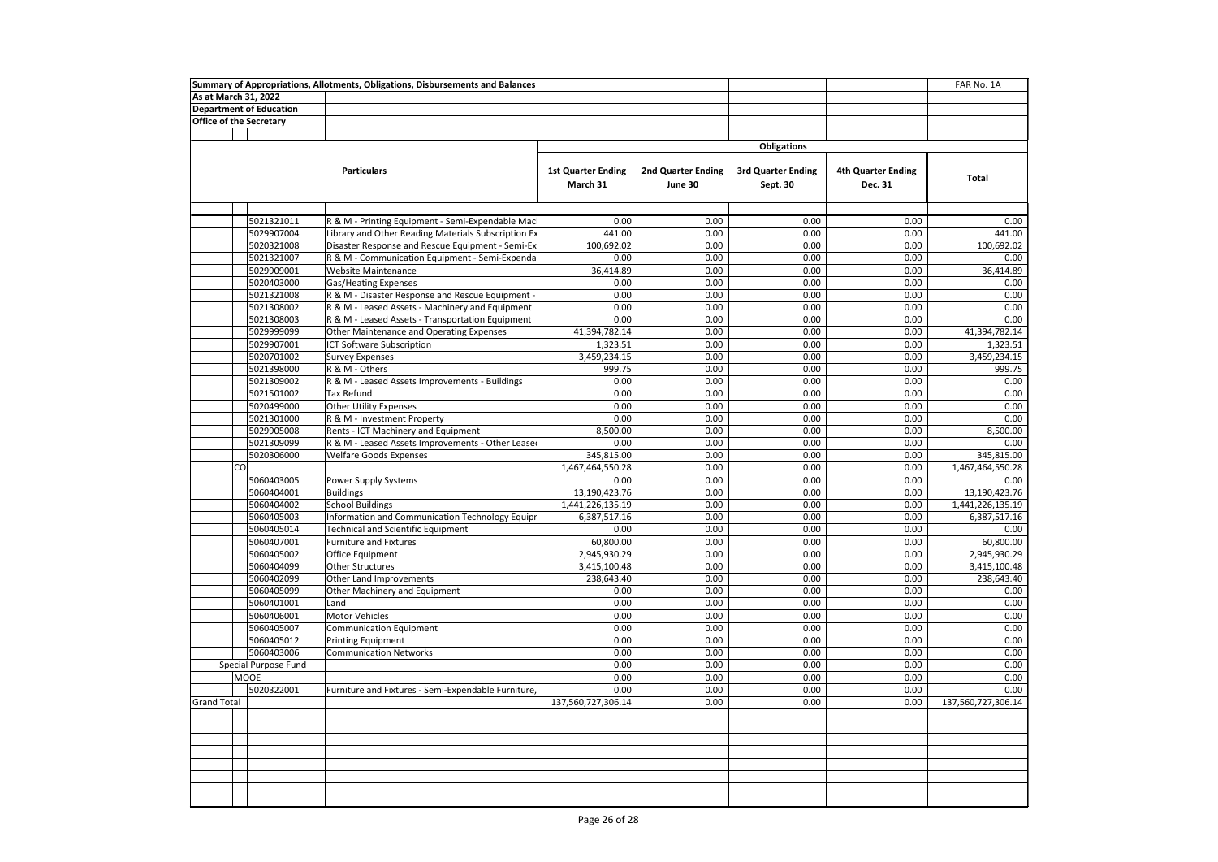Summary of Appropriations, Allotments, Obligations, Disbursements and Balances

FAR No. 1A

As at March 31, 2022

Department of Education

Office of the Secretary

| | | Obligations | | | | |
|---|---|---|---|---|---|---|
| **Particulars** | | **1st Quarter Ending March 31** | **2nd Quarter Ending June 30** | **3rd Quarter Ending Sept. 30** | **4th Quarter Ending Dec. 31** | **Total** |
| 5021321011 | R & M - Printing Equipment - Semi-Expendable Mac | 0.00 | 0.00 | 0.00 | 0.00 | 0.00 |
| 5029907004 | Library and Other Reading Materials Subscription Ex | 441.00 | 0.00 | 0.00 | 0.00 | 441.00 |
| 5020321008 | Disaster Response and Rescue Equipment - Semi-Ex | 100,692.02 | 0.00 | 0.00 | 0.00 | 100,692.02 |
| 5021321007 | R & M - Communication Equipment - Semi-Expenda | 0.00 | 0.00 | 0.00 | 0.00 | 0.00 |
| 5029909001 | Website Maintenance | 36,414.89 | 0.00 | 0.00 | 0.00 | 36,414.89 |
| 5020403000 | Gas/Heating Expenses | 0.00 | 0.00 | 0.00 | 0.00 | 0.00 |
| 5021321008 | R & M - Disaster Response and Rescue Equipment - | 0.00 | 0.00 | 0.00 | 0.00 | 0.00 |
| 5021308002 | R & M - Leased Assets - Machinery and Equipment | 0.00 | 0.00 | 0.00 | 0.00 | 0.00 |
| 5021308003 | R & M - Leased Assets - Transportation Equipment | 0.00 | 0.00 | 0.00 | 0.00 | 0.00 |
| 5029999099 | Other Maintenance and Operating Expenses | 41,394,782.14 | 0.00 | 0.00 | 0.00 | 41,394,782.14 |
| 5029907001 | ICT Software Subscription | 1,323.51 | 0.00 | 0.00 | 0.00 | 1,323.51 |
| 5020701002 | Survey Expenses | 3,459,234.15 | 0.00 | 0.00 | 0.00 | 3,459,234.15 |
| 5021398000 | R & M - Others | 999.75 | 0.00 | 0.00 | 0.00 | 999.75 |
| 5021309002 | R & M - Leased Assets Improvements - Buildings | 0.00 | 0.00 | 0.00 | 0.00 | 0.00 |
| 5021501002 | Tax Refund | 0.00 | 0.00 | 0.00 | 0.00 | 0.00 |
| 5020499000 | Other Utility Expenses | 0.00 | 0.00 | 0.00 | 0.00 | 0.00 |
| 5021301000 | R & M - Investment Property | 0.00 | 0.00 | 0.00 | 0.00 | 0.00 |
| 5029905008 | Rents - ICT Machinery and Equipment | 8,500.00 | 0.00 | 0.00 | 0.00 | 8,500.00 |
| 5021309099 | R & M - Leased Assets Improvements - Other Lease | 0.00 | 0.00 | 0.00 | 0.00 | 0.00 |
| 5020306000 | Welfare Goods Expenses | 345,815.00 | 0.00 | 0.00 | 0.00 | 345,815.00 |
| CO | | 1,467,464,550.28 | 0.00 | 0.00 | 0.00 | 1,467,464,550.28 |
| 5060403005 | Power Supply Systems | 0.00 | 0.00 | 0.00 | 0.00 | 0.00 |
| 5060404001 | Buildings | 13,190,423.76 | 0.00 | 0.00 | 0.00 | 13,190,423.76 |
| 5060404002 | School Buildings | 1,441,226,135.19 | 0.00 | 0.00 | 0.00 | 1,441,226,135.19 |
| 5060405003 | Information and Communication Technology Equipr | 6,387,517.16 | 0.00 | 0.00 | 0.00 | 6,387,517.16 |
| 5060405014 | Technical and Scientific Equipment | 0.00 | 0.00 | 0.00 | 0.00 | 0.00 |
| 5060407001 | Furniture and Fixtures | 60,800.00 | 0.00 | 0.00 | 0.00 | 60,800.00 |
| 5060405002 | Office Equipment | 2,945,930.29 | 0.00 | 0.00 | 0.00 | 2,945,930.29 |
| 5060404099 | Other Structures | 3,415,100.48 | 0.00 | 0.00 | 0.00 | 3,415,100.48 |
| 5060402099 | Other Land Improvements | 238,643.40 | 0.00 | 0.00 | 0.00 | 238,643.40 |
| 5060405099 | Other Machinery and Equipment | 0.00 | 0.00 | 0.00 | 0.00 | 0.00 |
| 5060401001 | Land | 0.00 | 0.00 | 0.00 | 0.00 | 0.00 |
| 5060406001 | Motor Vehicles | 0.00 | 0.00 | 0.00 | 0.00 | 0.00 |
| 5060405007 | Communication Equipment | 0.00 | 0.00 | 0.00 | 0.00 | 0.00 |
| 5060405012 | Printing Equipment | 0.00 | 0.00 | 0.00 | 0.00 | 0.00 |
| 5060403006 | Communication Networks | 0.00 | 0.00 | 0.00 | 0.00 | 0.00 |
| Special Purpose Fund | | 0.00 | 0.00 | 0.00 | 0.00 | 0.00 |
| MOOE | | 0.00 | 0.00 | 0.00 | 0.00 | 0.00 |
| 5020322001 | Furniture and Fixtures - Semi-Expendable Furniture, | 0.00 | 0.00 | 0.00 | 0.00 | 0.00 |
| Grand Total | | 137,560,727,306.14 | 0.00 | 0.00 | 0.00 | 137,560,727,306.14 |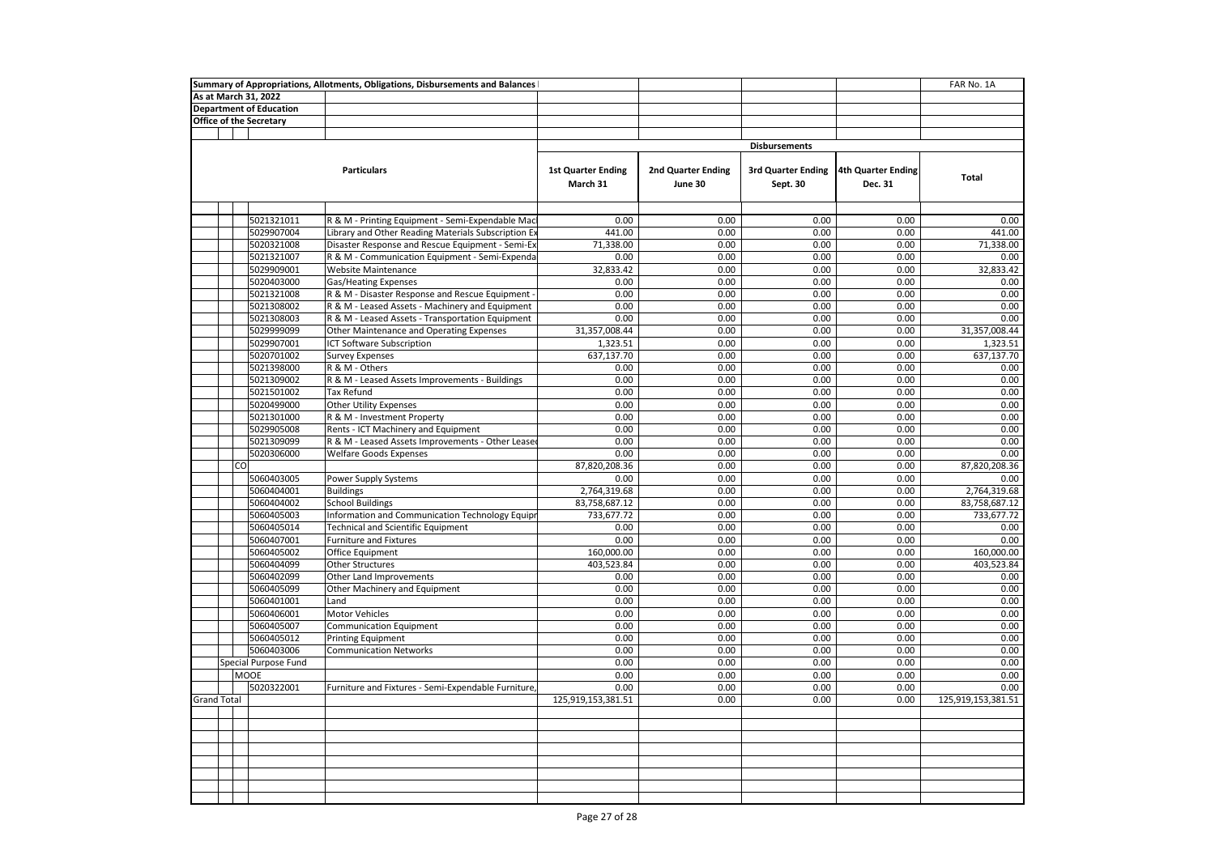**Summary of Appropriations, Allotments, Obligations, Disbursements and Balances** | FAR No. 1A

**As at March 31, 2022**

**Department of Education**

**Office of the Secretary**

| | | | Disbursements | | | | |
|---|---|---|---|---|---|---|---|
| Particulars | | | 1st Quarter Ending March 31 | 2nd Quarter Ending June 30 | 3rd Quarter Ending Sept. 30 | 4th Quarter Ending Dec. 31 | Total |
| | 5021321011 | R & M - Printing Equipment - Semi-Expendable Mac | 0.00 | 0.00 | 0.00 | 0.00 | 0.00 |
| | 5029907004 | Library and Other Reading Materials Subscription Ex | 441.00 | 0.00 | 0.00 | 0.00 | 441.00 |
| | 5020321008 | Disaster Response and Rescue Equipment - Semi-Ex | 71,338.00 | 0.00 | 0.00 | 0.00 | 71,338.00 |
| | 5021321007 | R & M - Communication Equipment - Semi-Expenda | 0.00 | 0.00 | 0.00 | 0.00 | 0.00 |
| | 5029909001 | Website Maintenance | 32,833.42 | 0.00 | 0.00 | 0.00 | 32,833.42 |
| | 5020403000 | Gas/Heating Expenses | 0.00 | 0.00 | 0.00 | 0.00 | 0.00 |
| | 5021321008 | R & M - Disaster Response and Rescue Equipment - | 0.00 | 0.00 | 0.00 | 0.00 | 0.00 |
| | 5021308002 | R & M - Leased Assets - Machinery and Equipment | 0.00 | 0.00 | 0.00 | 0.00 | 0.00 |
| | 5021308003 | R & M - Leased Assets - Transportation Equipment | 0.00 | 0.00 | 0.00 | 0.00 | 0.00 |
| | 5029999099 | Other Maintenance and Operating Expenses | 31,357,008.44 | 0.00 | 0.00 | 0.00 | 31,357,008.44 |
| | 5029907001 | ICT Software Subscription | 1,323.51 | 0.00 | 0.00 | 0.00 | 1,323.51 |
| | 5020701002 | Survey Expenses | 637,137.70 | 0.00 | 0.00 | 0.00 | 637,137.70 |
| | 5021398000 | R & M - Others | 0.00 | 0.00 | 0.00 | 0.00 | 0.00 |
| | 5021309002 | R & M - Leased Assets Improvements - Buildings | 0.00 | 0.00 | 0.00 | 0.00 | 0.00 |
| | 5021501002 | Tax Refund | 0.00 | 0.00 | 0.00 | 0.00 | 0.00 |
| | 5020499000 | Other Utility Expenses | 0.00 | 0.00 | 0.00 | 0.00 | 0.00 |
| | 5021301000 | R & M - Investment Property | 0.00 | 0.00 | 0.00 | 0.00 | 0.00 |
| | 5029905008 | Rents - ICT Machinery and Equipment | 0.00 | 0.00 | 0.00 | 0.00 | 0.00 |
| | 5021309099 | R & M - Leased Assets Improvements - Other Leased | 0.00 | 0.00 | 0.00 | 0.00 | 0.00 |
| | 5020306000 | Welfare Goods Expenses | 0.00 | 0.00 | 0.00 | 0.00 | 0.00 |
| CO | | | 87,820,208.36 | 0.00 | 0.00 | 0.00 | 87,820,208.36 |
| | 5060403005 | Power Supply Systems | 0.00 | 0.00 | 0.00 | 0.00 | 0.00 |
| | 5060404001 | Buildings | 2,764,319.68 | 0.00 | 0.00 | 0.00 | 2,764,319.68 |
| | 5060404002 | School Buildings | 83,758,687.12 | 0.00 | 0.00 | 0.00 | 83,758,687.12 |
| | 5060405003 | Information and Communication Technology Equipr | 733,677.72 | 0.00 | 0.00 | 0.00 | 733,677.72 |
| | 5060405014 | Technical and Scientific Equipment | 0.00 | 0.00 | 0.00 | 0.00 | 0.00 |
| | 5060407001 | Furniture and Fixtures | 0.00 | 0.00 | 0.00 | 0.00 | 0.00 |
| | 5060405002 | Office Equipment | 160,000.00 | 0.00 | 0.00 | 0.00 | 160,000.00 |
| | 5060404099 | Other Structures | 403,523.84 | 0.00 | 0.00 | 0.00 | 403,523.84 |
| | 5060402099 | Other Land Improvements | 0.00 | 0.00 | 0.00 | 0.00 | 0.00 |
| | 5060405099 | Other Machinery and Equipment | 0.00 | 0.00 | 0.00 | 0.00 | 0.00 |
| | 5060401001 | Land | 0.00 | 0.00 | 0.00 | 0.00 | 0.00 |
| | 5060406001 | Motor Vehicles | 0.00 | 0.00 | 0.00 | 0.00 | 0.00 |
| | 5060405007 | Communication Equipment | 0.00 | 0.00 | 0.00 | 0.00 | 0.00 |
| | 5060405012 | Printing Equipment | 0.00 | 0.00 | 0.00 | 0.00 | 0.00 |
| | 5060403006 | Communication Networks | 0.00 | 0.00 | 0.00 | 0.00 | 0.00 |
| Special Purpose Fund | | | 0.00 | 0.00 | 0.00 | 0.00 | 0.00 |
| MOOE | | | 0.00 | 0.00 | 0.00 | 0.00 | 0.00 |
| | 5020322001 | Furniture and Fixtures - Semi-Expendable Furniture, | 0.00 | 0.00 | 0.00 | 0.00 | 0.00 |
| Grand Total | | | 125,919,153,381.51 | 0.00 | 0.00 | 0.00 | 125,919,153,381.51 |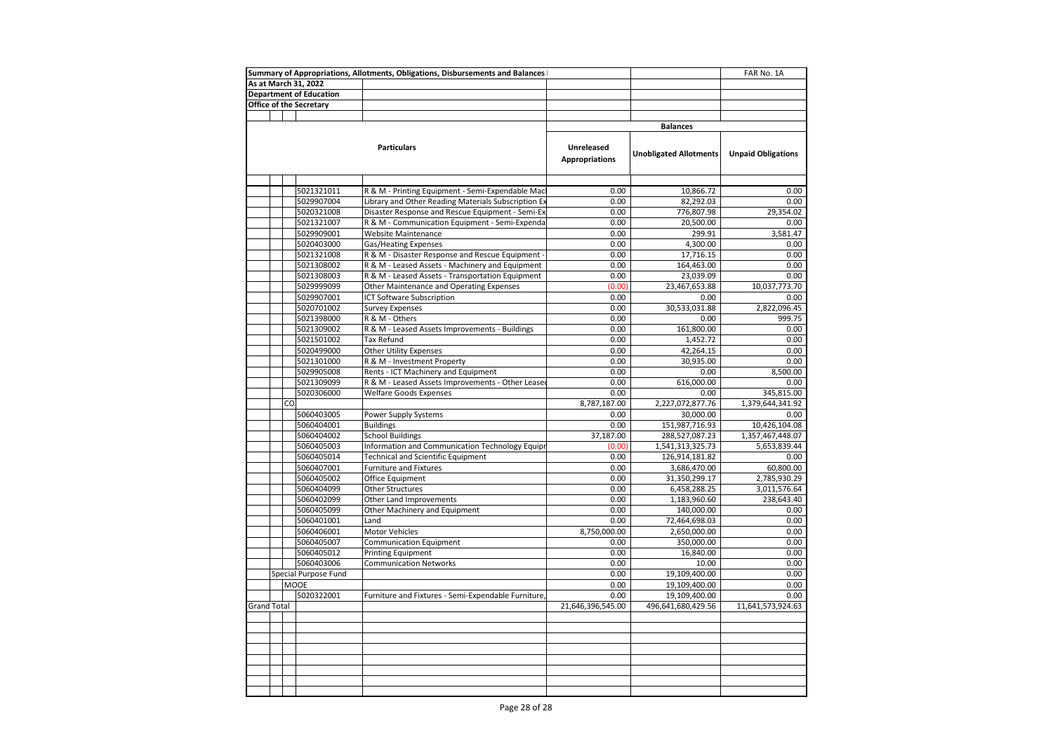**Summary of Appropriations, Allotments, Obligations, Disbursements and Balances** | FAR No. 1A

**As at March 31, 2022**

**Department of Education**

**Office of the Secretary**

| | | | Particulars | Balances | | |
|---|---|---|---|---|---|---|
| | | | | **Unreleased Appropriations** | **Unobligated Allotments** | **Unpaid Obligations** |
| | | 5021321011 | R & M - Printing Equipment - Semi-Expendable Mac | 0.00 | 10,866.72 | 0.00 |
| | | 5029907004 | Library and Other Reading Materials Subscription Ex | 0.00 | 82,292.03 | 0.00 |
| | | 5020321008 | Disaster Response and Rescue Equipment - Semi-Ex | 0.00 | 776,807.98 | 29,354.02 |
| | | 5021321007 | R & M - Communication Equipment - Semi-Expenda | 0.00 | 20,500.00 | 0.00 |
| | | 5029909001 | Website Maintenance | 0.00 | 299.91 | 3,581.47 |
| | | 5020403000 | Gas/Heating Expenses | 0.00 | 4,300.00 | 0.00 |
| | | 5021321008 | R & M - Disaster Response and Rescue Equipment - | 0.00 | 17,716.15 | 0.00 |
| | | 5021308002 | R & M - Leased Assets - Machinery and Equipment | 0.00 | 164,463.00 | 0.00 |
| | | 5021308003 | R & M - Leased Assets - Transportation Equipment | 0.00 | 23,039.09 | 0.00 |
| | | 5029999099 | Other Maintenance and Operating Expenses | (0.00) | 23,467,653.88 | 10,037,773.70 |
| | | 5029907001 | ICT Software Subscription | 0.00 | 0.00 | 0.00 |
| | | 5020701002 | Survey Expenses | 0.00 | 30,533,031.88 | 2,822,096.45 |
| | | 5021398000 | R & M - Others | 0.00 | 0.00 | 999.75 |
| | | 5021309002 | R & M - Leased Assets Improvements - Buildings | 0.00 | 161,800.00 | 0.00 |
| | | 5021501002 | Tax Refund | 0.00 | 1,452.72 | 0.00 |
| | | 5020499000 | Other Utility Expenses | 0.00 | 42,264.15 | 0.00 |
| | | 5021301000 | R & M - Investment Property | 0.00 | 30,935.00 | 0.00 |
| | | 5029905008 | Rents - ICT Machinery and Equipment | 0.00 | 0.00 | 8,500.00 |
| | | 5021309099 | R & M - Leased Assets Improvements - Other Lease | 0.00 | 616,000.00 | 0.00 |
| | | 5020306000 | Welfare Goods Expenses | 0.00 | 0.00 | 345,815.00 |
| | CO | | | 8,787,187.00 | 2,227,072,877.76 | 1,379,644,341.92 |
| | | 5060403005 | Power Supply Systems | 0.00 | 30,000.00 | 0.00 |
| | | 5060404001 | Buildings | 0.00 | 151,987,716.93 | 10,426,104.08 |
| | | 5060404002 | School Buildings | 37,187.00 | 288,527,087.23 | 1,357,467,448.07 |
| | | 5060405003 | Information and Communication Technology Equipr | (0.00) | 1,541,313,325.73 | 5,653,839.44 |
| | | 5060405014 | Technical and Scientific Equipment | 0.00 | 126,914,181.82 | 0.00 |
| | | 5060407001 | Furniture and Fixtures | 0.00 | 3,686,470.00 | 60,800.00 |
| | | 5060405002 | Office Equipment | 0.00 | 31,350,299.17 | 2,785,930.29 |
| | | 5060404099 | Other Structures | 0.00 | 6,458,288.25 | 3,011,576.64 |
| | | 5060402099 | Other Land Improvements | 0.00 | 1,183,960.60 | 238,643.40 |
| | | 5060405099 | Other Machinery and Equipment | 0.00 | 140,000.00 | 0.00 |
| | | 5060401001 | Land | 0.00 | 72,464,698.03 | 0.00 |
| | | 5060406001 | Motor Vehicles | 8,750,000.00 | 2,650,000.00 | 0.00 |
| | | 5060405007 | Communication Equipment | 0.00 | 350,000.00 | 0.00 |
| | | 5060405012 | Printing Equipment | 0.00 | 16,840.00 | 0.00 |
| | | 5060403006 | Communication Networks | 0.00 | 10.00 | 0.00 |
| | Special Purpose Fund | | | 0.00 | 19,109,400.00 | 0.00 |
| | MOOE | | | 0.00 | 19,109,400.00 | 0.00 |
| | | 5020322001 | Furniture and Fixtures - Semi-Expendable Furniture, | 0.00 | 19,109,400.00 | 0.00 |
| Grand Total | | | | 21,646,396,545.00 | 496,641,680,429.56 | 11,641,573,924.63 |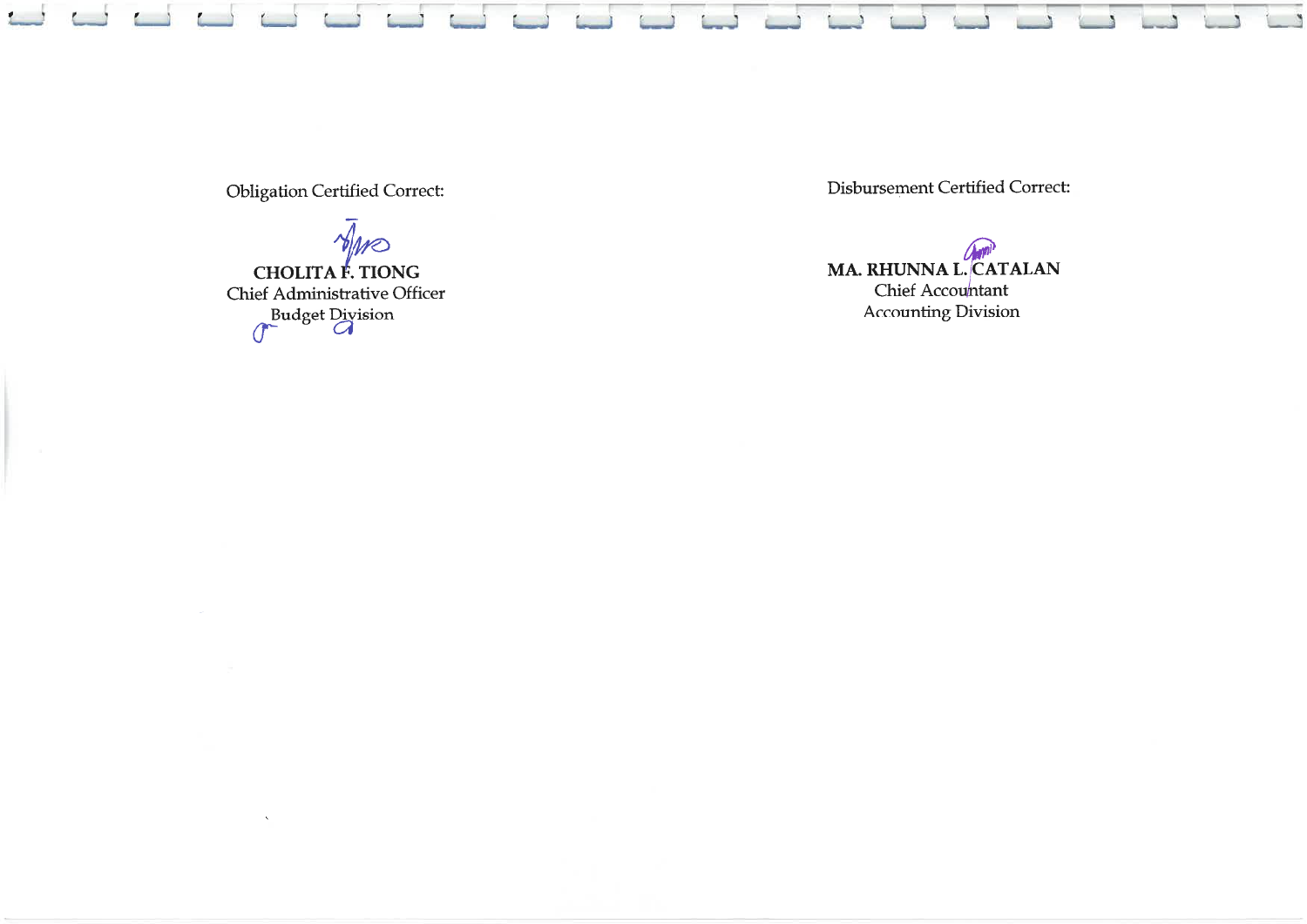Obligation Certified Correct:

**CHOLITA F. TIONG**
Chief Administrative Officer
Budget Division

Disbursement Certified Correct:

**MA. RHUNNA L. CATALAN**
Chief Accountant
Accounting Division